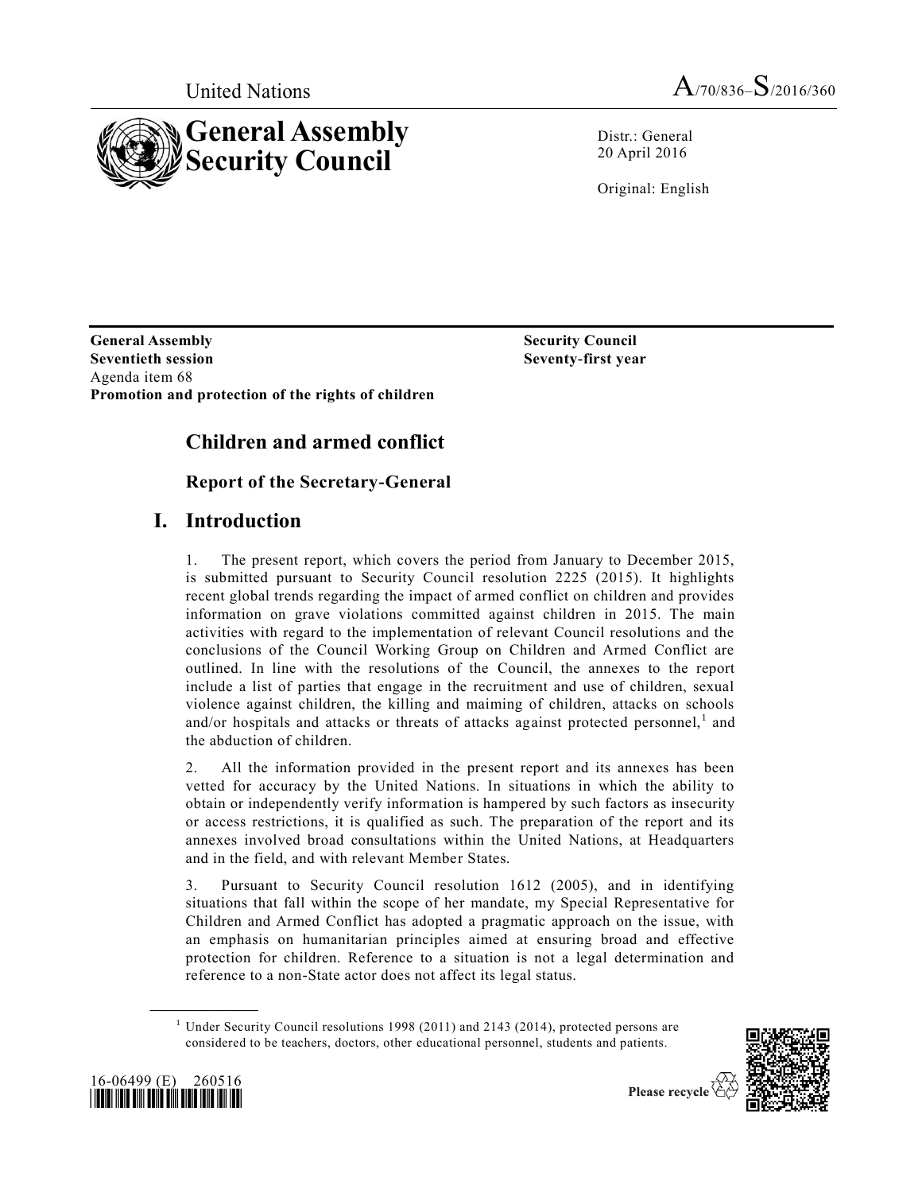United Nations

A/70/836–S/2016/360

# General Assembly Security Council

Distr.: General
20 April 2016

Original: English

**General Assembly**
**Seventieth session**
Agenda item 68
**Promotion and protection of the rights of children**

**Security Council**
**Seventy-first year**

## Children and armed conflict

### Report of the Secretary-General

## I. Introduction

1. The present report, which covers the period from January to December 2015, is submitted pursuant to Security Council resolution 2225 (2015). It highlights recent global trends regarding the impact of armed conflict on children and provides information on grave violations committed against children in 2015. The main activities with regard to the implementation of relevant Council resolutions and the conclusions of the Council Working Group on Children and Armed Conflict are outlined. In line with the resolutions of the Council, the annexes to the report include a list of parties that engage in the recruitment and use of children, sexual violence against children, the killing and maiming of children, attacks on schools and/or hospitals and attacks or threats of attacks against protected personnel,[1] and the abduction of children.

2. All the information provided in the present report and its annexes has been vetted for accuracy by the United Nations. In situations in which the ability to obtain or independently verify information is hampered by such factors as insecurity or access restrictions, it is qualified as such. The preparation of the report and its annexes involved broad consultations within the United Nations, at Headquarters and in the field, and with relevant Member States.

3. Pursuant to Security Council resolution 1612 (2005), and in identifying situations that fall within the scope of her mandate, my Special Representative for Children and Armed Conflict has adopted a pragmatic approach on the issue, with an emphasis on humanitarian principles aimed at ensuring broad and effective protection for children. Reference to a situation is not a legal determination and reference to a non-State actor does not affect its legal status.

[1] Under Security Council resolutions 1998 (2011) and 2143 (2014), protected persons are considered to be teachers, doctors, other educational personnel, students and patients.

16-06499 (E) 260516

Please recycle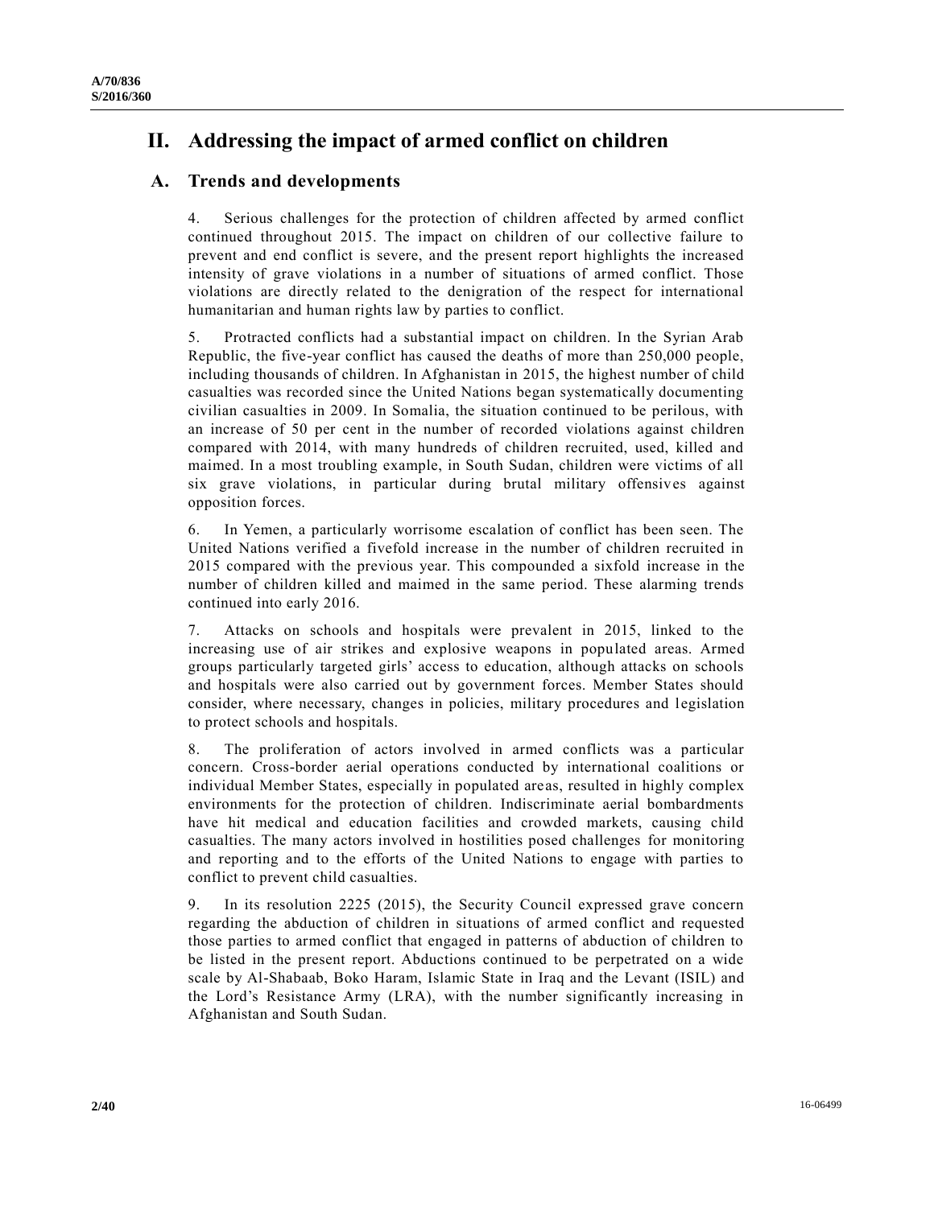# II. Addressing the impact of armed conflict on children

## A. Trends and developments

4. Serious challenges for the protection of children affected by armed conflict continued throughout 2015. The impact on children of our collective failure to prevent and end conflict is severe, and the present report highlights the increased intensity of grave violations in a number of situations of armed conflict. Those violations are directly related to the denigration of the respect for international humanitarian and human rights law by parties to conflict.

5. Protracted conflicts had a substantial impact on children. In the Syrian Arab Republic, the five-year conflict has caused the deaths of more than 250,000 people, including thousands of children. In Afghanistan in 2015, the highest number of child casualties was recorded since the United Nations began systematically documenting civilian casualties in 2009. In Somalia, the situation continued to be perilous, with an increase of 50 per cent in the number of recorded violations against children compared with 2014, with many hundreds of children recruited, used, killed and maimed. In a most troubling example, in South Sudan, children were victims of all six grave violations, in particular during brutal military offensives against opposition forces.

6. In Yemen, a particularly worrisome escalation of conflict has been seen. The United Nations verified a fivefold increase in the number of children recruited in 2015 compared with the previous year. This compounded a sixfold increase in the number of children killed and maimed in the same period. These alarming trends continued into early 2016.

7. Attacks on schools and hospitals were prevalent in 2015, linked to the increasing use of air strikes and explosive weapons in populated areas. Armed groups particularly targeted girls' access to education, although attacks on schools and hospitals were also carried out by government forces. Member States should consider, where necessary, changes in policies, military procedures and legislation to protect schools and hospitals.

8. The proliferation of actors involved in armed conflicts was a particular concern. Cross-border aerial operations conducted by international coalitions or individual Member States, especially in populated areas, resulted in highly complex environments for the protection of children. Indiscriminate aerial bombardments have hit medical and education facilities and crowded markets, causing child casualties. The many actors involved in hostilities posed challenges for monitoring and reporting and to the efforts of the United Nations to engage with parties to conflict to prevent child casualties.

9. In its resolution 2225 (2015), the Security Council expressed grave concern regarding the abduction of children in situations of armed conflict and requested those parties to armed conflict that engaged in patterns of abduction of children to be listed in the present report. Abductions continued to be perpetrated on a wide scale by Al-Shabaab, Boko Haram, Islamic State in Iraq and the Levant (ISIL) and the Lord's Resistance Army (LRA), with the number significantly increasing in Afghanistan and South Sudan.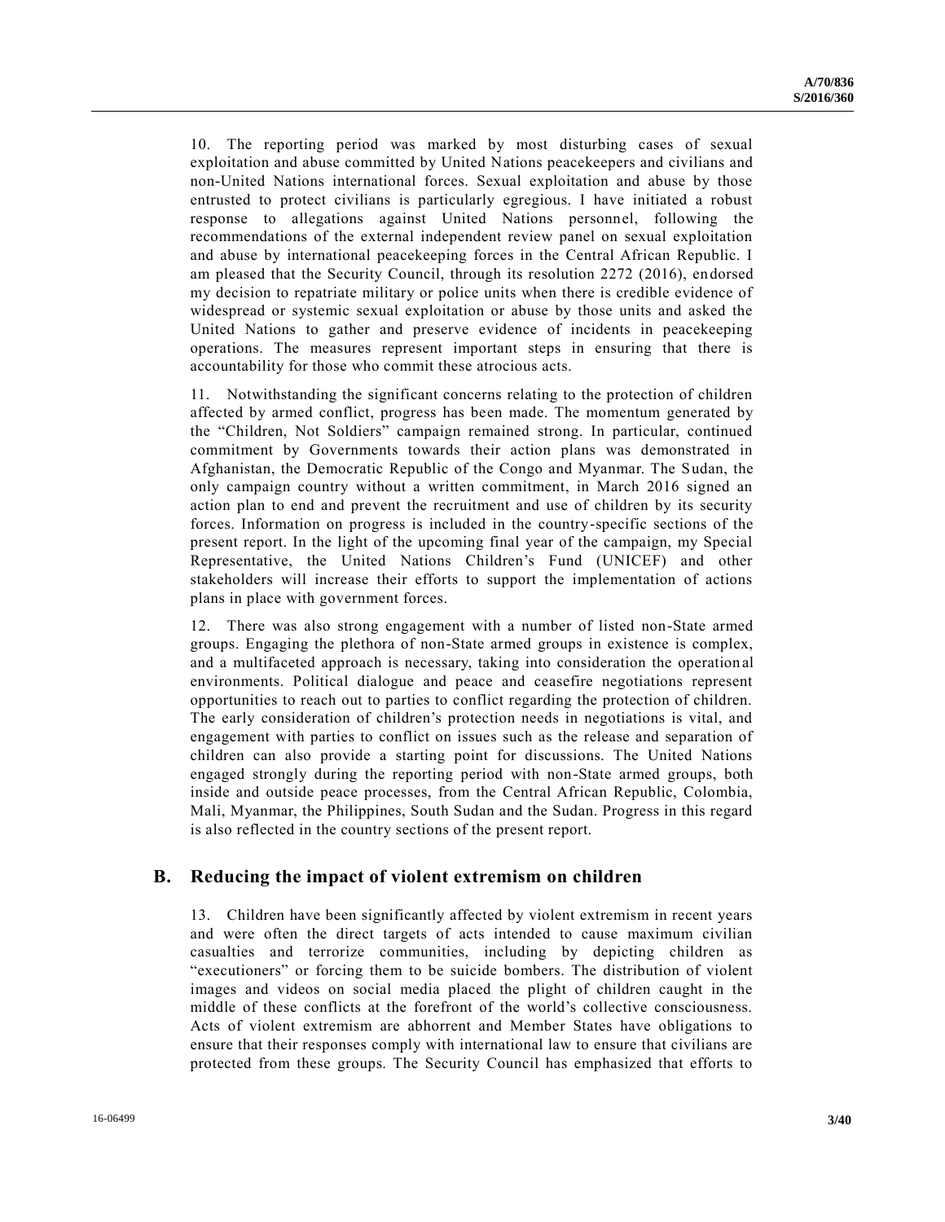10. The reporting period was marked by most disturbing cases of sexual exploitation and abuse committed by United Nations peacekeepers and civilians and non-United Nations international forces. Sexual exploitation and abuse by those entrusted to protect civilians is particularly egregious. I have initiated a robust response to allegations against United Nations personnel, following the recommendations of the external independent review panel on sexual exploitation and abuse by international peacekeeping forces in the Central African Republic. I am pleased that the Security Council, through its resolution 2272 (2016), endorsed my decision to repatriate military or police units when there is credible evidence of widespread or systemic sexual exploitation or abuse by those units and asked the United Nations to gather and preserve evidence of incidents in peacekeeping operations. The measures represent important steps in ensuring that there is accountability for those who commit these atrocious acts.

11. Notwithstanding the significant concerns relating to the protection of children affected by armed conflict, progress has been made. The momentum generated by the "Children, Not Soldiers" campaign remained strong. In particular, continued commitment by Governments towards their action plans was demonstrated in Afghanistan, the Democratic Republic of the Congo and Myanmar. The Sudan, the only campaign country without a written commitment, in March 2016 signed an action plan to end and prevent the recruitment and use of children by its security forces. Information on progress is included in the country-specific sections of the present report. In the light of the upcoming final year of the campaign, my Special Representative, the United Nations Children's Fund (UNICEF) and other stakeholders will increase their efforts to support the implementation of actions plans in place with government forces.

12. There was also strong engagement with a number of listed non-State armed groups. Engaging the plethora of non-State armed groups in existence is complex, and a multifaceted approach is necessary, taking into consideration the operational environments. Political dialogue and peace and ceasefire negotiations represent opportunities to reach out to parties to conflict regarding the protection of children. The early consideration of children's protection needs in negotiations is vital, and engagement with parties to conflict on issues such as the release and separation of children can also provide a starting point for discussions. The United Nations engaged strongly during the reporting period with non-State armed groups, both inside and outside peace processes, from the Central African Republic, Colombia, Mali, Myanmar, the Philippines, South Sudan and the Sudan. Progress in this regard is also reflected in the country sections of the present report.

## B. Reducing the impact of violent extremism on children

13. Children have been significantly affected by violent extremism in recent years and were often the direct targets of acts intended to cause maximum civilian casualties and terrorize communities, including by depicting children as "executioners" or forcing them to be suicide bombers. The distribution of violent images and videos on social media placed the plight of children caught in the middle of these conflicts at the forefront of the world's collective consciousness. Acts of violent extremism are abhorrent and Member States have obligations to ensure that their responses comply with international law to ensure that civilians are protected from these groups. The Security Council has emphasized that efforts to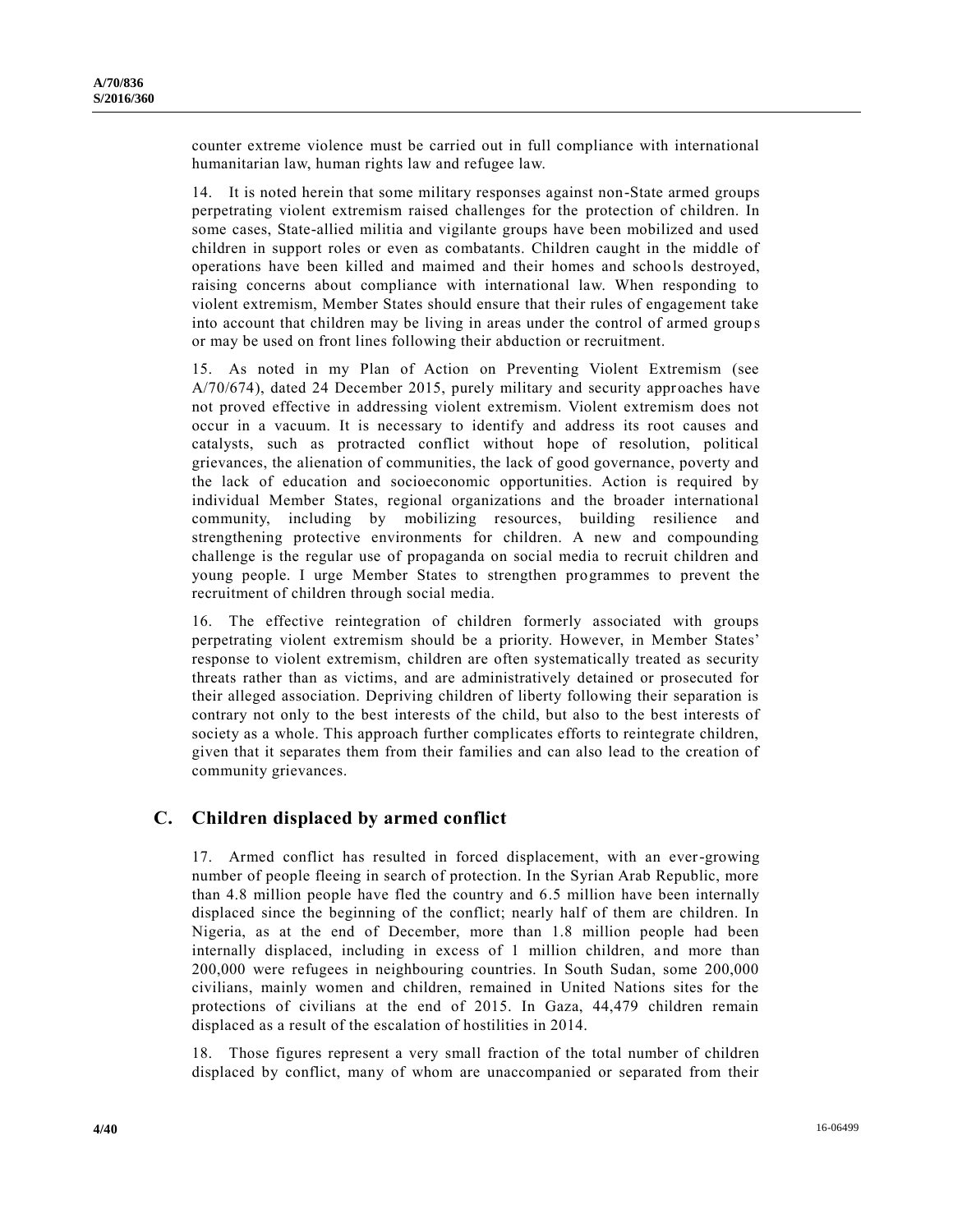counter extreme violence must be carried out in full compliance with international humanitarian law, human rights law and refugee law.

14. It is noted herein that some military responses against non-State armed groups perpetrating violent extremism raised challenges for the protection of children. In some cases, State-allied militia and vigilante groups have been mobilized and used children in support roles or even as combatants. Children caught in the middle of operations have been killed and maimed and their homes and schools destroyed, raising concerns about compliance with international law. When responding to violent extremism, Member States should ensure that their rules of engagement take into account that children may be living in areas under the control of armed groups or may be used on front lines following their abduction or recruitment.

15. As noted in my Plan of Action on Preventing Violent Extremism (see A/70/674), dated 24 December 2015, purely military and security approaches have not proved effective in addressing violent extremism. Violent extremism does not occur in a vacuum. It is necessary to identify and address its root causes and catalysts, such as protracted conflict without hope of resolution, political grievances, the alienation of communities, the lack of good governance, poverty and the lack of education and socioeconomic opportunities. Action is required by individual Member States, regional organizations and the broader international community, including by mobilizing resources, building resilience and strengthening protective environments for children. A new and compounding challenge is the regular use of propaganda on social media to recruit children and young people. I urge Member States to strengthen programmes to prevent the recruitment of children through social media.

16. The effective reintegration of children formerly associated with groups perpetrating violent extremism should be a priority. However, in Member States' response to violent extremism, children are often systematically treated as security threats rather than as victims, and are administratively detained or prosecuted for their alleged association. Depriving children of liberty following their separation is contrary not only to the best interests of the child, but also to the best interests of society as a whole. This approach further complicates efforts to reintegrate children, given that it separates them from their families and can also lead to the creation of community grievances.

## C. Children displaced by armed conflict

17. Armed conflict has resulted in forced displacement, with an ever-growing number of people fleeing in search of protection. In the Syrian Arab Republic, more than 4.8 million people have fled the country and 6.5 million have been internally displaced since the beginning of the conflict; nearly half of them are children. In Nigeria, as at the end of December, more than 1.8 million people had been internally displaced, including in excess of 1 million children, and more than 200,000 were refugees in neighbouring countries. In South Sudan, some 200,000 civilians, mainly women and children, remained in United Nations sites for the protections of civilians at the end of 2015. In Gaza, 44,479 children remain displaced as a result of the escalation of hostilities in 2014.

18. Those figures represent a very small fraction of the total number of children displaced by conflict, many of whom are unaccompanied or separated from their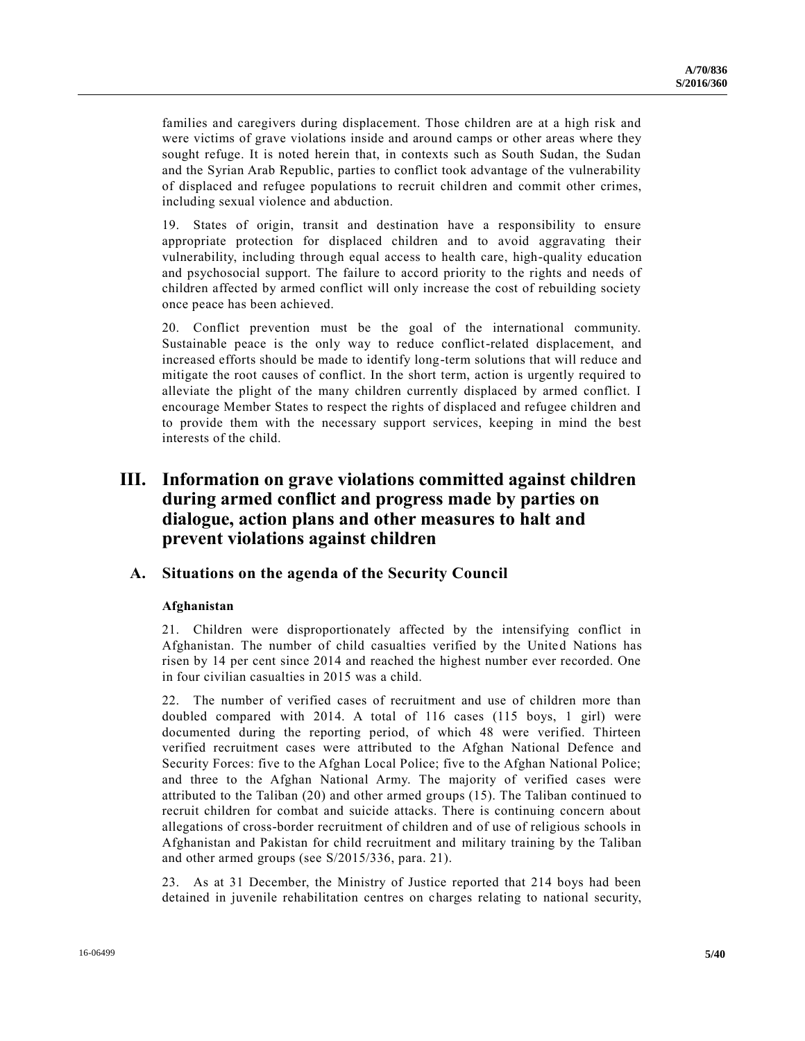families and caregivers during displacement. Those children are at a high risk and were victims of grave violations inside and around camps or other areas where they sought refuge. It is noted herein that, in contexts such as South Sudan, the Sudan and the Syrian Arab Republic, parties to conflict took advantage of the vulnerability of displaced and refugee populations to recruit children and commit other crimes, including sexual violence and abduction.

19. States of origin, transit and destination have a responsibility to ensure appropriate protection for displaced children and to avoid aggravating their vulnerability, including through equal access to health care, high-quality education and psychosocial support. The failure to accord priority to the rights and needs of children affected by armed conflict will only increase the cost of rebuilding society once peace has been achieved.

20. Conflict prevention must be the goal of the international community. Sustainable peace is the only way to reduce conflict-related displacement, and increased efforts should be made to identify long-term solutions that will reduce and mitigate the root causes of conflict. In the short term, action is urgently required to alleviate the plight of the many children currently displaced by armed conflict. I encourage Member States to respect the rights of displaced and refugee children and to provide them with the necessary support services, keeping in mind the best interests of the child.

# III. Information on grave violations committed against children during armed conflict and progress made by parties on dialogue, action plans and other measures to halt and prevent violations against children

## A. Situations on the agenda of the Security Council

### Afghanistan

21. Children were disproportionately affected by the intensifying conflict in Afghanistan. The number of child casualties verified by the United Nations has risen by 14 per cent since 2014 and reached the highest number ever recorded. One in four civilian casualties in 2015 was a child.

22. The number of verified cases of recruitment and use of children more than doubled compared with 2014. A total of 116 cases (115 boys, 1 girl) were documented during the reporting period, of which 48 were verified. Thirteen verified recruitment cases were attributed to the Afghan National Defence and Security Forces: five to the Afghan Local Police; five to the Afghan National Police; and three to the Afghan National Army. The majority of verified cases were attributed to the Taliban (20) and other armed groups (15). The Taliban continued to recruit children for combat and suicide attacks. There is continuing concern about allegations of cross-border recruitment of children and of use of religious schools in Afghanistan and Pakistan for child recruitment and military training by the Taliban and other armed groups (see S/2015/336, para. 21).

23. As at 31 December, the Ministry of Justice reported that 214 boys had been detained in juvenile rehabilitation centres on charges relating to national security,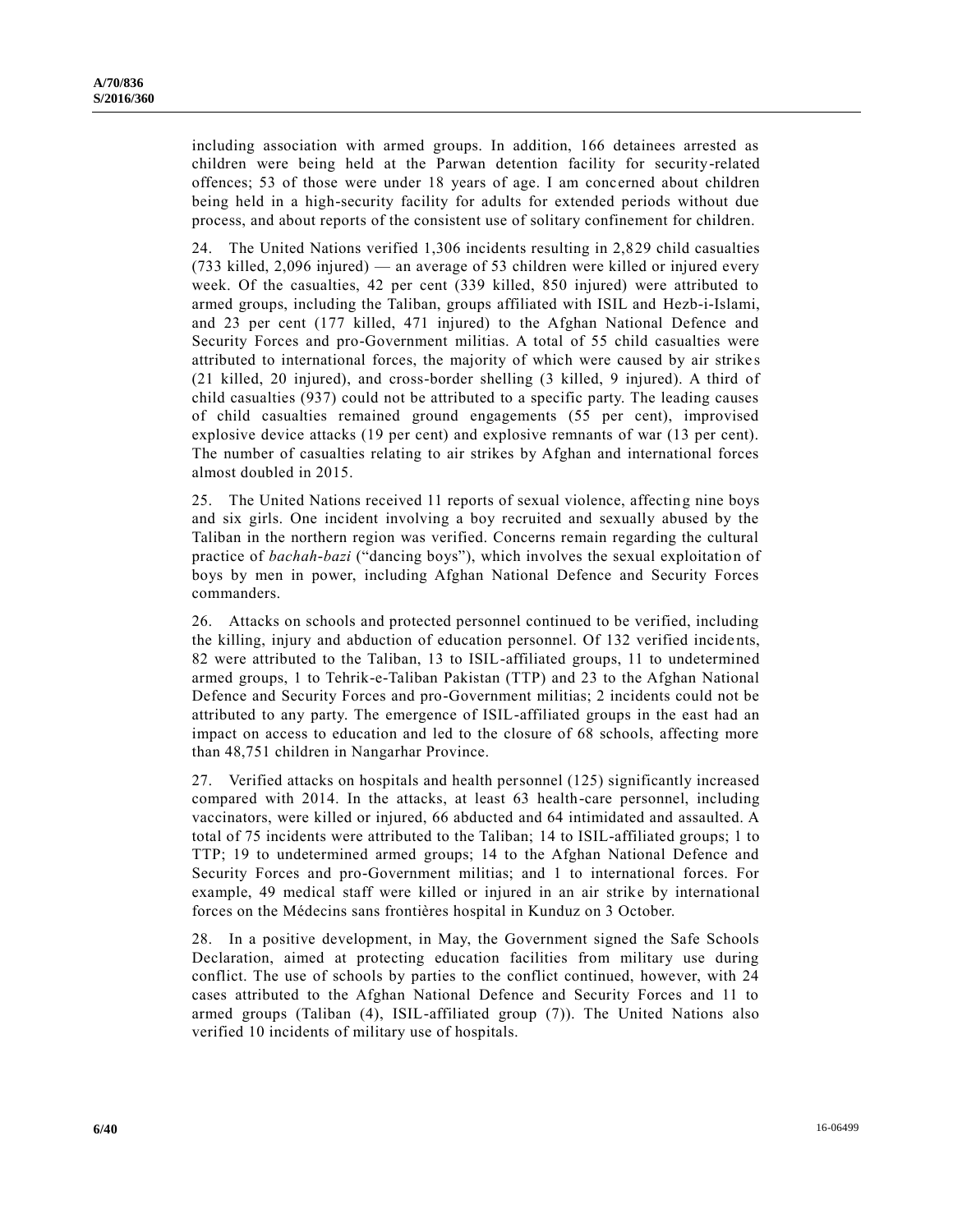including association with armed groups. In addition, 166 detainees arrested as children were being held at the Parwan detention facility for security-related offences; 53 of those were under 18 years of age. I am concerned about children being held in a high-security facility for adults for extended periods without due process, and about reports of the consistent use of solitary confinement for children.

24. The United Nations verified 1,306 incidents resulting in 2,829 child casualties (733 killed, 2,096 injured) — an average of 53 children were killed or injured every week. Of the casualties, 42 per cent (339 killed, 850 injured) were attributed to armed groups, including the Taliban, groups affiliated with ISIL and Hezb-i-Islami, and 23 per cent (177 killed, 471 injured) to the Afghan National Defence and Security Forces and pro-Government militias. A total of 55 child casualties were attributed to international forces, the majority of which were caused by air strikes (21 killed, 20 injured), and cross-border shelling (3 killed, 9 injured). A third of child casualties (937) could not be attributed to a specific party. The leading causes of child casualties remained ground engagements (55 per cent), improvised explosive device attacks (19 per cent) and explosive remnants of war (13 per cent). The number of casualties relating to air strikes by Afghan and international forces almost doubled in 2015.

25. The United Nations received 11 reports of sexual violence, affecting nine boys and six girls. One incident involving a boy recruited and sexually abused by the Taliban in the northern region was verified. Concerns remain regarding the cultural practice of *bachah-bazi* ("dancing boys"), which involves the sexual exploitation of boys by men in power, including Afghan National Defence and Security Forces commanders.

26. Attacks on schools and protected personnel continued to be verified, including the killing, injury and abduction of education personnel. Of 132 verified incidents, 82 were attributed to the Taliban, 13 to ISIL-affiliated groups, 11 to undetermined armed groups, 1 to Tehrik-e-Taliban Pakistan (TTP) and 23 to the Afghan National Defence and Security Forces and pro-Government militias; 2 incidents could not be attributed to any party. The emergence of ISIL-affiliated groups in the east had an impact on access to education and led to the closure of 68 schools, affecting more than 48,751 children in Nangarhar Province.

27. Verified attacks on hospitals and health personnel (125) significantly increased compared with 2014. In the attacks, at least 63 health-care personnel, including vaccinators, were killed or injured, 66 abducted and 64 intimidated and assaulted. A total of 75 incidents were attributed to the Taliban; 14 to ISIL-affiliated groups; 1 to TTP; 19 to undetermined armed groups; 14 to the Afghan National Defence and Security Forces and pro-Government militias; and 1 to international forces. For example, 49 medical staff were killed or injured in an air strike by international forces on the Médecins sans frontières hospital in Kunduz on 3 October.

28. In a positive development, in May, the Government signed the Safe Schools Declaration, aimed at protecting education facilities from military use during conflict. The use of schools by parties to the conflict continued, however, with 24 cases attributed to the Afghan National Defence and Security Forces and 11 to armed groups (Taliban (4), ISIL-affiliated group (7)). The United Nations also verified 10 incidents of military use of hospitals.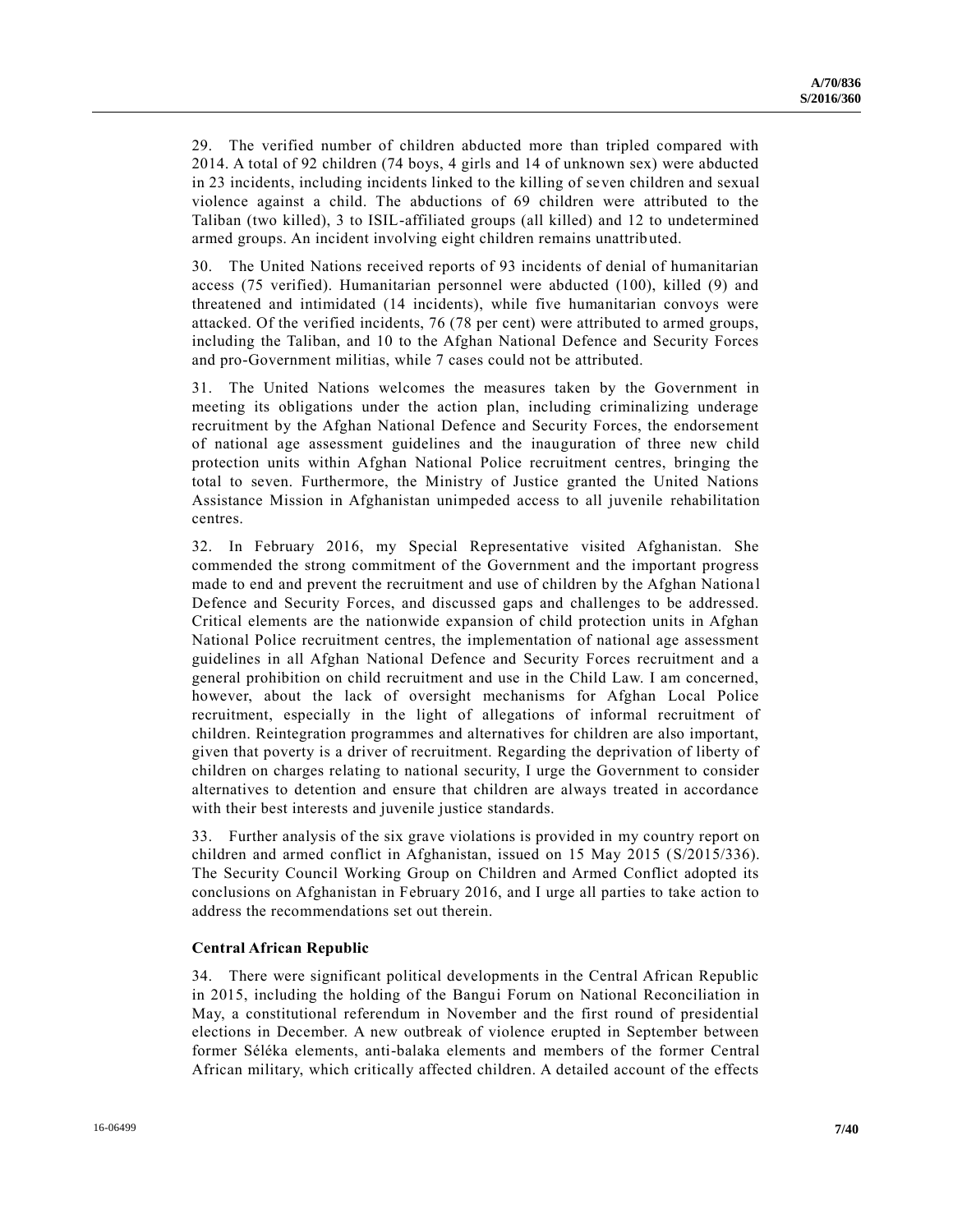29. The verified number of children abducted more than tripled compared with 2014. A total of 92 children (74 boys, 4 girls and 14 of unknown sex) were abducted in 23 incidents, including incidents linked to the killing of seven children and sexual violence against a child. The abductions of 69 children were attributed to the Taliban (two killed), 3 to ISIL-affiliated groups (all killed) and 12 to undetermined armed groups. An incident involving eight children remains unattributed.

30. The United Nations received reports of 93 incidents of denial of humanitarian access (75 verified). Humanitarian personnel were abducted (100), killed (9) and threatened and intimidated (14 incidents), while five humanitarian convoys were attacked. Of the verified incidents, 76 (78 per cent) were attributed to armed groups, including the Taliban, and 10 to the Afghan National Defence and Security Forces and pro-Government militias, while 7 cases could not be attributed.

31. The United Nations welcomes the measures taken by the Government in meeting its obligations under the action plan, including criminalizing underage recruitment by the Afghan National Defence and Security Forces, the endorsement of national age assessment guidelines and the inauguration of three new child protection units within Afghan National Police recruitment centres, bringing the total to seven. Furthermore, the Ministry of Justice granted the United Nations Assistance Mission in Afghanistan unimpeded access to all juvenile rehabilitation centres.

32. In February 2016, my Special Representative visited Afghanistan. She commended the strong commitment of the Government and the important progress made to end and prevent the recruitment and use of children by the Afghan National Defence and Security Forces, and discussed gaps and challenges to be addressed. Critical elements are the nationwide expansion of child protection units in Afghan National Police recruitment centres, the implementation of national age assessment guidelines in all Afghan National Defence and Security Forces recruitment and a general prohibition on child recruitment and use in the Child Law. I am concerned, however, about the lack of oversight mechanisms for Afghan Local Police recruitment, especially in the light of allegations of informal recruitment of children. Reintegration programmes and alternatives for children are also important, given that poverty is a driver of recruitment. Regarding the deprivation of liberty of children on charges relating to national security, I urge the Government to consider alternatives to detention and ensure that children are always treated in accordance with their best interests and juvenile justice standards.

33. Further analysis of the six grave violations is provided in my country report on children and armed conflict in Afghanistan, issued on 15 May 2015 (S/2015/336). The Security Council Working Group on Children and Armed Conflict adopted its conclusions on Afghanistan in February 2016, and I urge all parties to take action to address the recommendations set out therein.

**Central African Republic**

34. There were significant political developments in the Central African Republic in 2015, including the holding of the Bangui Forum on National Reconciliation in May, a constitutional referendum in November and the first round of presidential elections in December. A new outbreak of violence erupted in September between former Séléka elements, anti-balaka elements and members of the former Central African military, which critically affected children. A detailed account of the effects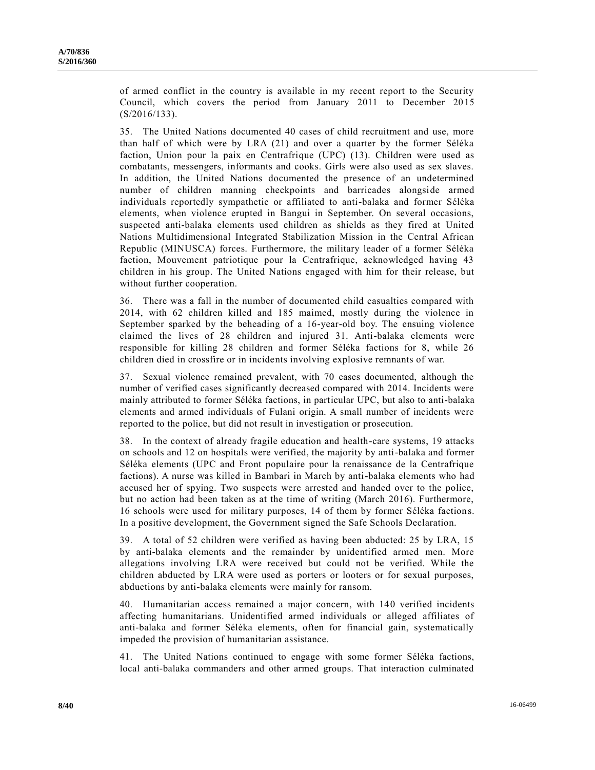of armed conflict in the country is available in my recent report to the Security Council, which covers the period from January 2011 to December 2015 (S/2016/133).

35. The United Nations documented 40 cases of child recruitment and use, more than half of which were by LRA (21) and over a quarter by the former Séléka faction, Union pour la paix en Centrafrique (UPC) (13). Children were used as combatants, messengers, informants and cooks. Girls were also used as sex slaves. In addition, the United Nations documented the presence of an undetermined number of children manning checkpoints and barricades alongside armed individuals reportedly sympathetic or affiliated to anti-balaka and former Séléka elements, when violence erupted in Bangui in September. On several occasions, suspected anti-balaka elements used children as shields as they fired at United Nations Multidimensional Integrated Stabilization Mission in the Central African Republic (MINUSCA) forces. Furthermore, the military leader of a former Séléka faction, Mouvement patriotique pour la Centrafrique, acknowledged having 43 children in his group. The United Nations engaged with him for their release, but without further cooperation.

36. There was a fall in the number of documented child casualties compared with 2014, with 62 children killed and 185 maimed, mostly during the violence in September sparked by the beheading of a 16-year-old boy. The ensuing violence claimed the lives of 28 children and injured 31. Anti-balaka elements were responsible for killing 28 children and former Séléka factions for 8, while 26 children died in crossfire or in incidents involving explosive remnants of war.

37. Sexual violence remained prevalent, with 70 cases documented, although the number of verified cases significantly decreased compared with 2014. Incidents were mainly attributed to former Séléka factions, in particular UPC, but also to anti-balaka elements and armed individuals of Fulani origin. A small number of incidents were reported to the police, but did not result in investigation or prosecution.

38. In the context of already fragile education and health-care systems, 19 attacks on schools and 12 on hospitals were verified, the majority by anti-balaka and former Séléka elements (UPC and Front populaire pour la renaissance de la Centrafrique factions). A nurse was killed in Bambari in March by anti-balaka elements who had accused her of spying. Two suspects were arrested and handed over to the police, but no action had been taken as at the time of writing (March 2016). Furthermore, 16 schools were used for military purposes, 14 of them by former Séléka factions. In a positive development, the Government signed the Safe Schools Declaration.

39. A total of 52 children were verified as having been abducted: 25 by LRA, 15 by anti-balaka elements and the remainder by unidentified armed men. More allegations involving LRA were received but could not be verified. While the children abducted by LRA were used as porters or looters or for sexual purposes, abductions by anti-balaka elements were mainly for ransom.

40. Humanitarian access remained a major concern, with 140 verified incidents affecting humanitarians. Unidentified armed individuals or alleged affiliates of anti-balaka and former Séléka elements, often for financial gain, systematically impeded the provision of humanitarian assistance.

41. The United Nations continued to engage with some former Séléka factions, local anti-balaka commanders and other armed groups. That interaction culminated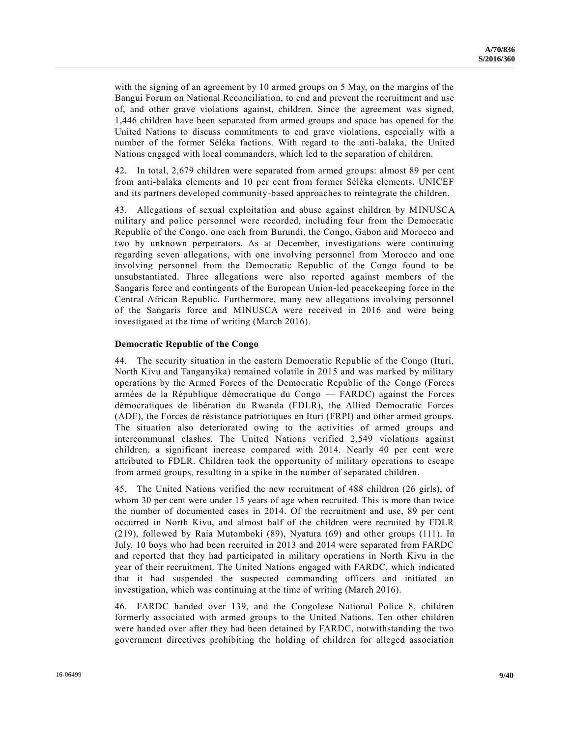with the signing of an agreement by 10 armed groups on 5 May, on the margins of the Bangui Forum on National Reconciliation, to end and prevent the recruitment and use of, and other grave violations against, children. Since the agreement was signed, 1,446 children have been separated from armed groups and space has opened for the United Nations to discuss commitments to end grave violations, especially with a number of the former Séléka factions. With regard to the anti-balaka, the United Nations engaged with local commanders, which led to the separation of children.

42. In total, 2,679 children were separated from armed groups: almost 89 per cent from anti-balaka elements and 10 per cent from former Séléka elements. UNICEF and its partners developed community-based approaches to reintegrate the children.

43. Allegations of sexual exploitation and abuse against children by MINUSCA military and police personnel were recorded, including four from the Democratic Republic of the Congo, one each from Burundi, the Congo, Gabon and Morocco and two by unknown perpetrators. As at December, investigations were continuing regarding seven allegations, with one involving personnel from Morocco and one involving personnel from the Democratic Republic of the Congo found to be unsubstantiated. Three allegations were also reported against members of the Sangaris force and contingents of the European Union-led peacekeeping force in the Central African Republic. Furthermore, many new allegations involving personnel of the Sangaris force and MINUSCA were received in 2016 and were being investigated at the time of writing (March 2016).

**Democratic Republic of the Congo**

44. The security situation in the eastern Democratic Republic of the Congo (Ituri, North Kivu and Tanganyika) remained volatile in 2015 and was marked by military operations by the Armed Forces of the Democratic Republic of the Congo (Forces armées de la République démocratique du Congo — FARDC) against the Forces démocratiques de libération du Rwanda (FDLR), the Allied Democratic Forces (ADF), the Forces de résistance patriotiques en Ituri (FRPI) and other armed groups. The situation also deteriorated owing to the activities of armed groups and intercommunal clashes. The United Nations verified 2,549 violations against children, a significant increase compared with 2014. Nearly 40 per cent were attributed to FDLR. Children took the opportunity of military operations to escape from armed groups, resulting in a spike in the number of separated children.

45. The United Nations verified the new recruitment of 488 children (26 girls), of whom 30 per cent were under 15 years of age when recruited. This is more than twice the number of documented cases in 2014. Of the recruitment and use, 89 per cent occurred in North Kivu, and almost half of the children were recruited by FDLR (219), followed by Raia Mutomboki (89), Nyatura (69) and other groups (111). In July, 10 boys who had been recruited in 2013 and 2014 were separated from FARDC and reported that they had participated in military operations in North Kivu in the year of their recruitment. The United Nations engaged with FARDC, which indicated that it had suspended the suspected commanding officers and initiated an investigation, which was continuing at the time of writing (March 2016).

46. FARDC handed over 139, and the Congolese National Police 8, children formerly associated with armed groups to the United Nations. Ten other children were handed over after they had been detained by FARDC, notwithstanding the two government directives prohibiting the holding of children for alleged association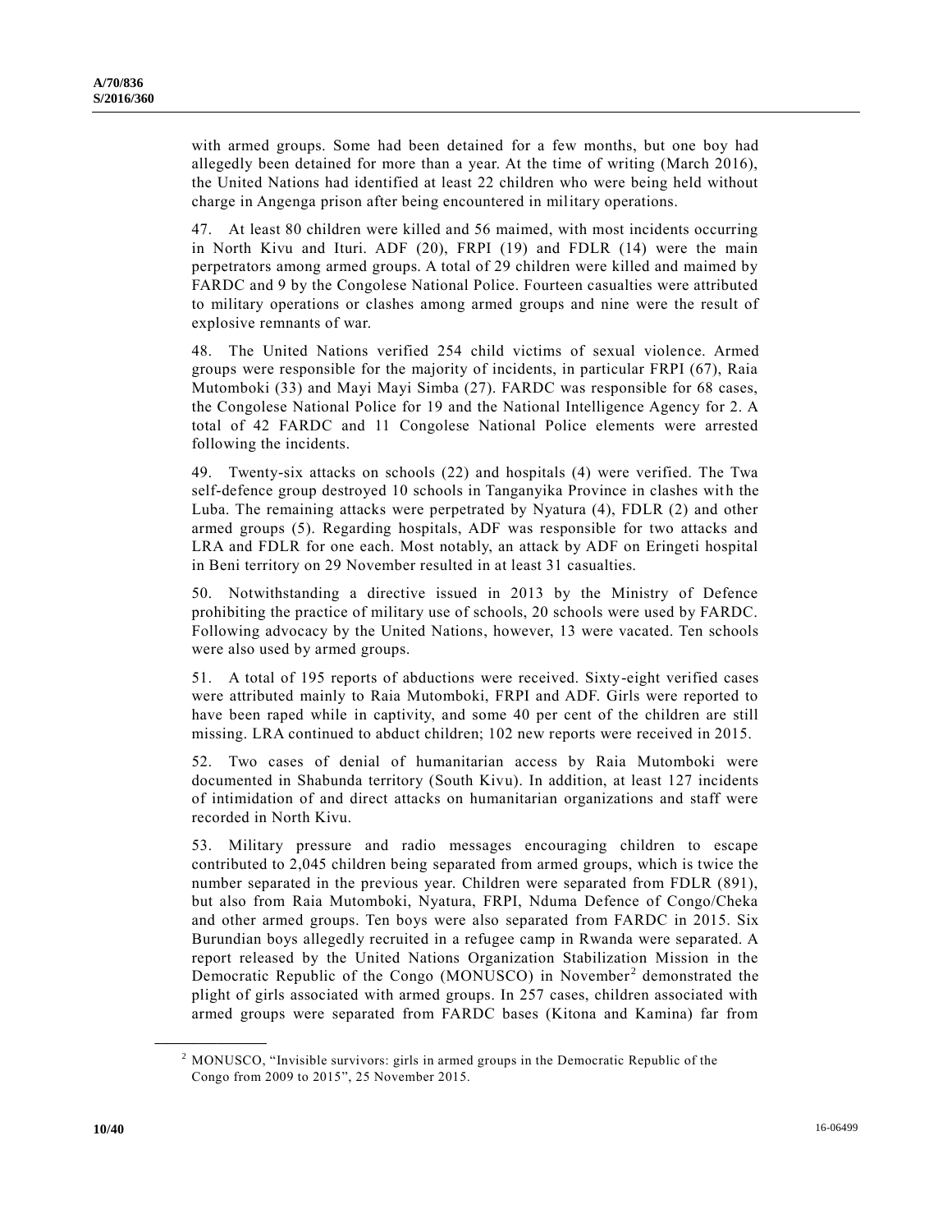with armed groups. Some had been detained for a few months, but one boy had allegedly been detained for more than a year. At the time of writing (March 2016), the United Nations had identified at least 22 children who were being held without charge in Angenga prison after being encountered in military operations.

47. At least 80 children were killed and 56 maimed, with most incidents occurring in North Kivu and Ituri. ADF (20), FRPI (19) and FDLR (14) were the main perpetrators among armed groups. A total of 29 children were killed and maimed by FARDC and 9 by the Congolese National Police. Fourteen casualties were attributed to military operations or clashes among armed groups and nine were the result of explosive remnants of war.

48. The United Nations verified 254 child victims of sexual violence. Armed groups were responsible for the majority of incidents, in particular FRPI (67), Raia Mutomboki (33) and Mayi Mayi Simba (27). FARDC was responsible for 68 cases, the Congolese National Police for 19 and the National Intelligence Agency for 2. A total of 42 FARDC and 11 Congolese National Police elements were arrested following the incidents.

49. Twenty-six attacks on schools (22) and hospitals (4) were verified. The Twa self-defence group destroyed 10 schools in Tanganyika Province in clashes with the Luba. The remaining attacks were perpetrated by Nyatura (4), FDLR (2) and other armed groups (5). Regarding hospitals, ADF was responsible for two attacks and LRA and FDLR for one each. Most notably, an attack by ADF on Eringeti hospital in Beni territory on 29 November resulted in at least 31 casualties.

50. Notwithstanding a directive issued in 2013 by the Ministry of Defence prohibiting the practice of military use of schools, 20 schools were used by FARDC. Following advocacy by the United Nations, however, 13 were vacated. Ten schools were also used by armed groups.

51. A total of 195 reports of abductions were received. Sixty-eight verified cases were attributed mainly to Raia Mutomboki, FRPI and ADF. Girls were reported to have been raped while in captivity, and some 40 per cent of the children are still missing. LRA continued to abduct children; 102 new reports were received in 2015.

52. Two cases of denial of humanitarian access by Raia Mutomboki were documented in Shabunda territory (South Kivu). In addition, at least 127 incidents of intimidation of and direct attacks on humanitarian organizations and staff were recorded in North Kivu.

53. Military pressure and radio messages encouraging children to escape contributed to 2,045 children being separated from armed groups, which is twice the number separated in the previous year. Children were separated from FDLR (891), but also from Raia Mutomboki, Nyatura, FRPI, Nduma Defence of Congo/Cheka and other armed groups. Ten boys were also separated from FARDC in 2015. Six Burundian boys allegedly recruited in a refugee camp in Rwanda were separated. A report released by the United Nations Organization Stabilization Mission in the Democratic Republic of the Congo (MONUSCO) in November[2] demonstrated the plight of girls associated with armed groups. In 257 cases, children associated with armed groups were separated from FARDC bases (Kitona and Kamina) far from

[2] MONUSCO, "Invisible survivors: girls in armed groups in the Democratic Republic of the Congo from 2009 to 2015", 25 November 2015.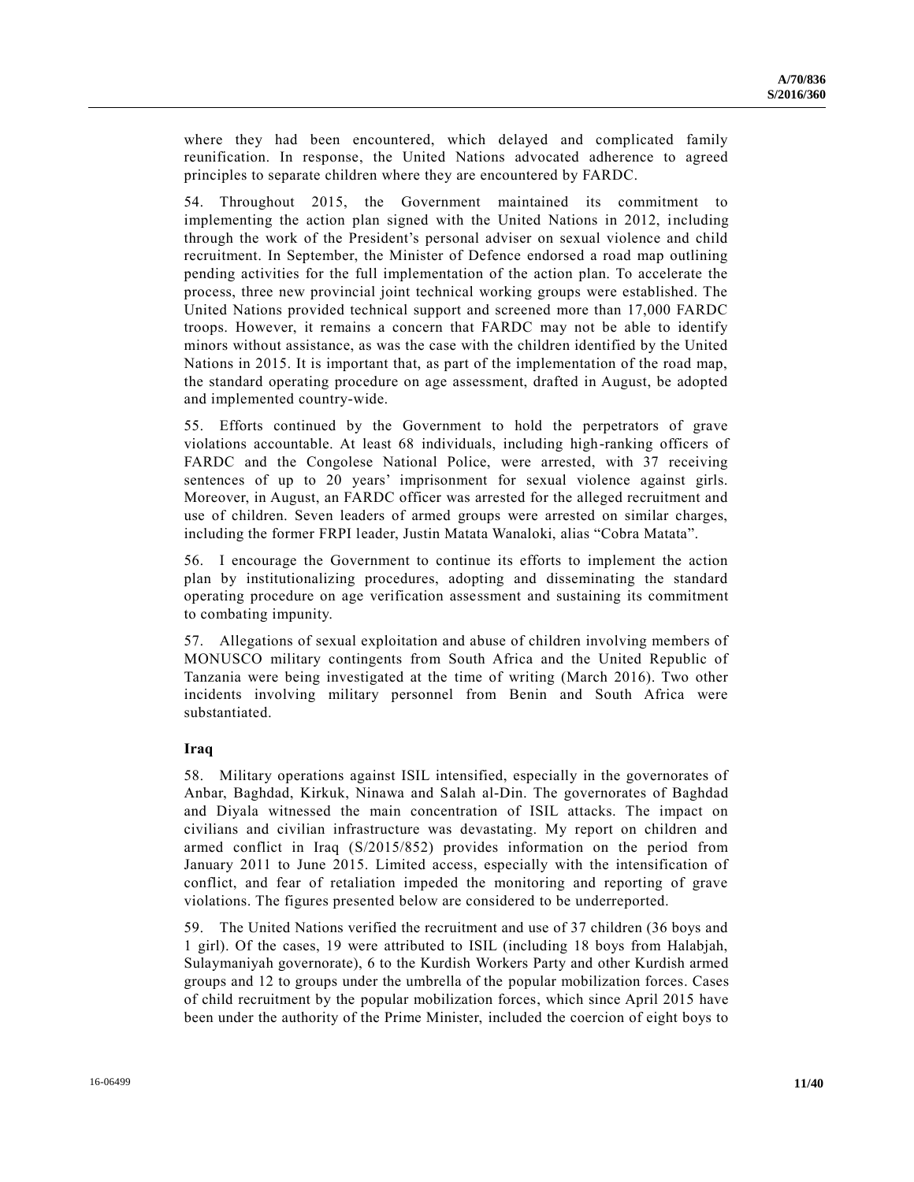where they had been encountered, which delayed and complicated family reunification. In response, the United Nations advocated adherence to agreed principles to separate children where they are encountered by FARDC.

54. Throughout 2015, the Government maintained its commitment to implementing the action plan signed with the United Nations in 2012, including through the work of the President's personal adviser on sexual violence and child recruitment. In September, the Minister of Defence endorsed a road map outlining pending activities for the full implementation of the action plan. To accelerate the process, three new provincial joint technical working groups were established. The United Nations provided technical support and screened more than 17,000 FARDC troops. However, it remains a concern that FARDC may not be able to identify minors without assistance, as was the case with the children identified by the United Nations in 2015. It is important that, as part of the implementation of the road map, the standard operating procedure on age assessment, drafted in August, be adopted and implemented country-wide.

55. Efforts continued by the Government to hold the perpetrators of grave violations accountable. At least 68 individuals, including high-ranking officers of FARDC and the Congolese National Police, were arrested, with 37 receiving sentences of up to 20 years' imprisonment for sexual violence against girls. Moreover, in August, an FARDC officer was arrested for the alleged recruitment and use of children. Seven leaders of armed groups were arrested on similar charges, including the former FRPI leader, Justin Matata Wanaloki, alias "Cobra Matata".

56. I encourage the Government to continue its efforts to implement the action plan by institutionalizing procedures, adopting and disseminating the standard operating procedure on age verification assessment and sustaining its commitment to combating impunity.

57. Allegations of sexual exploitation and abuse of children involving members of MONUSCO military contingents from South Africa and the United Republic of Tanzania were being investigated at the time of writing (March 2016). Two other incidents involving military personnel from Benin and South Africa were substantiated.

### Iraq

58. Military operations against ISIL intensified, especially in the governorates of Anbar, Baghdad, Kirkuk, Ninawa and Salah al-Din. The governorates of Baghdad and Diyala witnessed the main concentration of ISIL attacks. The impact on civilians and civilian infrastructure was devastating. My report on children and armed conflict in Iraq (S/2015/852) provides information on the period from January 2011 to June 2015. Limited access, especially with the intensification of conflict, and fear of retaliation impeded the monitoring and reporting of grave violations. The figures presented below are considered to be underreported.

59. The United Nations verified the recruitment and use of 37 children (36 boys and 1 girl). Of the cases, 19 were attributed to ISIL (including 18 boys from Halabjah, Sulaymaniyah governorate), 6 to the Kurdish Workers Party and other Kurdish armed groups and 12 to groups under the umbrella of the popular mobilization forces. Cases of child recruitment by the popular mobilization forces, which since April 2015 have been under the authority of the Prime Minister, included the coercion of eight boys to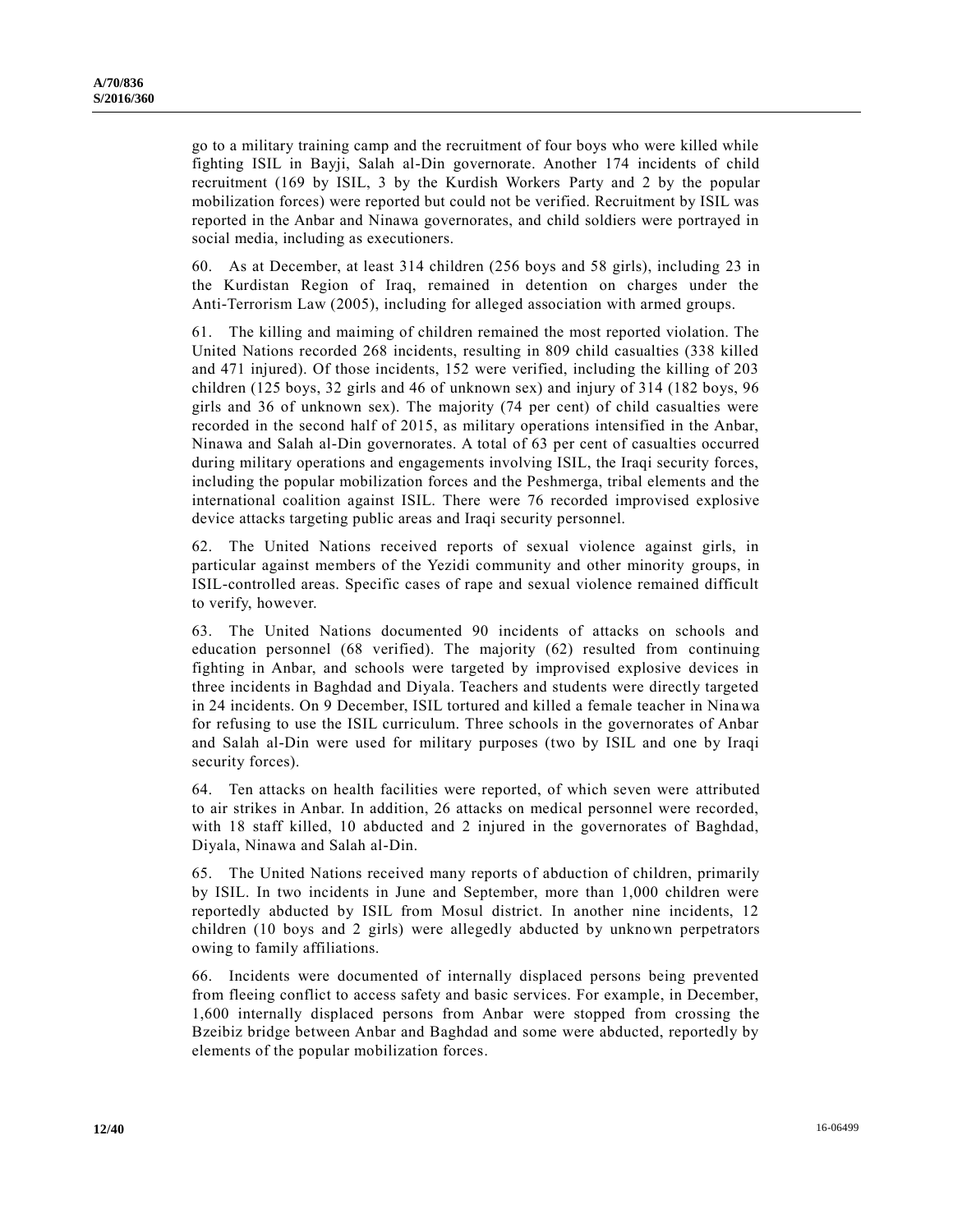go to a military training camp and the recruitment of four boys who were killed while fighting ISIL in Bayji, Salah al-Din governorate. Another 174 incidents of child recruitment (169 by ISIL, 3 by the Kurdish Workers Party and 2 by the popular mobilization forces) were reported but could not be verified. Recruitment by ISIL was reported in the Anbar and Ninawa governorates, and child soldiers were portrayed in social media, including as executioners.

60. As at December, at least 314 children (256 boys and 58 girls), including 23 in the Kurdistan Region of Iraq, remained in detention on charges under the Anti-Terrorism Law (2005), including for alleged association with armed groups.

61. The killing and maiming of children remained the most reported violation. The United Nations recorded 268 incidents, resulting in 809 child casualties (338 killed and 471 injured). Of those incidents, 152 were verified, including the killing of 203 children (125 boys, 32 girls and 46 of unknown sex) and injury of 314 (182 boys, 96 girls and 36 of unknown sex). The majority (74 per cent) of child casualties were recorded in the second half of 2015, as military operations intensified in the Anbar, Ninawa and Salah al-Din governorates. A total of 63 per cent of casualties occurred during military operations and engagements involving ISIL, the Iraqi security forces, including the popular mobilization forces and the Peshmerga, tribal elements and the international coalition against ISIL. There were 76 recorded improvised explosive device attacks targeting public areas and Iraqi security personnel.

62. The United Nations received reports of sexual violence against girls, in particular against members of the Yezidi community and other minority groups, in ISIL-controlled areas. Specific cases of rape and sexual violence remained difficult to verify, however.

63. The United Nations documented 90 incidents of attacks on schools and education personnel (68 verified). The majority (62) resulted from continuing fighting in Anbar, and schools were targeted by improvised explosive devices in three incidents in Baghdad and Diyala. Teachers and students were directly targeted in 24 incidents. On 9 December, ISIL tortured and killed a female teacher in Ninawa for refusing to use the ISIL curriculum. Three schools in the governorates of Anbar and Salah al-Din were used for military purposes (two by ISIL and one by Iraqi security forces).

64. Ten attacks on health facilities were reported, of which seven were attributed to air strikes in Anbar. In addition, 26 attacks on medical personnel were recorded, with 18 staff killed, 10 abducted and 2 injured in the governorates of Baghdad, Diyala, Ninawa and Salah al-Din.

65. The United Nations received many reports of abduction of children, primarily by ISIL. In two incidents in June and September, more than 1,000 children were reportedly abducted by ISIL from Mosul district. In another nine incidents, 12 children (10 boys and 2 girls) were allegedly abducted by unknown perpetrators owing to family affiliations.

66. Incidents were documented of internally displaced persons being prevented from fleeing conflict to access safety and basic services. For example, in December, 1,600 internally displaced persons from Anbar were stopped from crossing the Bzeibiz bridge between Anbar and Baghdad and some were abducted, reportedly by elements of the popular mobilization forces.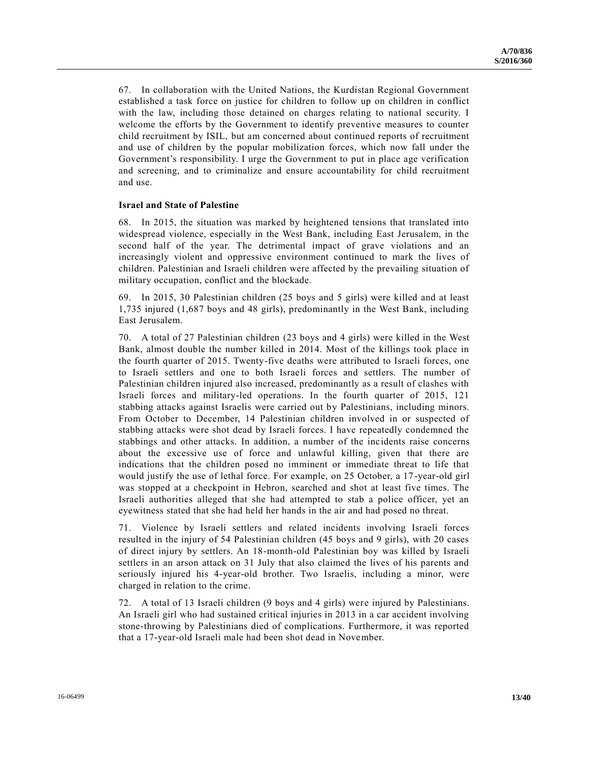67. In collaboration with the United Nations, the Kurdistan Regional Government established a task force on justice for children to follow up on children in conflict with the law, including those detained on charges relating to national security. I welcome the efforts by the Government to identify preventive measures to counter child recruitment by ISIL, but am concerned about continued reports of recruitment and use of children by the popular mobilization forces, which now fall under the Government's responsibility. I urge the Government to put in place age verification and screening, and to criminalize and ensure accountability for child recruitment and use.

**Israel and State of Palestine**

68. In 2015, the situation was marked by heightened tensions that translated into widespread violence, especially in the West Bank, including East Jerusalem, in the second half of the year. The detrimental impact of grave violations and an increasingly violent and oppressive environment continued to mark the lives of children. Palestinian and Israeli children were affected by the prevailing situation of military occupation, conflict and the blockade.

69. In 2015, 30 Palestinian children (25 boys and 5 girls) were killed and at least 1,735 injured (1,687 boys and 48 girls), predominantly in the West Bank, including East Jerusalem.

70. A total of 27 Palestinian children (23 boys and 4 girls) were killed in the West Bank, almost double the number killed in 2014. Most of the killings took place in the fourth quarter of 2015. Twenty-five deaths were attributed to Israeli forces, one to Israeli settlers and one to both Israeli forces and settlers. The number of Palestinian children injured also increased, predominantly as a result of clashes with Israeli forces and military-led operations. In the fourth quarter of 2015, 121 stabbing attacks against Israelis were carried out by Palestinians, including minors. From October to December, 14 Palestinian children involved in or suspected of stabbing attacks were shot dead by Israeli forces. I have repeatedly condemned the stabbings and other attacks. In addition, a number of the incidents raise concerns about the excessive use of force and unlawful killing, given that there are indications that the children posed no imminent or immediate threat to life that would justify the use of lethal force. For example, on 25 October, a 17-year-old girl was stopped at a checkpoint in Hebron, searched and shot at least five times. The Israeli authorities alleged that she had attempted to stab a police officer, yet an eyewitness stated that she had held her hands in the air and had posed no threat.

71. Violence by Israeli settlers and related incidents involving Israeli forces resulted in the injury of 54 Palestinian children (45 boys and 9 girls), with 20 cases of direct injury by settlers. An 18-month-old Palestinian boy was killed by Israeli settlers in an arson attack on 31 July that also claimed the lives of his parents and seriously injured his 4-year-old brother. Two Israelis, including a minor, were charged in relation to the crime.

72. A total of 13 Israeli children (9 boys and 4 girls) were injured by Palestinians. An Israeli girl who had sustained critical injuries in 2013 in a car accident involving stone-throwing by Palestinians died of complications. Furthermore, it was reported that a 17-year-old Israeli male had been shot dead in November.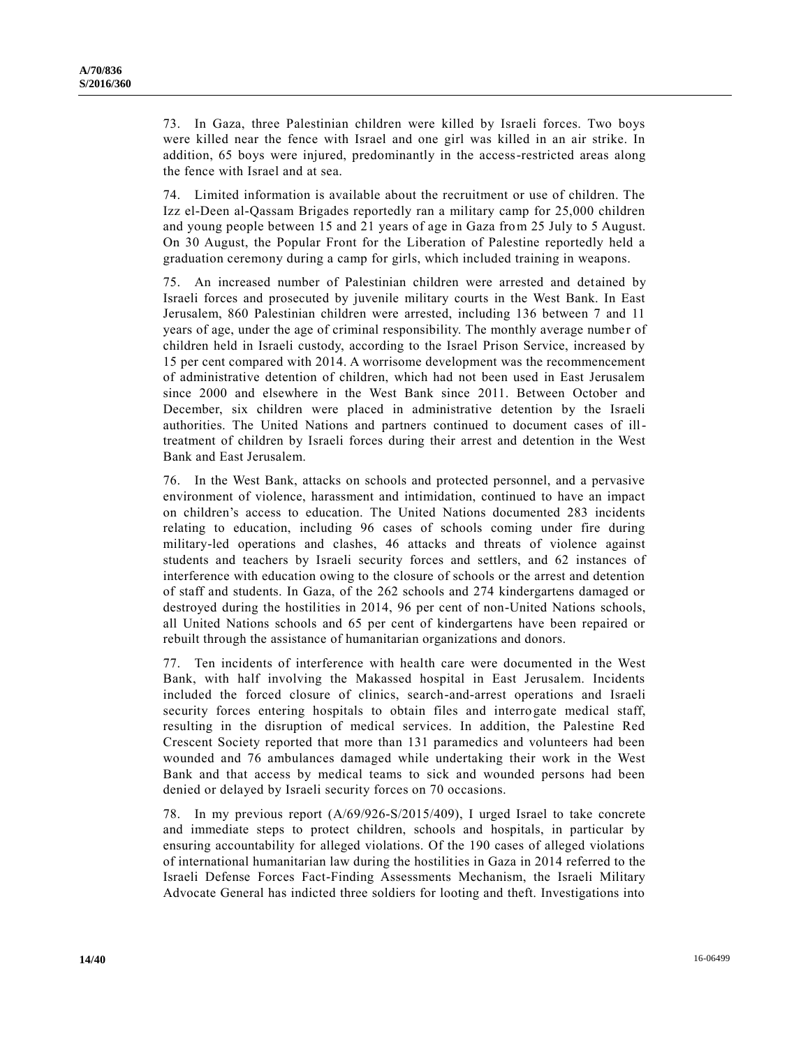73. In Gaza, three Palestinian children were killed by Israeli forces. Two boys were killed near the fence with Israel and one girl was killed in an air strike. In addition, 65 boys were injured, predominantly in the access-restricted areas along the fence with Israel and at sea.

74. Limited information is available about the recruitment or use of children. The Izz el-Deen al-Qassam Brigades reportedly ran a military camp for 25,000 children and young people between 15 and 21 years of age in Gaza from 25 July to 5 August. On 30 August, the Popular Front for the Liberation of Palestine reportedly held a graduation ceremony during a camp for girls, which included training in weapons.

75. An increased number of Palestinian children were arrested and detained by Israeli forces and prosecuted by juvenile military courts in the West Bank. In East Jerusalem, 860 Palestinian children were arrested, including 136 between 7 and 11 years of age, under the age of criminal responsibility. The monthly average number of children held in Israeli custody, according to the Israel Prison Service, increased by 15 per cent compared with 2014. A worrisome development was the recommencement of administrative detention of children, which had not been used in East Jerusalem since 2000 and elsewhere in the West Bank since 2011. Between October and December, six children were placed in administrative detention by the Israeli authorities. The United Nations and partners continued to document cases of ill-treatment of children by Israeli forces during their arrest and detention in the West Bank and East Jerusalem.

76. In the West Bank, attacks on schools and protected personnel, and a pervasive environment of violence, harassment and intimidation, continued to have an impact on children's access to education. The United Nations documented 283 incidents relating to education, including 96 cases of schools coming under fire during military-led operations and clashes, 46 attacks and threats of violence against students and teachers by Israeli security forces and settlers, and 62 instances of interference with education owing to the closure of schools or the arrest and detention of staff and students. In Gaza, of the 262 schools and 274 kindergartens damaged or destroyed during the hostilities in 2014, 96 per cent of non-United Nations schools, all United Nations schools and 65 per cent of kindergartens have been repaired or rebuilt through the assistance of humanitarian organizations and donors.

77. Ten incidents of interference with health care were documented in the West Bank, with half involving the Makassed hospital in East Jerusalem. Incidents included the forced closure of clinics, search-and-arrest operations and Israeli security forces entering hospitals to obtain files and interrogate medical staff, resulting in the disruption of medical services. In addition, the Palestine Red Crescent Society reported that more than 131 paramedics and volunteers had been wounded and 76 ambulances damaged while undertaking their work in the West Bank and that access by medical teams to sick and wounded persons had been denied or delayed by Israeli security forces on 70 occasions.

78. In my previous report (A/69/926-S/2015/409), I urged Israel to take concrete and immediate steps to protect children, schools and hospitals, in particular by ensuring accountability for alleged violations. Of the 190 cases of alleged violations of international humanitarian law during the hostilities in Gaza in 2014 referred to the Israeli Defense Forces Fact-Finding Assessments Mechanism, the Israeli Military Advocate General has indicted three soldiers for looting and theft. Investigations into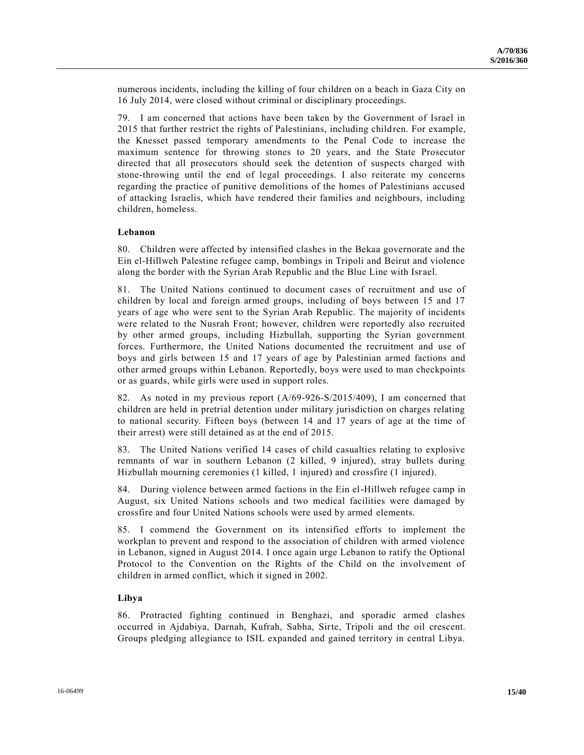numerous incidents, including the killing of four children on a beach in Gaza City on 16 July 2014, were closed without criminal or disciplinary proceedings.

79. I am concerned that actions have been taken by the Government of Israel in 2015 that further restrict the rights of Palestinians, including children. For example, the Knesset passed temporary amendments to the Penal Code to increase the maximum sentence for throwing stones to 20 years, and the State Prosecutor directed that all prosecutors should seek the detention of suspects charged with stone-throwing until the end of legal proceedings. I also reiterate my concerns regarding the practice of punitive demolitions of the homes of Palestinians accused of attacking Israelis, which have rendered their families and neighbours, including children, homeless.

### Lebanon

80. Children were affected by intensified clashes in the Bekaa governorate and the Ein el-Hillweh Palestine refugee camp, bombings in Tripoli and Beirut and violence along the border with the Syrian Arab Republic and the Blue Line with Israel.

81. The United Nations continued to document cases of recruitment and use of children by local and foreign armed groups, including of boys between 15 and 17 years of age who were sent to the Syrian Arab Republic. The majority of incidents were related to the Nusrah Front; however, children were reportedly also recruited by other armed groups, including Hizbullah, supporting the Syrian government forces. Furthermore, the United Nations documented the recruitment and use of boys and girls between 15 and 17 years of age by Palestinian armed factions and other armed groups within Lebanon. Reportedly, boys were used to man checkpoints or as guards, while girls were used in support roles.

82. As noted in my previous report (A/69-926-S/2015/409), I am concerned that children are held in pretrial detention under military jurisdiction on charges relating to national security. Fifteen boys (between 14 and 17 years of age at the time of their arrest) were still detained as at the end of 2015.

83. The United Nations verified 14 cases of child casualties relating to explosive remnants of war in southern Lebanon (2 killed, 9 injured), stray bullets during Hizbullah mourning ceremonies (1 killed, 1 injured) and crossfire (1 injured).

84. During violence between armed factions in the Ein el-Hillweh refugee camp in August, six United Nations schools and two medical facilities were damaged by crossfire and four United Nations schools were used by armed elements.

85. I commend the Government on its intensified efforts to implement the workplan to prevent and respond to the association of children with armed violence in Lebanon, signed in August 2014. I once again urge Lebanon to ratify the Optional Protocol to the Convention on the Rights of the Child on the involvement of children in armed conflict, which it signed in 2002.

### Libya

86. Protracted fighting continued in Benghazi, and sporadic armed clashes occurred in Ajdabiya, Darnah, Kufrah, Sabha, Sirte, Tripoli and the oil crescent. Groups pledging allegiance to ISIL expanded and gained territory in central Libya.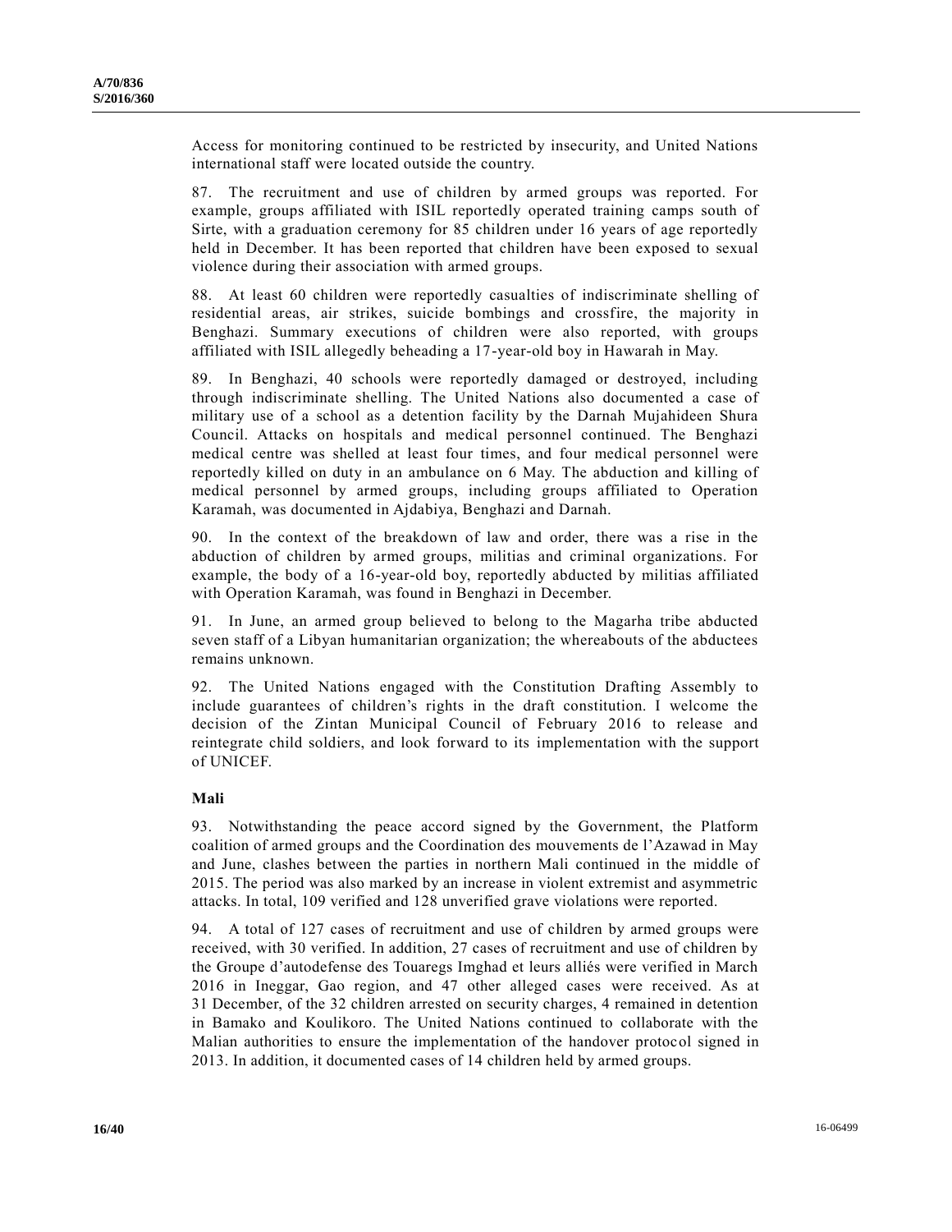Access for monitoring continued to be restricted by insecurity, and United Nations international staff were located outside the country.

87. The recruitment and use of children by armed groups was reported. For example, groups affiliated with ISIL reportedly operated training camps south of Sirte, with a graduation ceremony for 85 children under 16 years of age reportedly held in December. It has been reported that children have been exposed to sexual violence during their association with armed groups.

88. At least 60 children were reportedly casualties of indiscriminate shelling of residential areas, air strikes, suicide bombings and crossfire, the majority in Benghazi. Summary executions of children were also reported, with groups affiliated with ISIL allegedly beheading a 17-year-old boy in Hawarah in May.

89. In Benghazi, 40 schools were reportedly damaged or destroyed, including through indiscriminate shelling. The United Nations also documented a case of military use of a school as a detention facility by the Darnah Mujahideen Shura Council. Attacks on hospitals and medical personnel continued. The Benghazi medical centre was shelled at least four times, and four medical personnel were reportedly killed on duty in an ambulance on 6 May. The abduction and killing of medical personnel by armed groups, including groups affiliated to Operation Karamah, was documented in Ajdabiya, Benghazi and Darnah.

90. In the context of the breakdown of law and order, there was a rise in the abduction of children by armed groups, militias and criminal organizations. For example, the body of a 16-year-old boy, reportedly abducted by militias affiliated with Operation Karamah, was found in Benghazi in December.

91. In June, an armed group believed to belong to the Magarha tribe abducted seven staff of a Libyan humanitarian organization; the whereabouts of the abductees remains unknown.

92. The United Nations engaged with the Constitution Drafting Assembly to include guarantees of children's rights in the draft constitution. I welcome the decision of the Zintan Municipal Council of February 2016 to release and reintegrate child soldiers, and look forward to its implementation with the support of UNICEF.

### Mali

93. Notwithstanding the peace accord signed by the Government, the Platform coalition of armed groups and the Coordination des mouvements de l'Azawad in May and June, clashes between the parties in northern Mali continued in the middle of 2015. The period was also marked by an increase in violent extremist and asymmetric attacks. In total, 109 verified and 128 unverified grave violations were reported.

94. A total of 127 cases of recruitment and use of children by armed groups were received, with 30 verified. In addition, 27 cases of recruitment and use of children by the Groupe d'autodefense des Touaregs Imghad et leurs alliés were verified in March 2016 in Ineggar, Gao region, and 47 other alleged cases were received. As at 31 December, of the 32 children arrested on security charges, 4 remained in detention in Bamako and Koulikoro. The United Nations continued to collaborate with the Malian authorities to ensure the implementation of the handover protocol signed in 2013. In addition, it documented cases of 14 children held by armed groups.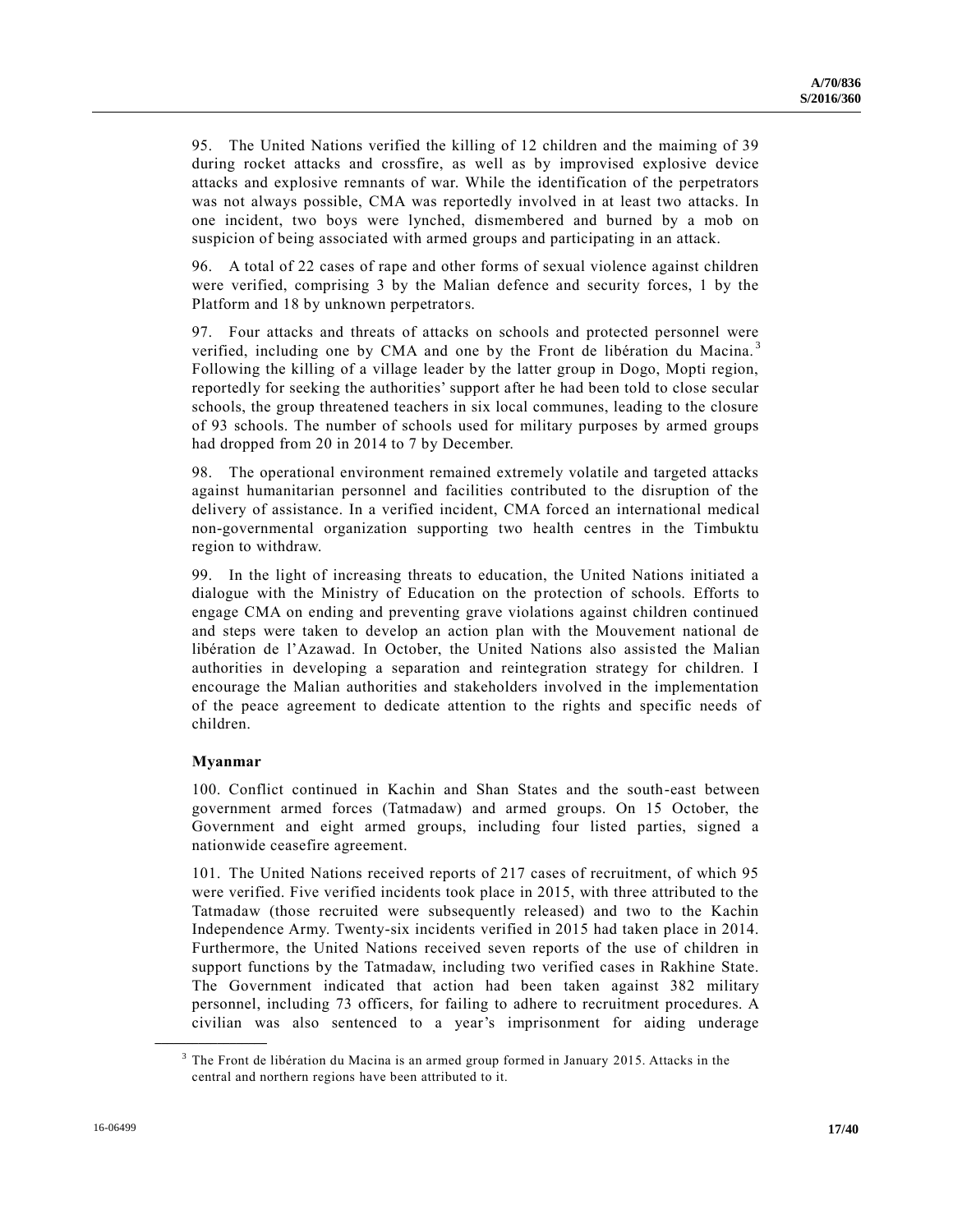95. The United Nations verified the killing of 12 children and the maiming of 39 during rocket attacks and crossfire, as well as by improvised explosive device attacks and explosive remnants of war. While the identification of the perpetrators was not always possible, CMA was reportedly involved in at least two attacks. In one incident, two boys were lynched, dismembered and burned by a mob on suspicion of being associated with armed groups and participating in an attack.

96. A total of 22 cases of rape and other forms of sexual violence against children were verified, comprising 3 by the Malian defence and security forces, 1 by the Platform and 18 by unknown perpetrators.

97. Four attacks and threats of attacks on schools and protected personnel were verified, including one by CMA and one by the Front de libération du Macina.[3] Following the killing of a village leader by the latter group in Dogo, Mopti region, reportedly for seeking the authorities' support after he had been told to close secular schools, the group threatened teachers in six local communes, leading to the closure of 93 schools. The number of schools used for military purposes by armed groups had dropped from 20 in 2014 to 7 by December.

98. The operational environment remained extremely volatile and targeted attacks against humanitarian personnel and facilities contributed to the disruption of the delivery of assistance. In a verified incident, CMA forced an international medical non-governmental organization supporting two health centres in the Timbuktu region to withdraw.

99. In the light of increasing threats to education, the United Nations initiated a dialogue with the Ministry of Education on the protection of schools. Efforts to engage CMA on ending and preventing grave violations against children continued and steps were taken to develop an action plan with the Mouvement national de libération de l'Azawad. In October, the United Nations also assisted the Malian authorities in developing a separation and reintegration strategy for children. I encourage the Malian authorities and stakeholders involved in the implementation of the peace agreement to dedicate attention to the rights and specific needs of children.

**Myanmar**

100. Conflict continued in Kachin and Shan States and the south-east between government armed forces (Tatmadaw) and armed groups. On 15 October, the Government and eight armed groups, including four listed parties, signed a nationwide ceasefire agreement.

101. The United Nations received reports of 217 cases of recruitment, of which 95 were verified. Five verified incidents took place in 2015, with three attributed to the Tatmadaw (those recruited were subsequently released) and two to the Kachin Independence Army. Twenty-six incidents verified in 2015 had taken place in 2014. Furthermore, the United Nations received seven reports of the use of children in support functions by the Tatmadaw, including two verified cases in Rakhine State. The Government indicated that action had been taken against 382 military personnel, including 73 officers, for failing to adhere to recruitment procedures. A civilian was also sentenced to a year's imprisonment for aiding underage

[3] The Front de libération du Macina is an armed group formed in January 2015. Attacks in the central and northern regions have been attributed to it.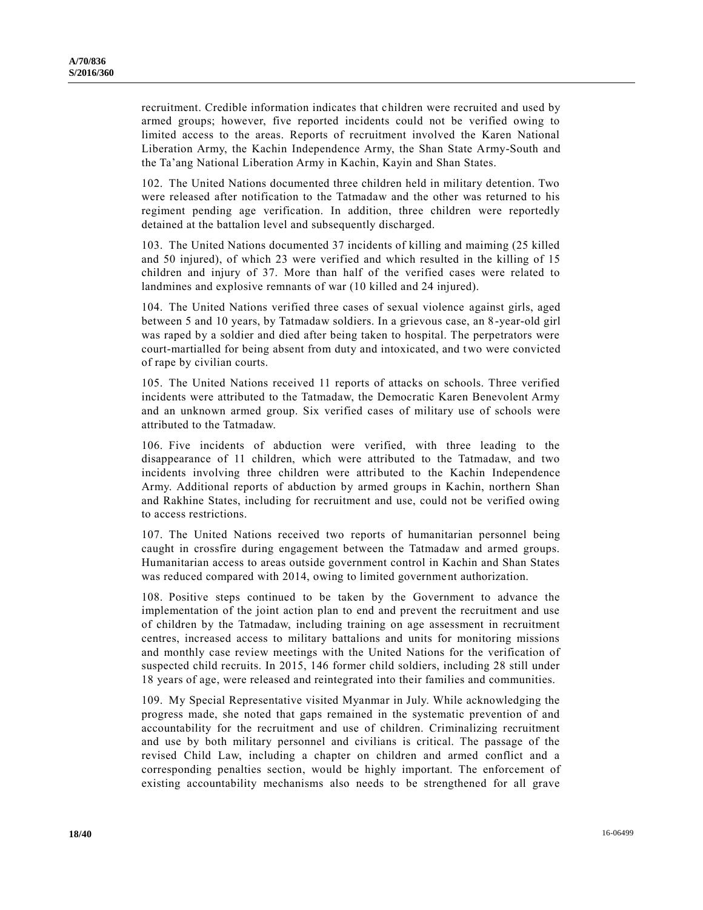recruitment. Credible information indicates that children were recruited and used by armed groups; however, five reported incidents could not be verified owing to limited access to the areas. Reports of recruitment involved the Karen National Liberation Army, the Kachin Independence Army, the Shan State Army-South and the Ta'ang National Liberation Army in Kachin, Kayin and Shan States.

102. The United Nations documented three children held in military detention. Two were released after notification to the Tatmadaw and the other was returned to his regiment pending age verification. In addition, three children were reportedly detained at the battalion level and subsequently discharged.

103. The United Nations documented 37 incidents of killing and maiming (25 killed and 50 injured), of which 23 were verified and which resulted in the killing of 15 children and injury of 37. More than half of the verified cases were related to landmines and explosive remnants of war (10 killed and 24 injured).

104. The United Nations verified three cases of sexual violence against girls, aged between 5 and 10 years, by Tatmadaw soldiers. In a grievous case, an 8-year-old girl was raped by a soldier and died after being taken to hospital. The perpetrators were court-martialled for being absent from duty and intoxicated, and two were convicted of rape by civilian courts.

105. The United Nations received 11 reports of attacks on schools. Three verified incidents were attributed to the Tatmadaw, the Democratic Karen Benevolent Army and an unknown armed group. Six verified cases of military use of schools were attributed to the Tatmadaw.

106. Five incidents of abduction were verified, with three leading to the disappearance of 11 children, which were attributed to the Tatmadaw, and two incidents involving three children were attributed to the Kachin Independence Army. Additional reports of abduction by armed groups in Kachin, northern Shan and Rakhine States, including for recruitment and use, could not be verified owing to access restrictions.

107. The United Nations received two reports of humanitarian personnel being caught in crossfire during engagement between the Tatmadaw and armed groups. Humanitarian access to areas outside government control in Kachin and Shan States was reduced compared with 2014, owing to limited government authorization.

108. Positive steps continued to be taken by the Government to advance the implementation of the joint action plan to end and prevent the recruitment and use of children by the Tatmadaw, including training on age assessment in recruitment centres, increased access to military battalions and units for monitoring missions and monthly case review meetings with the United Nations for the verification of suspected child recruits. In 2015, 146 former child soldiers, including 28 still under 18 years of age, were released and reintegrated into their families and communities.

109. My Special Representative visited Myanmar in July. While acknowledging the progress made, she noted that gaps remained in the systematic prevention of and accountability for the recruitment and use of children. Criminalizing recruitment and use by both military personnel and civilians is critical. The passage of the revised Child Law, including a chapter on children and armed conflict and a corresponding penalties section, would be highly important. The enforcement of existing accountability mechanisms also needs to be strengthened for all grave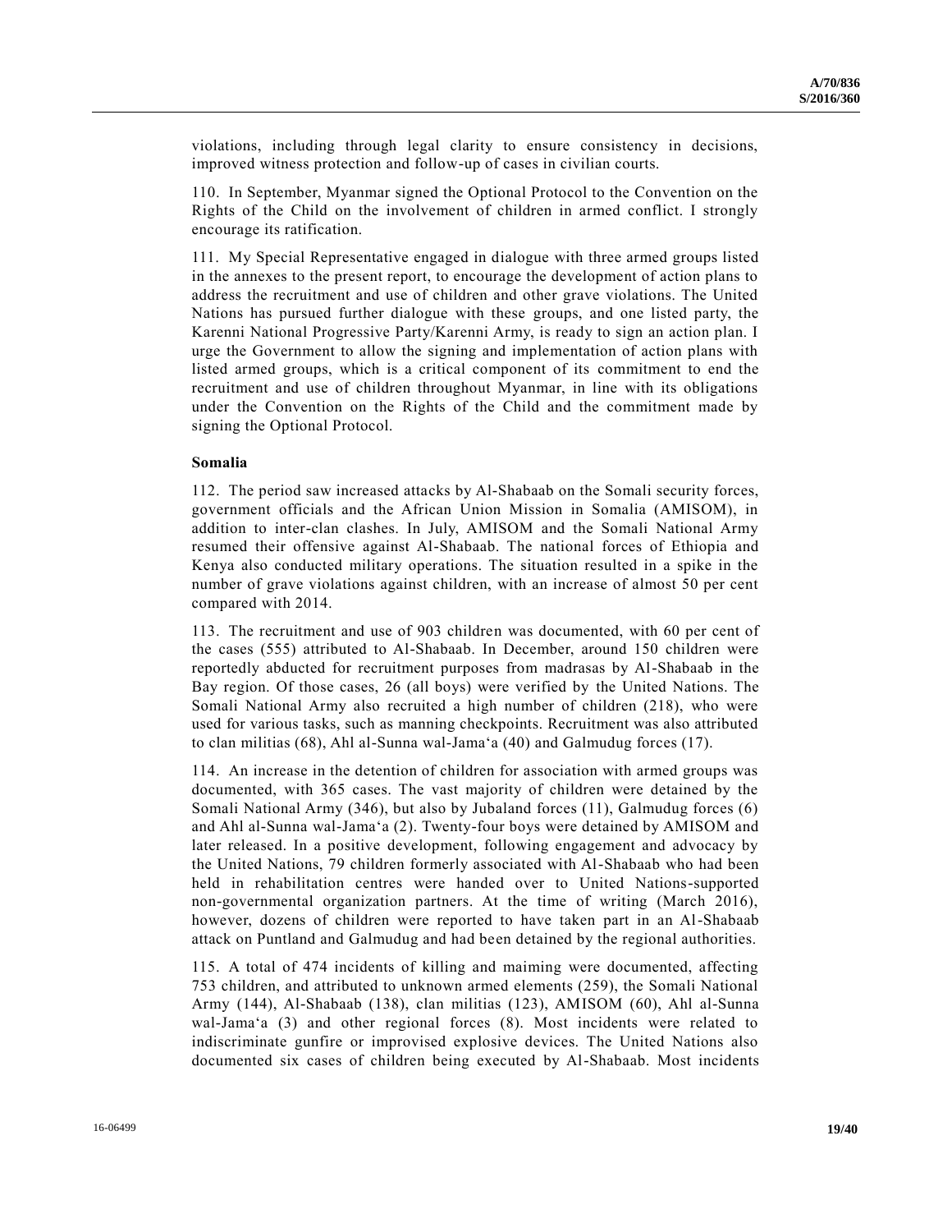violations, including through legal clarity to ensure consistency in decisions, improved witness protection and follow-up of cases in civilian courts.

110. In September, Myanmar signed the Optional Protocol to the Convention on the Rights of the Child on the involvement of children in armed conflict. I strongly encourage its ratification.

111. My Special Representative engaged in dialogue with three armed groups listed in the annexes to the present report, to encourage the development of action plans to address the recruitment and use of children and other grave violations. The United Nations has pursued further dialogue with these groups, and one listed party, the Karenni National Progressive Party/Karenni Army, is ready to sign an action plan. I urge the Government to allow the signing and implementation of action plans with listed armed groups, which is a critical component of its commitment to end the recruitment and use of children throughout Myanmar, in line with its obligations under the Convention on the Rights of the Child and the commitment made by signing the Optional Protocol.

**Somalia**

112. The period saw increased attacks by Al-Shabaab on the Somali security forces, government officials and the African Union Mission in Somalia (AMISOM), in addition to inter-clan clashes. In July, AMISOM and the Somali National Army resumed their offensive against Al-Shabaab. The national forces of Ethiopia and Kenya also conducted military operations. The situation resulted in a spike in the number of grave violations against children, with an increase of almost 50 per cent compared with 2014.

113. The recruitment and use of 903 children was documented, with 60 per cent of the cases (555) attributed to Al-Shabaab. In December, around 150 children were reportedly abducted for recruitment purposes from madrasas by Al-Shabaab in the Bay region. Of those cases, 26 (all boys) were verified by the United Nations. The Somali National Army also recruited a high number of children (218), who were used for various tasks, such as manning checkpoints. Recruitment was also attributed to clan militias (68), Ahl al-Sunna wal-Jama'a (40) and Galmudug forces (17).

114. An increase in the detention of children for association with armed groups was documented, with 365 cases. The vast majority of children were detained by the Somali National Army (346), but also by Jubaland forces (11), Galmudug forces (6) and Ahl al-Sunna wal-Jama'a (2). Twenty-four boys were detained by AMISOM and later released. In a positive development, following engagement and advocacy by the United Nations, 79 children formerly associated with Al-Shabaab who had been held in rehabilitation centres were handed over to United Nations-supported non-governmental organization partners. At the time of writing (March 2016), however, dozens of children were reported to have taken part in an Al-Shabaab attack on Puntland and Galmudug and had been detained by the regional authorities.

115. A total of 474 incidents of killing and maiming were documented, affecting 753 children, and attributed to unknown armed elements (259), the Somali National Army (144), Al-Shabaab (138), clan militias (123), AMISOM (60), Ahl al-Sunna wal-Jama'a (3) and other regional forces (8). Most incidents were related to indiscriminate gunfire or improvised explosive devices. The United Nations also documented six cases of children being executed by Al-Shabaab. Most incidents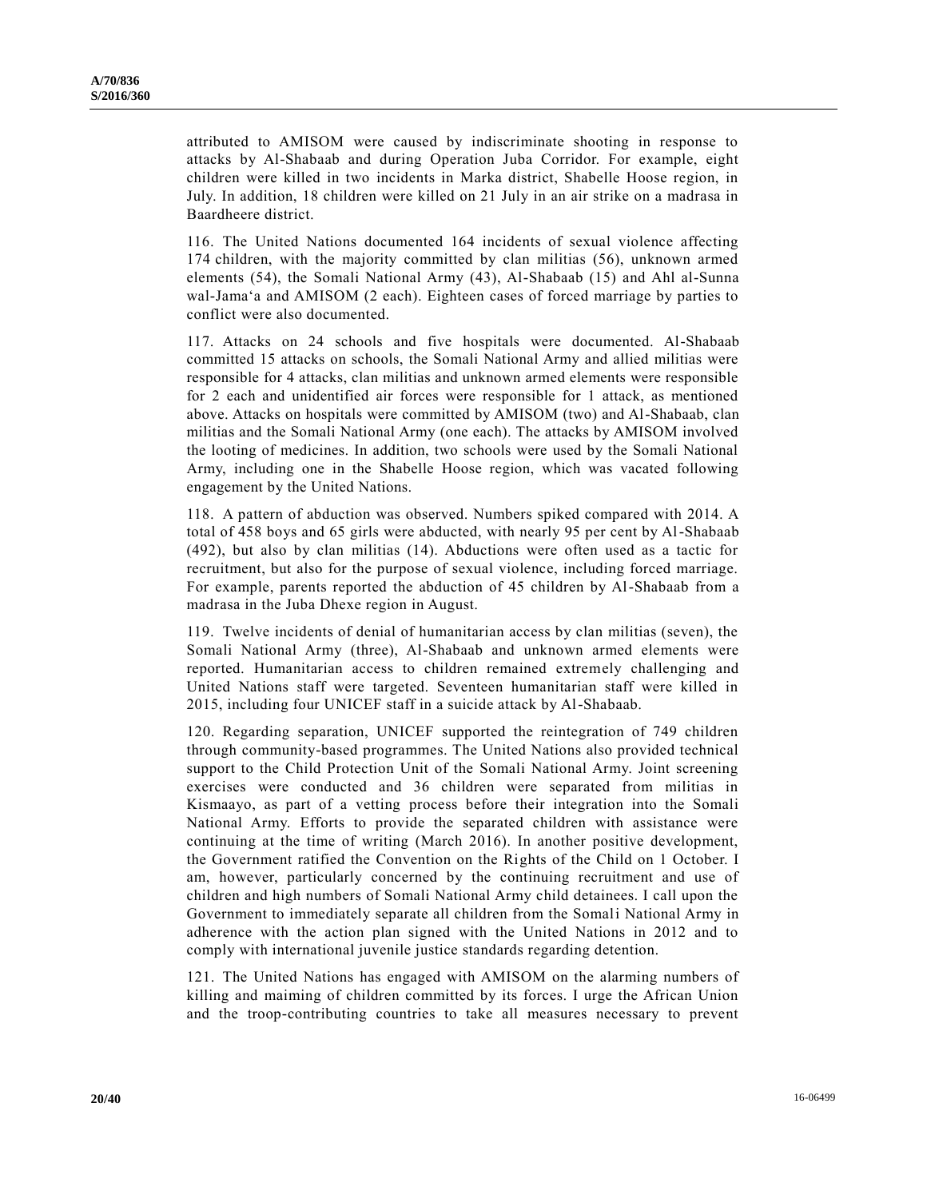attributed to AMISOM were caused by indiscriminate shooting in response to attacks by Al-Shabaab and during Operation Juba Corridor. For example, eight children were killed in two incidents in Marka district, Shabelle Hoose region, in July. In addition, 18 children were killed on 21 July in an air strike on a madrasa in Baardheere district.

116. The United Nations documented 164 incidents of sexual violence affecting 174 children, with the majority committed by clan militias (56), unknown armed elements (54), the Somali National Army (43), Al-Shabaab (15) and Ahl al-Sunna wal-Jama'a and AMISOM (2 each). Eighteen cases of forced marriage by parties to conflict were also documented.

117. Attacks on 24 schools and five hospitals were documented. Al-Shabaab committed 15 attacks on schools, the Somali National Army and allied militias were responsible for 4 attacks, clan militias and unknown armed elements were responsible for 2 each and unidentified air forces were responsible for 1 attack, as mentioned above. Attacks on hospitals were committed by AMISOM (two) and Al-Shabaab, clan militias and the Somali National Army (one each). The attacks by AMISOM involved the looting of medicines. In addition, two schools were used by the Somali National Army, including one in the Shabelle Hoose region, which was vacated following engagement by the United Nations.

118. A pattern of abduction was observed. Numbers spiked compared with 2014. A total of 458 boys and 65 girls were abducted, with nearly 95 per cent by Al-Shabaab (492), but also by clan militias (14). Abductions were often used as a tactic for recruitment, but also for the purpose of sexual violence, including forced marriage. For example, parents reported the abduction of 45 children by Al-Shabaab from a madrasa in the Juba Dhexe region in August.

119. Twelve incidents of denial of humanitarian access by clan militias (seven), the Somali National Army (three), Al-Shabaab and unknown armed elements were reported. Humanitarian access to children remained extremely challenging and United Nations staff were targeted. Seventeen humanitarian staff were killed in 2015, including four UNICEF staff in a suicide attack by Al-Shabaab.

120. Regarding separation, UNICEF supported the reintegration of 749 children through community-based programmes. The United Nations also provided technical support to the Child Protection Unit of the Somali National Army. Joint screening exercises were conducted and 36 children were separated from militias in Kismaayo, as part of a vetting process before their integration into the Somali National Army. Efforts to provide the separated children with assistance were continuing at the time of writing (March 2016). In another positive development, the Government ratified the Convention on the Rights of the Child on 1 October. I am, however, particularly concerned by the continuing recruitment and use of children and high numbers of Somali National Army child detainees. I call upon the Government to immediately separate all children from the Somali National Army in adherence with the action plan signed with the United Nations in 2012 and to comply with international juvenile justice standards regarding detention.

121. The United Nations has engaged with AMISOM on the alarming numbers of killing and maiming of children committed by its forces. I urge the African Union and the troop-contributing countries to take all measures necessary to prevent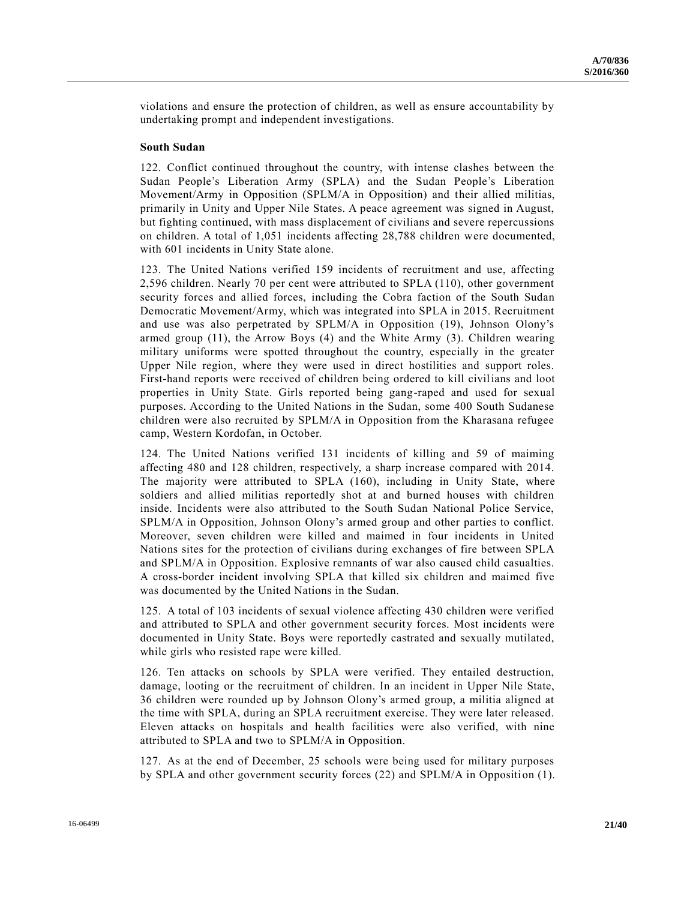violations and ensure the protection of children, as well as ensure accountability by undertaking prompt and independent investigations.

**South Sudan**

122. Conflict continued throughout the country, with intense clashes between the Sudan People's Liberation Army (SPLA) and the Sudan People's Liberation Movement/Army in Opposition (SPLM/A in Opposition) and their allied militias, primarily in Unity and Upper Nile States. A peace agreement was signed in August, but fighting continued, with mass displacement of civilians and severe repercussions on children. A total of 1,051 incidents affecting 28,788 children were documented, with 601 incidents in Unity State alone.

123. The United Nations verified 159 incidents of recruitment and use, affecting 2,596 children. Nearly 70 per cent were attributed to SPLA (110), other government security forces and allied forces, including the Cobra faction of the South Sudan Democratic Movement/Army, which was integrated into SPLA in 2015. Recruitment and use was also perpetrated by SPLM/A in Opposition (19), Johnson Olony's armed group (11), the Arrow Boys (4) and the White Army (3). Children wearing military uniforms were spotted throughout the country, especially in the greater Upper Nile region, where they were used in direct hostilities and support roles. First-hand reports were received of children being ordered to kill civilians and loot properties in Unity State. Girls reported being gang-raped and used for sexual purposes. According to the United Nations in the Sudan, some 400 South Sudanese children were also recruited by SPLM/A in Opposition from the Kharasana refugee camp, Western Kordofan, in October.

124. The United Nations verified 131 incidents of killing and 59 of maiming affecting 480 and 128 children, respectively, a sharp increase compared with 2014. The majority were attributed to SPLA (160), including in Unity State, where soldiers and allied militias reportedly shot at and burned houses with children inside. Incidents were also attributed to the South Sudan National Police Service, SPLM/A in Opposition, Johnson Olony's armed group and other parties to conflict. Moreover, seven children were killed and maimed in four incidents in United Nations sites for the protection of civilians during exchanges of fire between SPLA and SPLM/A in Opposition. Explosive remnants of war also caused child casualties. A cross-border incident involving SPLA that killed six children and maimed five was documented by the United Nations in the Sudan.

125. A total of 103 incidents of sexual violence affecting 430 children were verified and attributed to SPLA and other government security forces. Most incidents were documented in Unity State. Boys were reportedly castrated and sexually mutilated, while girls who resisted rape were killed.

126. Ten attacks on schools by SPLA were verified. They entailed destruction, damage, looting or the recruitment of children. In an incident in Upper Nile State, 36 children were rounded up by Johnson Olony's armed group, a militia aligned at the time with SPLA, during an SPLA recruitment exercise. They were later released. Eleven attacks on hospitals and health facilities were also verified, with nine attributed to SPLA and two to SPLM/A in Opposition.

127. As at the end of December, 25 schools were being used for military purposes by SPLA and other government security forces (22) and SPLM/A in Opposition (1).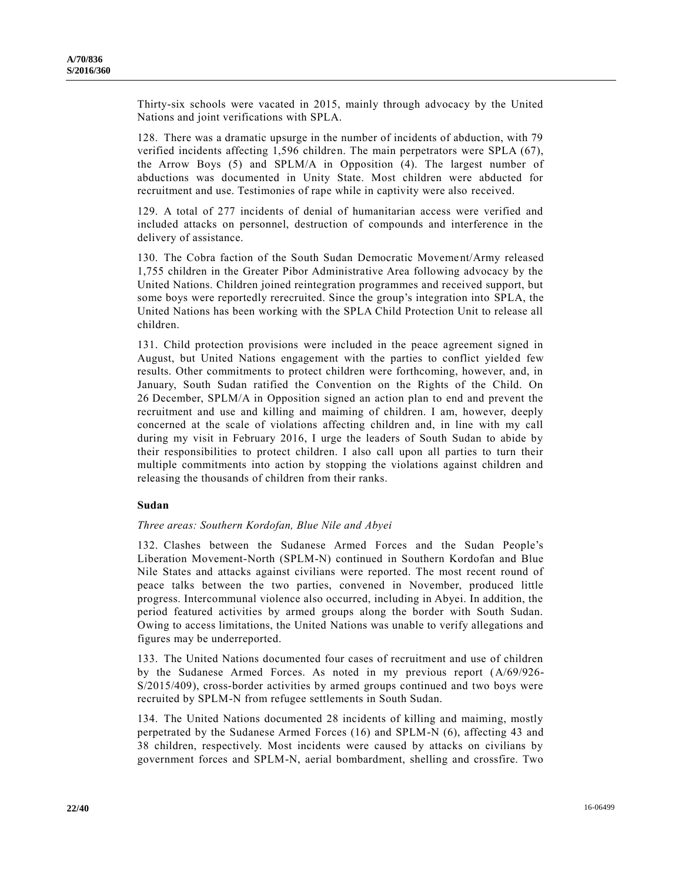Thirty-six schools were vacated in 2015, mainly through advocacy by the United Nations and joint verifications with SPLA.

128. There was a dramatic upsurge in the number of incidents of abduction, with 79 verified incidents affecting 1,596 children. The main perpetrators were SPLA (67), the Arrow Boys (5) and SPLM/A in Opposition (4). The largest number of abductions was documented in Unity State. Most children were abducted for recruitment and use. Testimonies of rape while in captivity were also received.

129. A total of 277 incidents of denial of humanitarian access were verified and included attacks on personnel, destruction of compounds and interference in the delivery of assistance.

130. The Cobra faction of the South Sudan Democratic Movement/Army released 1,755 children in the Greater Pibor Administrative Area following advocacy by the United Nations. Children joined reintegration programmes and received support, but some boys were reportedly rerecruited. Since the group's integration into SPLA, the United Nations has been working with the SPLA Child Protection Unit to release all children.

131. Child protection provisions were included in the peace agreement signed in August, but United Nations engagement with the parties to conflict yielded few results. Other commitments to protect children were forthcoming, however, and, in January, South Sudan ratified the Convention on the Rights of the Child. On 26 December, SPLM/A in Opposition signed an action plan to end and prevent the recruitment and use and killing and maiming of children. I am, however, deeply concerned at the scale of violations affecting children and, in line with my call during my visit in February 2016, I urge the leaders of South Sudan to abide by their responsibilities to protect children. I also call upon all parties to turn their multiple commitments into action by stopping the violations against children and releasing the thousands of children from their ranks.

### Sudan

*Three areas: Southern Kordofan, Blue Nile and Abyei*

132. Clashes between the Sudanese Armed Forces and the Sudan People's Liberation Movement-North (SPLM-N) continued in Southern Kordofan and Blue Nile States and attacks against civilians were reported. The most recent round of peace talks between the two parties, convened in November, produced little progress. Intercommunal violence also occurred, including in Abyei. In addition, the period featured activities by armed groups along the border with South Sudan. Owing to access limitations, the United Nations was unable to verify allegations and figures may be underreported.

133. The United Nations documented four cases of recruitment and use of children by the Sudanese Armed Forces. As noted in my previous report (A/69/926-S/2015/409), cross-border activities by armed groups continued and two boys were recruited by SPLM-N from refugee settlements in South Sudan.

134. The United Nations documented 28 incidents of killing and maiming, mostly perpetrated by the Sudanese Armed Forces (16) and SPLM-N (6), affecting 43 and 38 children, respectively. Most incidents were caused by attacks on civilians by government forces and SPLM-N, aerial bombardment, shelling and crossfire. Two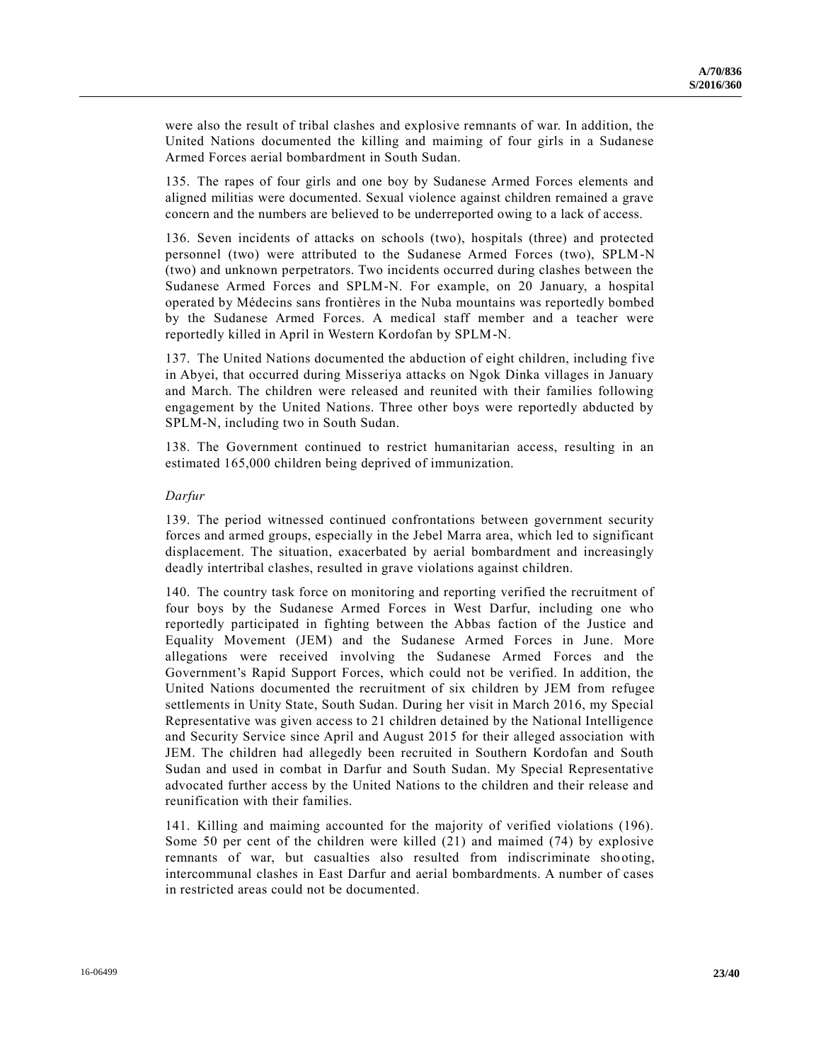were also the result of tribal clashes and explosive remnants of war. In addition, the United Nations documented the killing and maiming of four girls in a Sudanese Armed Forces aerial bombardment in South Sudan.

135. The rapes of four girls and one boy by Sudanese Armed Forces elements and aligned militias were documented. Sexual violence against children remained a grave concern and the numbers are believed to be underreported owing to a lack of access.

136. Seven incidents of attacks on schools (two), hospitals (three) and protected personnel (two) were attributed to the Sudanese Armed Forces (two), SPLM-N (two) and unknown perpetrators. Two incidents occurred during clashes between the Sudanese Armed Forces and SPLM-N. For example, on 20 January, a hospital operated by Médecins sans frontières in the Nuba mountains was reportedly bombed by the Sudanese Armed Forces. A medical staff member and a teacher were reportedly killed in April in Western Kordofan by SPLM-N.

137. The United Nations documented the abduction of eight children, including five in Abyei, that occurred during Misseriya attacks on Ngok Dinka villages in January and March. The children were released and reunited with their families following engagement by the United Nations. Three other boys were reportedly abducted by SPLM-N, including two in South Sudan.

138. The Government continued to restrict humanitarian access, resulting in an estimated 165,000 children being deprived of immunization.

*Darfur*

139. The period witnessed continued confrontations between government security forces and armed groups, especially in the Jebel Marra area, which led to significant displacement. The situation, exacerbated by aerial bombardment and increasingly deadly intertribal clashes, resulted in grave violations against children.

140. The country task force on monitoring and reporting verified the recruitment of four boys by the Sudanese Armed Forces in West Darfur, including one who reportedly participated in fighting between the Abbas faction of the Justice and Equality Movement (JEM) and the Sudanese Armed Forces in June. More allegations were received involving the Sudanese Armed Forces and the Government's Rapid Support Forces, which could not be verified. In addition, the United Nations documented the recruitment of six children by JEM from refugee settlements in Unity State, South Sudan. During her visit in March 2016, my Special Representative was given access to 21 children detained by the National Intelligence and Security Service since April and August 2015 for their alleged association with JEM. The children had allegedly been recruited in Southern Kordofan and South Sudan and used in combat in Darfur and South Sudan. My Special Representative advocated further access by the United Nations to the children and their release and reunification with their families.

141. Killing and maiming accounted for the majority of verified violations (196). Some 50 per cent of the children were killed (21) and maimed (74) by explosive remnants of war, but casualties also resulted from indiscriminate shooting, intercommunal clashes in East Darfur and aerial bombardments. A number of cases in restricted areas could not be documented.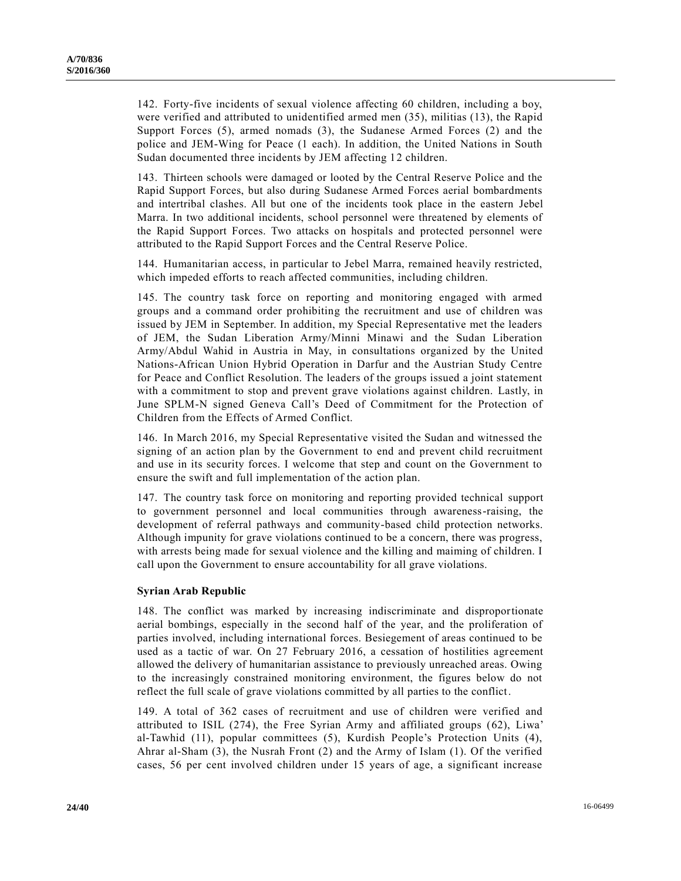142. Forty-five incidents of sexual violence affecting 60 children, including a boy, were verified and attributed to unidentified armed men (35), militias (13), the Rapid Support Forces (5), armed nomads (3), the Sudanese Armed Forces (2) and the police and JEM-Wing for Peace (1 each). In addition, the United Nations in South Sudan documented three incidents by JEM affecting 12 children.

143. Thirteen schools were damaged or looted by the Central Reserve Police and the Rapid Support Forces, but also during Sudanese Armed Forces aerial bombardments and intertribal clashes. All but one of the incidents took place in the eastern Jebel Marra. In two additional incidents, school personnel were threatened by elements of the Rapid Support Forces. Two attacks on hospitals and protected personnel were attributed to the Rapid Support Forces and the Central Reserve Police.

144. Humanitarian access, in particular to Jebel Marra, remained heavily restricted, which impeded efforts to reach affected communities, including children.

145. The country task force on reporting and monitoring engaged with armed groups and a command order prohibiting the recruitment and use of children was issued by JEM in September. In addition, my Special Representative met the leaders of JEM, the Sudan Liberation Army/Minni Minawi and the Sudan Liberation Army/Abdul Wahid in Austria in May, in consultations organized by the United Nations-African Union Hybrid Operation in Darfur and the Austrian Study Centre for Peace and Conflict Resolution. The leaders of the groups issued a joint statement with a commitment to stop and prevent grave violations against children. Lastly, in June SPLM-N signed Geneva Call's Deed of Commitment for the Protection of Children from the Effects of Armed Conflict.

146. In March 2016, my Special Representative visited the Sudan and witnessed the signing of an action plan by the Government to end and prevent child recruitment and use in its security forces. I welcome that step and count on the Government to ensure the swift and full implementation of the action plan.

147. The country task force on monitoring and reporting provided technical support to government personnel and local communities through awareness-raising, the development of referral pathways and community-based child protection networks. Although impunity for grave violations continued to be a concern, there was progress, with arrests being made for sexual violence and the killing and maiming of children. I call upon the Government to ensure accountability for all grave violations.

### Syrian Arab Republic

148. The conflict was marked by increasing indiscriminate and disproportionate aerial bombings, especially in the second half of the year, and the proliferation of parties involved, including international forces. Besiegement of areas continued to be used as a tactic of war. On 27 February 2016, a cessation of hostilities agreement allowed the delivery of humanitarian assistance to previously unreached areas. Owing to the increasingly constrained monitoring environment, the figures below do not reflect the full scale of grave violations committed by all parties to the conflict.

149. A total of 362 cases of recruitment and use of children were verified and attributed to ISIL (274), the Free Syrian Army and affiliated groups (62), Liwa' al-Tawhid (11), popular committees (5), Kurdish People's Protection Units (4), Ahrar al-Sham (3), the Nusrah Front (2) and the Army of Islam (1). Of the verified cases, 56 per cent involved children under 15 years of age, a significant increase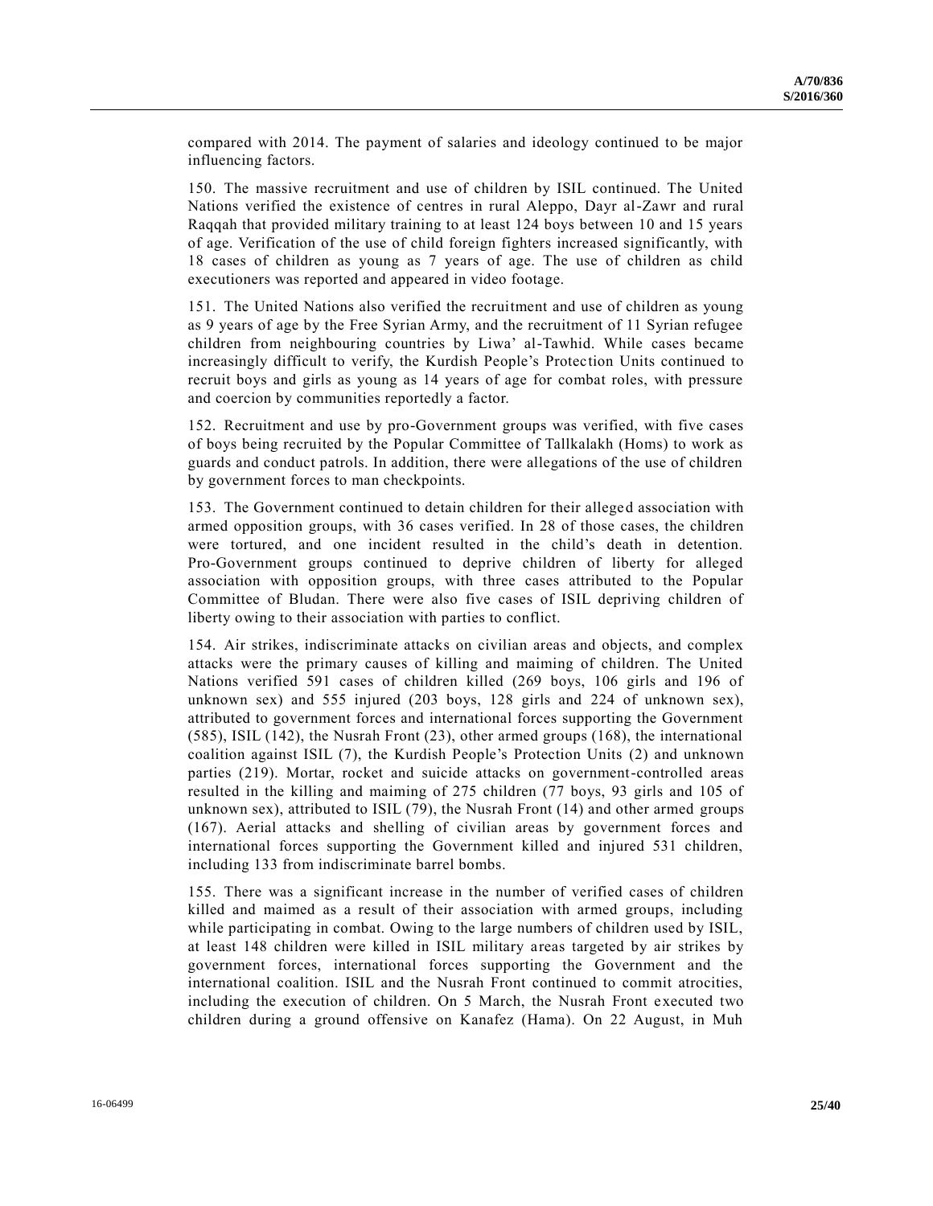compared with 2014. The payment of salaries and ideology continued to be major influencing factors.

150. The massive recruitment and use of children by ISIL continued. The United Nations verified the existence of centres in rural Aleppo, Dayr al-Zawr and rural Raqqah that provided military training to at least 124 boys between 10 and 15 years of age. Verification of the use of child foreign fighters increased significantly, with 18 cases of children as young as 7 years of age. The use of children as child executioners was reported and appeared in video footage.

151. The United Nations also verified the recruitment and use of children as young as 9 years of age by the Free Syrian Army, and the recruitment of 11 Syrian refugee children from neighbouring countries by Liwa' al-Tawhid. While cases became increasingly difficult to verify, the Kurdish People's Protection Units continued to recruit boys and girls as young as 14 years of age for combat roles, with pressure and coercion by communities reportedly a factor.

152. Recruitment and use by pro-Government groups was verified, with five cases of boys being recruited by the Popular Committee of Tallkalakh (Homs) to work as guards and conduct patrols. In addition, there were allegations of the use of children by government forces to man checkpoints.

153. The Government continued to detain children for their alleged association with armed opposition groups, with 36 cases verified. In 28 of those cases, the children were tortured, and one incident resulted in the child's death in detention. Pro-Government groups continued to deprive children of liberty for alleged association with opposition groups, with three cases attributed to the Popular Committee of Bludan. There were also five cases of ISIL depriving children of liberty owing to their association with parties to conflict.

154. Air strikes, indiscriminate attacks on civilian areas and objects, and complex attacks were the primary causes of killing and maiming of children. The United Nations verified 591 cases of children killed (269 boys, 106 girls and 196 of unknown sex) and 555 injured (203 boys, 128 girls and 224 of unknown sex), attributed to government forces and international forces supporting the Government (585), ISIL (142), the Nusrah Front (23), other armed groups (168), the international coalition against ISIL (7), the Kurdish People's Protection Units (2) and unknown parties (219). Mortar, rocket and suicide attacks on government-controlled areas resulted in the killing and maiming of 275 children (77 boys, 93 girls and 105 of unknown sex), attributed to ISIL (79), the Nusrah Front (14) and other armed groups (167). Aerial attacks and shelling of civilian areas by government forces and international forces supporting the Government killed and injured 531 children, including 133 from indiscriminate barrel bombs.

155. There was a significant increase in the number of verified cases of children killed and maimed as a result of their association with armed groups, including while participating in combat. Owing to the large numbers of children used by ISIL, at least 148 children were killed in ISIL military areas targeted by air strikes by government forces, international forces supporting the Government and the international coalition. ISIL and the Nusrah Front continued to commit atrocities, including the execution of children. On 5 March, the Nusrah Front executed two children during a ground offensive on Kanafez (Hama). On 22 August, in Muh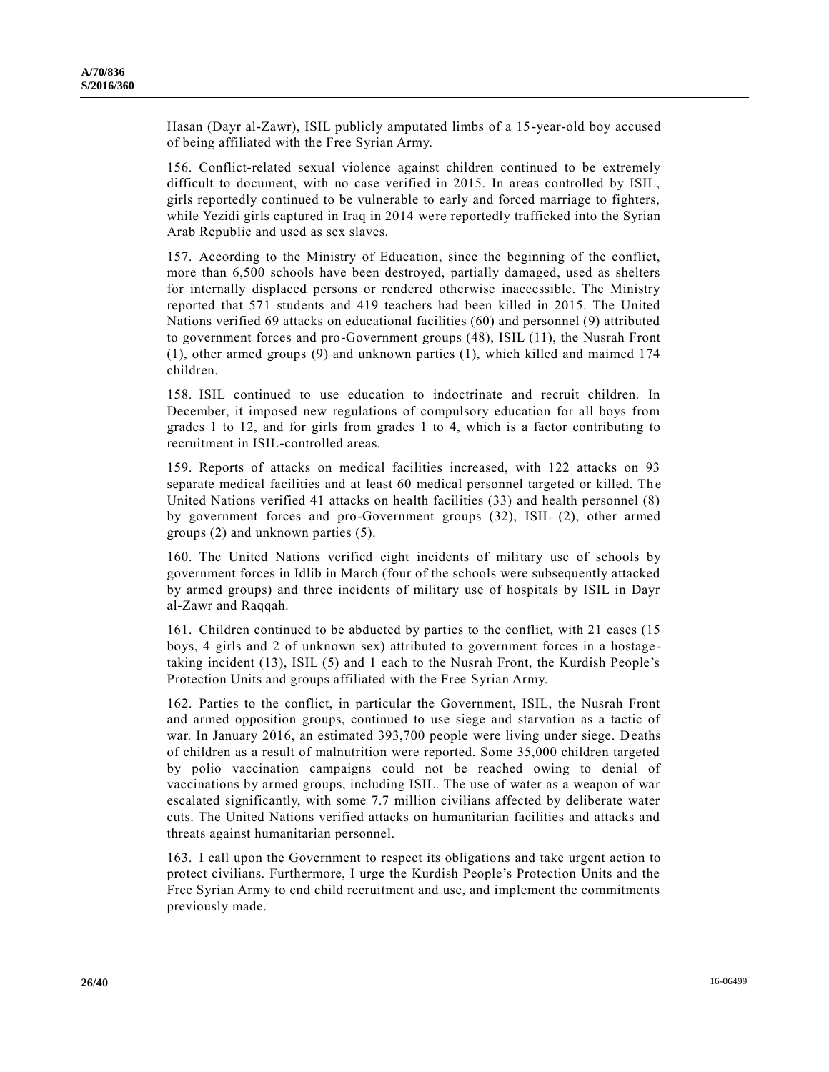Hasan (Dayr al-Zawr), ISIL publicly amputated limbs of a 15-year-old boy accused of being affiliated with the Free Syrian Army.

156. Conflict-related sexual violence against children continued to be extremely difficult to document, with no case verified in 2015. In areas controlled by ISIL, girls reportedly continued to be vulnerable to early and forced marriage to fighters, while Yezidi girls captured in Iraq in 2014 were reportedly trafficked into the Syrian Arab Republic and used as sex slaves.

157. According to the Ministry of Education, since the beginning of the conflict, more than 6,500 schools have been destroyed, partially damaged, used as shelters for internally displaced persons or rendered otherwise inaccessible. The Ministry reported that 571 students and 419 teachers had been killed in 2015. The United Nations verified 69 attacks on educational facilities (60) and personnel (9) attributed to government forces and pro-Government groups (48), ISIL (11), the Nusrah Front (1), other armed groups (9) and unknown parties (1), which killed and maimed 174 children.

158. ISIL continued to use education to indoctrinate and recruit children. In December, it imposed new regulations of compulsory education for all boys from grades 1 to 12, and for girls from grades 1 to 4, which is a factor contributing to recruitment in ISIL-controlled areas.

159. Reports of attacks on medical facilities increased, with 122 attacks on 93 separate medical facilities and at least 60 medical personnel targeted or killed. The United Nations verified 41 attacks on health facilities (33) and health personnel (8) by government forces and pro-Government groups (32), ISIL (2), other armed groups (2) and unknown parties (5).

160. The United Nations verified eight incidents of military use of schools by government forces in Idlib in March (four of the schools were subsequently attacked by armed groups) and three incidents of military use of hospitals by ISIL in Dayr al-Zawr and Raqqah.

161. Children continued to be abducted by parties to the conflict, with 21 cases (15 boys, 4 girls and 2 of unknown sex) attributed to government forces in a hostage-taking incident (13), ISIL (5) and 1 each to the Nusrah Front, the Kurdish People's Protection Units and groups affiliated with the Free Syrian Army.

162. Parties to the conflict, in particular the Government, ISIL, the Nusrah Front and armed opposition groups, continued to use siege and starvation as a tactic of war. In January 2016, an estimated 393,700 people were living under siege. Deaths of children as a result of malnutrition were reported. Some 35,000 children targeted by polio vaccination campaigns could not be reached owing to denial of vaccinations by armed groups, including ISIL. The use of water as a weapon of war escalated significantly, with some 7.7 million civilians affected by deliberate water cuts. The United Nations verified attacks on humanitarian facilities and attacks and threats against humanitarian personnel.

163. I call upon the Government to respect its obligations and take urgent action to protect civilians. Furthermore, I urge the Kurdish People's Protection Units and the Free Syrian Army to end child recruitment and use, and implement the commitments previously made.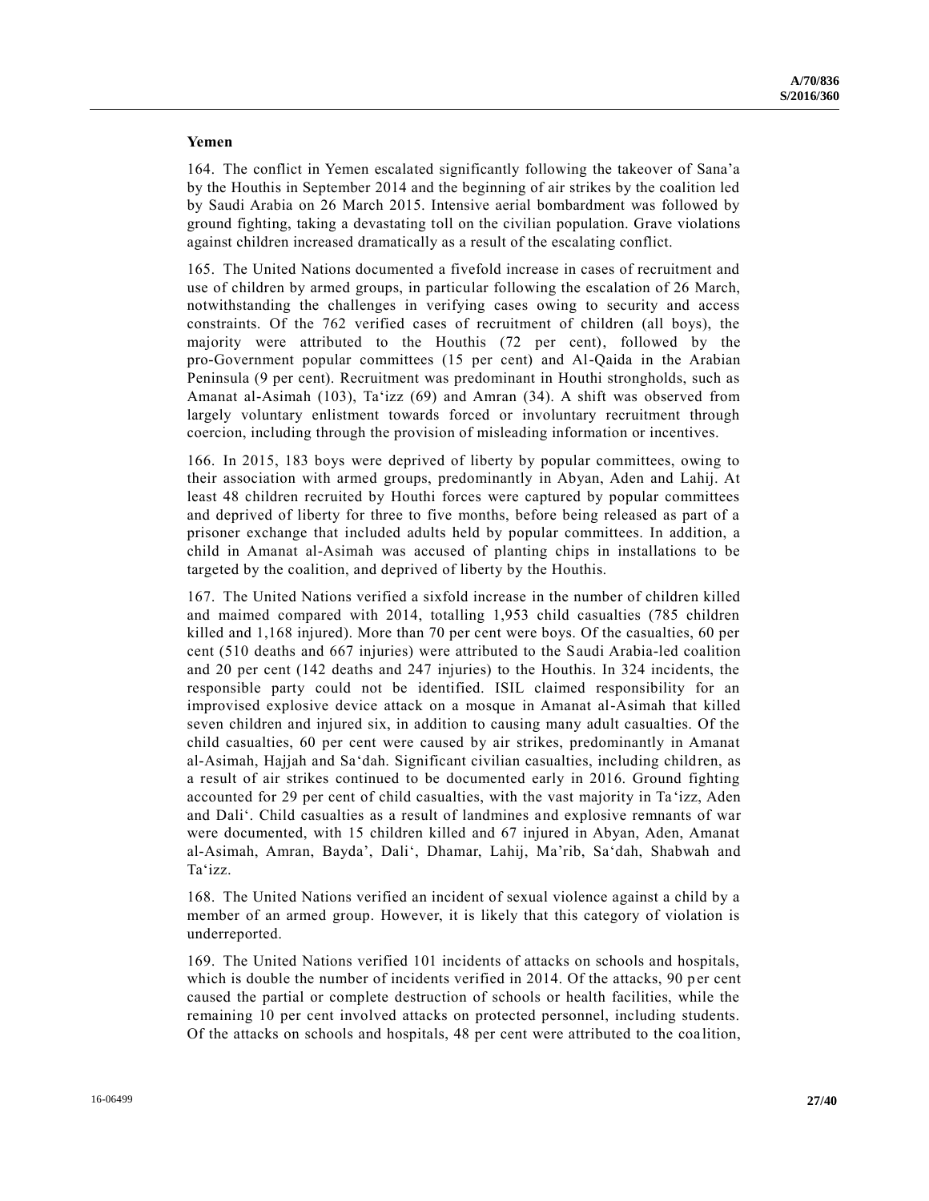### Yemen

164. The conflict in Yemen escalated significantly following the takeover of Sana'a by the Houthis in September 2014 and the beginning of air strikes by the coalition led by Saudi Arabia on 26 March 2015. Intensive aerial bombardment was followed by ground fighting, taking a devastating toll on the civilian population. Grave violations against children increased dramatically as a result of the escalating conflict.

165. The United Nations documented a fivefold increase in cases of recruitment and use of children by armed groups, in particular following the escalation of 26 March, notwithstanding the challenges in verifying cases owing to security and access constraints. Of the 762 verified cases of recruitment of children (all boys), the majority were attributed to the Houthis (72 per cent), followed by the pro-Government popular committees (15 per cent) and Al-Qaida in the Arabian Peninsula (9 per cent). Recruitment was predominant in Houthi strongholds, such as Amanat al-Asimah (103), Ta'izz (69) and Amran (34). A shift was observed from largely voluntary enlistment towards forced or involuntary recruitment through coercion, including through the provision of misleading information or incentives.

166. In 2015, 183 boys were deprived of liberty by popular committees, owing to their association with armed groups, predominantly in Abyan, Aden and Lahij. At least 48 children recruited by Houthi forces were captured by popular committees and deprived of liberty for three to five months, before being released as part of a prisoner exchange that included adults held by popular committees. In addition, a child in Amanat al-Asimah was accused of planting chips in installations to be targeted by the coalition, and deprived of liberty by the Houthis.

167. The United Nations verified a sixfold increase in the number of children killed and maimed compared with 2014, totalling 1,953 child casualties (785 children killed and 1,168 injured). More than 70 per cent were boys. Of the casualties, 60 per cent (510 deaths and 667 injuries) were attributed to the Saudi Arabia-led coalition and 20 per cent (142 deaths and 247 injuries) to the Houthis. In 324 incidents, the responsible party could not be identified. ISIL claimed responsibility for an improvised explosive device attack on a mosque in Amanat al-Asimah that killed seven children and injured six, in addition to causing many adult casualties. Of the child casualties, 60 per cent were caused by air strikes, predominantly in Amanat al-Asimah, Hajjah and Sa'dah. Significant civilian casualties, including children, as a result of air strikes continued to be documented early in 2016. Ground fighting accounted for 29 per cent of child casualties, with the vast majority in Ta'izz, Aden and Dali'. Child casualties as a result of landmines and explosive remnants of war were documented, with 15 children killed and 67 injured in Abyan, Aden, Amanat al-Asimah, Amran, Bayda', Dali', Dhamar, Lahij, Ma'rib, Sa'dah, Shabwah and Ta'izz.

168. The United Nations verified an incident of sexual violence against a child by a member of an armed group. However, it is likely that this category of violation is underreported.

169. The United Nations verified 101 incidents of attacks on schools and hospitals, which is double the number of incidents verified in 2014. Of the attacks, 90 per cent caused the partial or complete destruction of schools or health facilities, while the remaining 10 per cent involved attacks on protected personnel, including students. Of the attacks on schools and hospitals, 48 per cent were attributed to the coalition,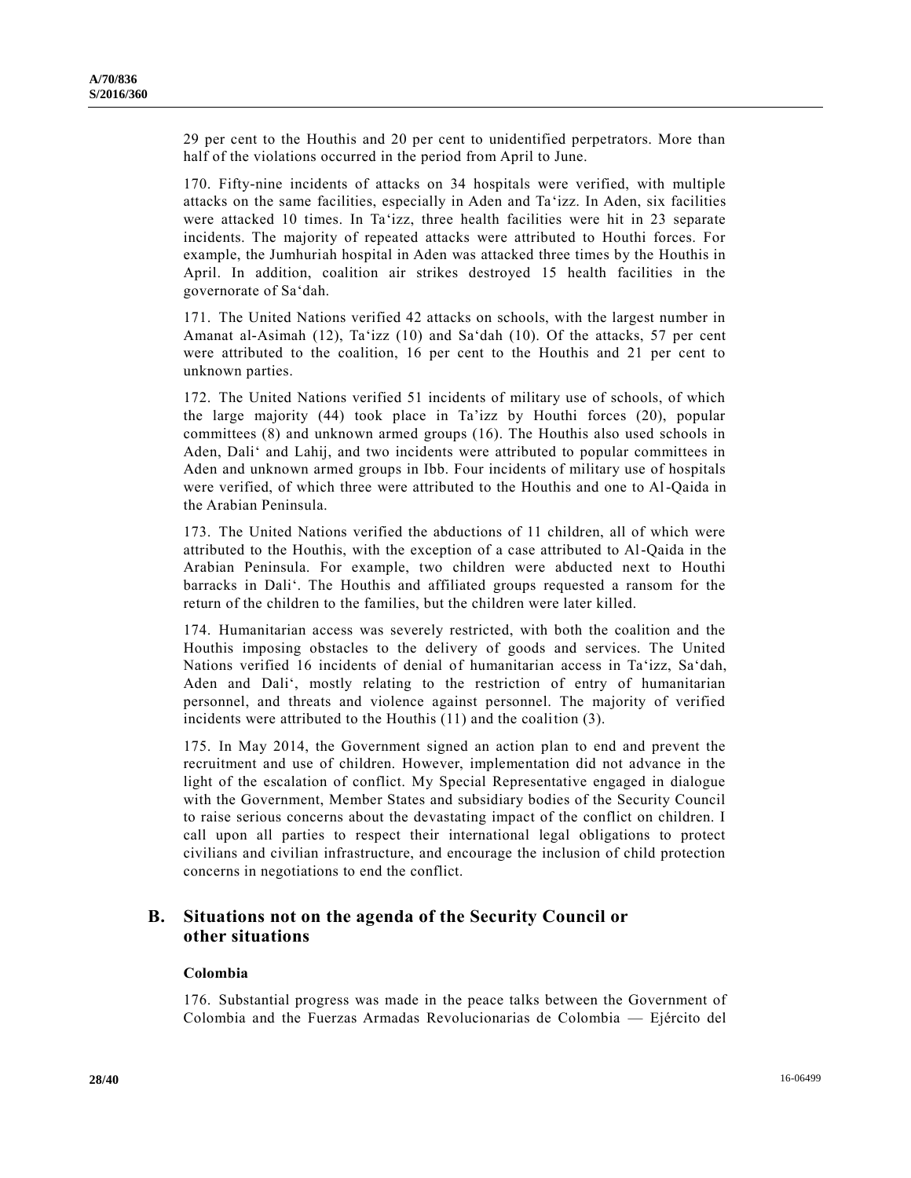29 per cent to the Houthis and 20 per cent to unidentified perpetrators. More than half of the violations occurred in the period from April to June.

170. Fifty-nine incidents of attacks on 34 hospitals were verified, with multiple attacks on the same facilities, especially in Aden and Ta'izz. In Aden, six facilities were attacked 10 times. In Ta'izz, three health facilities were hit in 23 separate incidents. The majority of repeated attacks were attributed to Houthi forces. For example, the Jumhuriah hospital in Aden was attacked three times by the Houthis in April. In addition, coalition air strikes destroyed 15 health facilities in the governorate of Sa'dah.

171. The United Nations verified 42 attacks on schools, with the largest number in Amanat al-Asimah (12), Ta'izz (10) and Sa'dah (10). Of the attacks, 57 per cent were attributed to the coalition, 16 per cent to the Houthis and 21 per cent to unknown parties.

172. The United Nations verified 51 incidents of military use of schools, of which the large majority (44) took place in Ta'izz by Houthi forces (20), popular committees (8) and unknown armed groups (16). The Houthis also used schools in Aden, Dali' and Lahij, and two incidents were attributed to popular committees in Aden and unknown armed groups in Ibb. Four incidents of military use of hospitals were verified, of which three were attributed to the Houthis and one to Al-Qaida in the Arabian Peninsula.

173. The United Nations verified the abductions of 11 children, all of which were attributed to the Houthis, with the exception of a case attributed to Al-Qaida in the Arabian Peninsula. For example, two children were abducted next to Houthi barracks in Dali'. The Houthis and affiliated groups requested a ransom for the return of the children to the families, but the children were later killed.

174. Humanitarian access was severely restricted, with both the coalition and the Houthis imposing obstacles to the delivery of goods and services. The United Nations verified 16 incidents of denial of humanitarian access in Ta'izz, Sa'dah, Aden and Dali', mostly relating to the restriction of entry of humanitarian personnel, and threats and violence against personnel. The majority of verified incidents were attributed to the Houthis (11) and the coalition (3).

175. In May 2014, the Government signed an action plan to end and prevent the recruitment and use of children. However, implementation did not advance in the light of the escalation of conflict. My Special Representative engaged in dialogue with the Government, Member States and subsidiary bodies of the Security Council to raise serious concerns about the devastating impact of the conflict on children. I call upon all parties to respect their international legal obligations to protect civilians and civilian infrastructure, and encourage the inclusion of child protection concerns in negotiations to end the conflict.

## B. Situations not on the agenda of the Security Council or other situations

### Colombia

176. Substantial progress was made in the peace talks between the Government of Colombia and the Fuerzas Armadas Revolucionarias de Colombia — Ejército del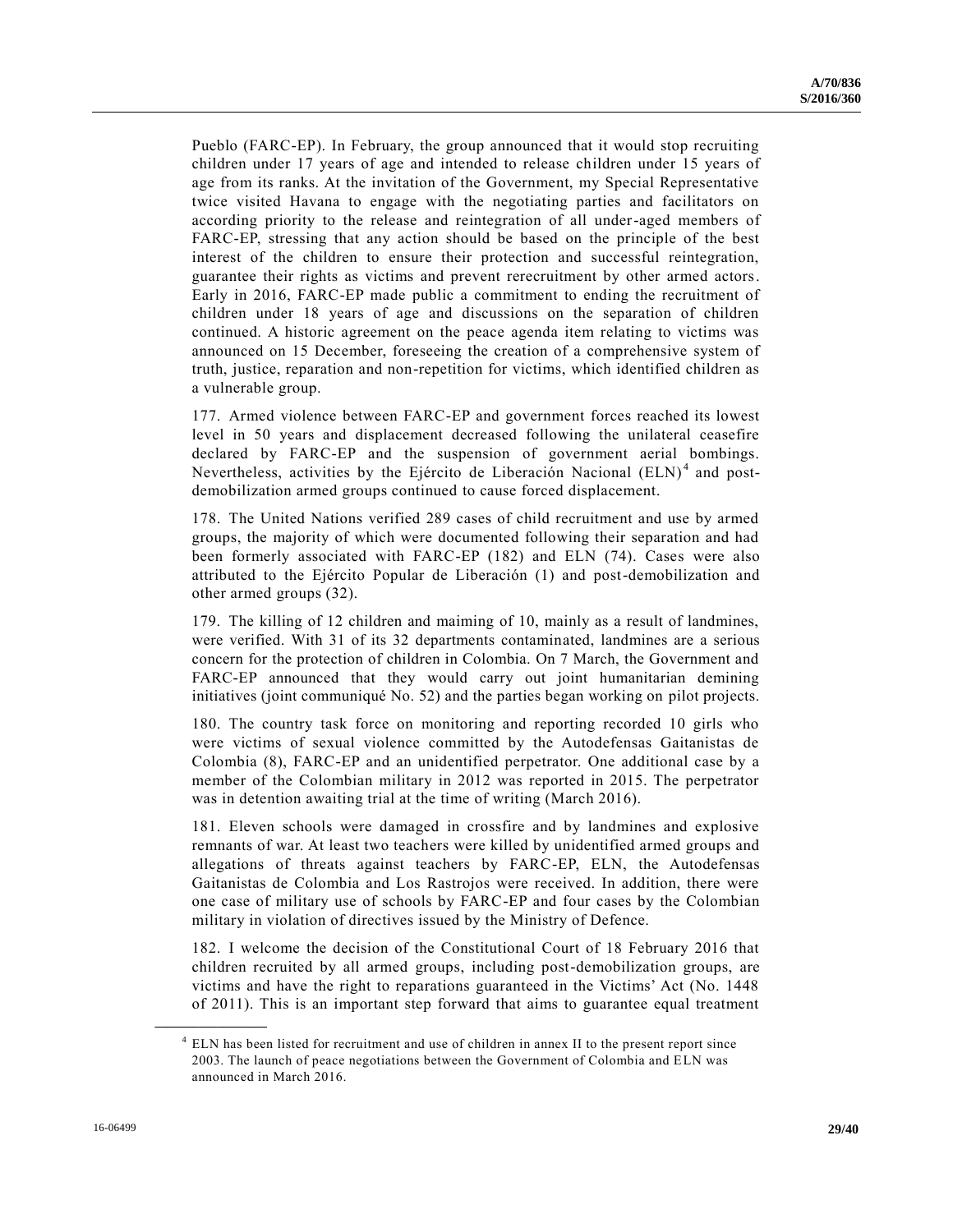Pueblo (FARC-EP). In February, the group announced that it would stop recruiting children under 17 years of age and intended to release children under 15 years of age from its ranks. At the invitation of the Government, my Special Representative twice visited Havana to engage with the negotiating parties and facilitators on according priority to the release and reintegration of all under-aged members of FARC-EP, stressing that any action should be based on the principle of the best interest of the children to ensure their protection and successful reintegration, guarantee their rights as victims and prevent rerecruitment by other armed actors. Early in 2016, FARC-EP made public a commitment to ending the recruitment of children under 18 years of age and discussions on the separation of children continued. A historic agreement on the peace agenda item relating to victims was announced on 15 December, foreseeing the creation of a comprehensive system of truth, justice, reparation and non-repetition for victims, which identified children as a vulnerable group.

177. Armed violence between FARC-EP and government forces reached its lowest level in 50 years and displacement decreased following the unilateral ceasefire declared by FARC-EP and the suspension of government aerial bombings. Nevertheless, activities by the Ejército de Liberación Nacional (ELN)[4] and post-demobilization armed groups continued to cause forced displacement.

178. The United Nations verified 289 cases of child recruitment and use by armed groups, the majority of which were documented following their separation and had been formerly associated with FARC-EP (182) and ELN (74). Cases were also attributed to the Ejército Popular de Liberación (1) and post-demobilization and other armed groups (32).

179. The killing of 12 children and maiming of 10, mainly as a result of landmines, were verified. With 31 of its 32 departments contaminated, landmines are a serious concern for the protection of children in Colombia. On 7 March, the Government and FARC-EP announced that they would carry out joint humanitarian demining initiatives (joint communiqué No. 52) and the parties began working on pilot projects.

180. The country task force on monitoring and reporting recorded 10 girls who were victims of sexual violence committed by the Autodefensas Gaitanistas de Colombia (8), FARC-EP and an unidentified perpetrator. One additional case by a member of the Colombian military in 2012 was reported in 2015. The perpetrator was in detention awaiting trial at the time of writing (March 2016).

181. Eleven schools were damaged in crossfire and by landmines and explosive remnants of war. At least two teachers were killed by unidentified armed groups and allegations of threats against teachers by FARC-EP, ELN, the Autodefensas Gaitanistas de Colombia and Los Rastrojos were received. In addition, there were one case of military use of schools by FARC-EP and four cases by the Colombian military in violation of directives issued by the Ministry of Defence.

182. I welcome the decision of the Constitutional Court of 18 February 2016 that children recruited by all armed groups, including post-demobilization groups, are victims and have the right to reparations guaranteed in the Victims' Act (No. 1448 of 2011). This is an important step forward that aims to guarantee equal treatment

[4] ELN has been listed for recruitment and use of children in annex II to the present report since 2003. The launch of peace negotiations between the Government of Colombia and ELN was announced in March 2016.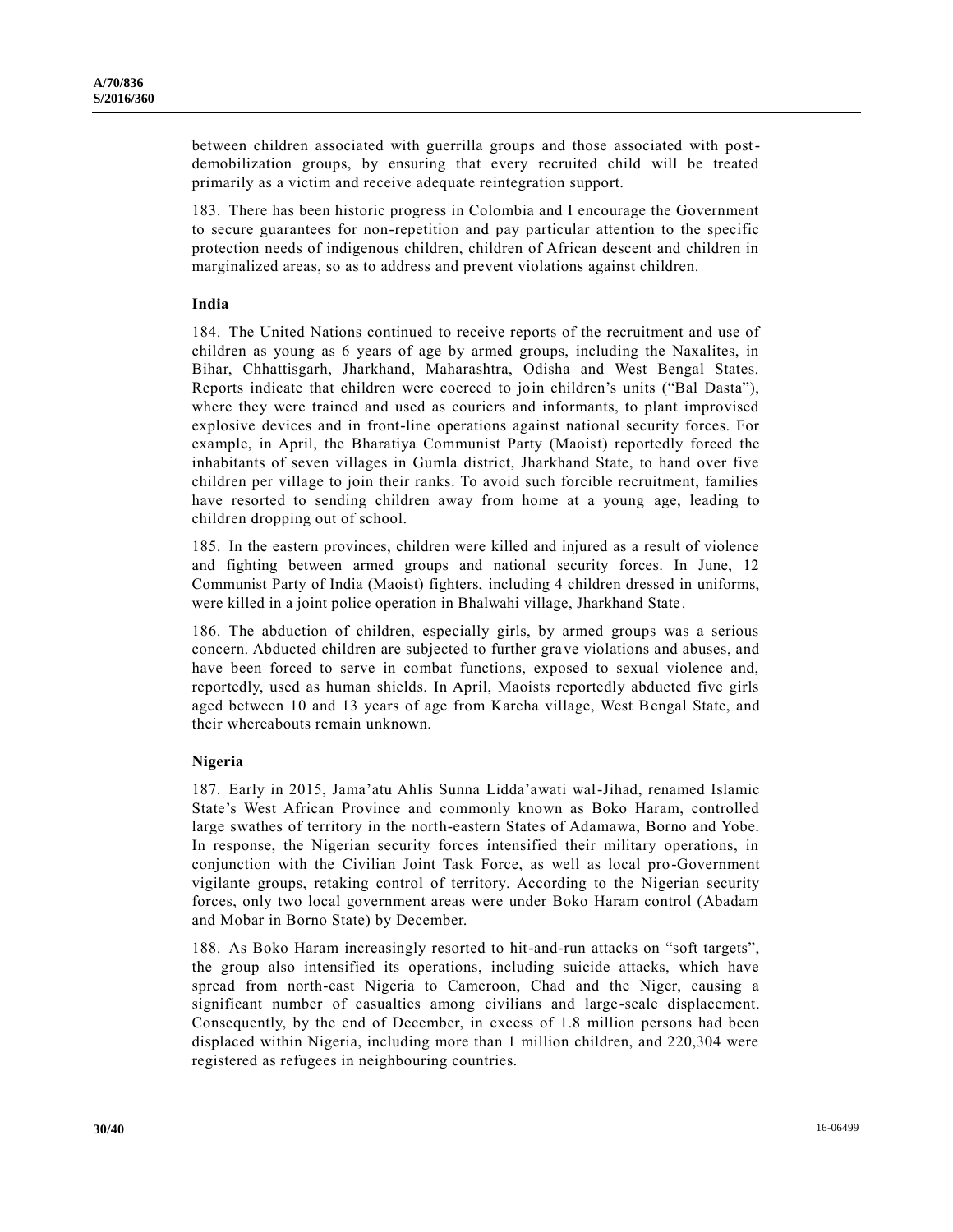between children associated with guerrilla groups and those associated with post-demobilization groups, by ensuring that every recruited child will be treated primarily as a victim and receive adequate reintegration support.

183. There has been historic progress in Colombia and I encourage the Government to secure guarantees for non-repetition and pay particular attention to the specific protection needs of indigenous children, children of African descent and children in marginalized areas, so as to address and prevent violations against children.

### India

184. The United Nations continued to receive reports of the recruitment and use of children as young as 6 years of age by armed groups, including the Naxalites, in Bihar, Chhattisgarh, Jharkhand, Maharashtra, Odisha and West Bengal States. Reports indicate that children were coerced to join children's units ("Bal Dasta"), where they were trained and used as couriers and informants, to plant improvised explosive devices and in front-line operations against national security forces. For example, in April, the Bharatiya Communist Party (Maoist) reportedly forced the inhabitants of seven villages in Gumla district, Jharkhand State, to hand over five children per village to join their ranks. To avoid such forcible recruitment, families have resorted to sending children away from home at a young age, leading to children dropping out of school.

185. In the eastern provinces, children were killed and injured as a result of violence and fighting between armed groups and national security forces. In June, 12 Communist Party of India (Maoist) fighters, including 4 children dressed in uniforms, were killed in a joint police operation in Bhalwahi village, Jharkhand State.

186. The abduction of children, especially girls, by armed groups was a serious concern. Abducted children are subjected to further grave violations and abuses, and have been forced to serve in combat functions, exposed to sexual violence and, reportedly, used as human shields. In April, Maoists reportedly abducted five girls aged between 10 and 13 years of age from Karcha village, West Bengal State, and their whereabouts remain unknown.

### Nigeria

187. Early in 2015, Jama'atu Ahlis Sunna Lidda'awati wal-Jihad, renamed Islamic State's West African Province and commonly known as Boko Haram, controlled large swathes of territory in the north-eastern States of Adamawa, Borno and Yobe. In response, the Nigerian security forces intensified their military operations, in conjunction with the Civilian Joint Task Force, as well as local pro-Government vigilante groups, retaking control of territory. According to the Nigerian security forces, only two local government areas were under Boko Haram control (Abadam and Mobar in Borno State) by December.

188. As Boko Haram increasingly resorted to hit-and-run attacks on "soft targets", the group also intensified its operations, including suicide attacks, which have spread from north-east Nigeria to Cameroon, Chad and the Niger, causing a significant number of casualties among civilians and large-scale displacement. Consequently, by the end of December, in excess of 1.8 million persons had been displaced within Nigeria, including more than 1 million children, and 220,304 were registered as refugees in neighbouring countries.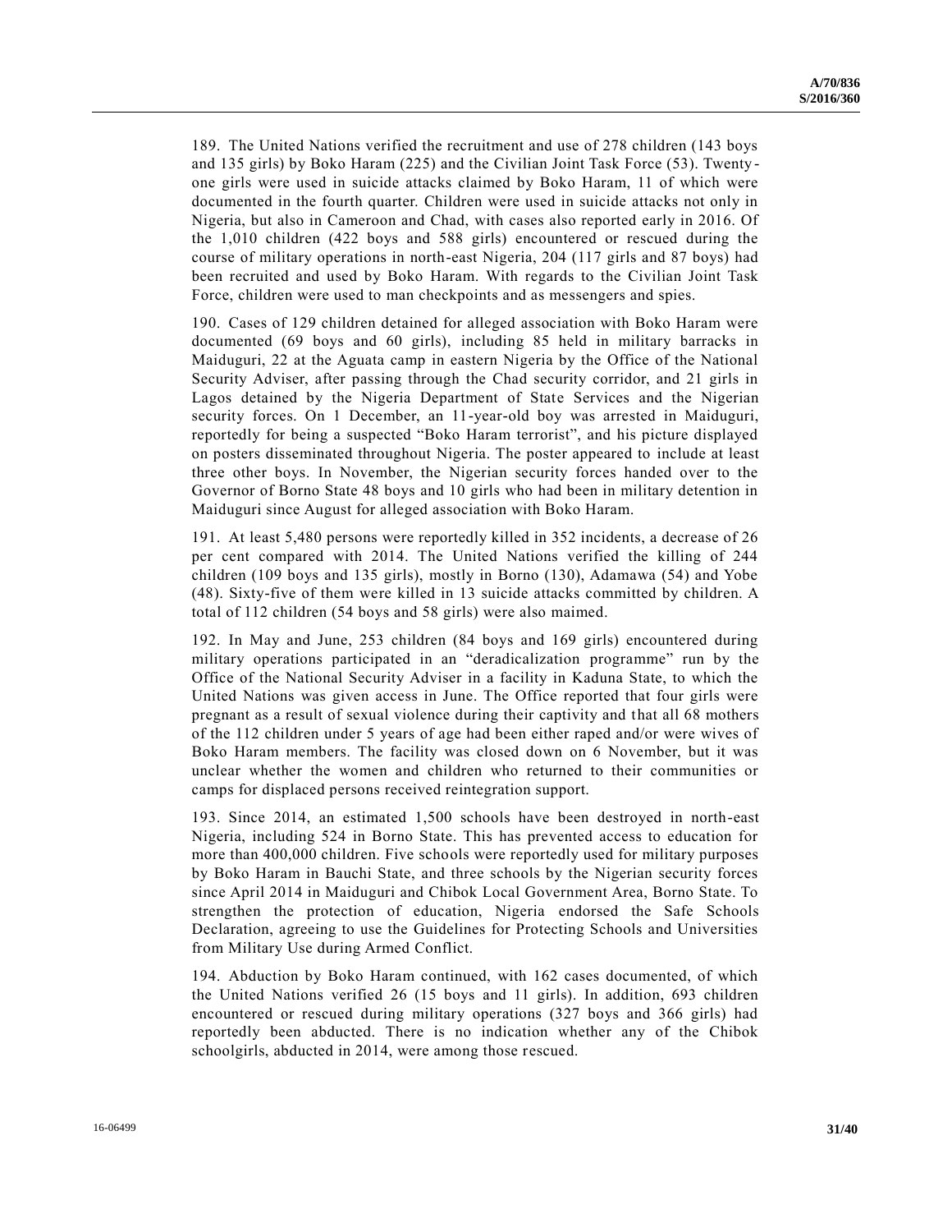189. The United Nations verified the recruitment and use of 278 children (143 boys and 135 girls) by Boko Haram (225) and the Civilian Joint Task Force (53). Twenty-one girls were used in suicide attacks claimed by Boko Haram, 11 of which were documented in the fourth quarter. Children were used in suicide attacks not only in Nigeria, but also in Cameroon and Chad, with cases also reported early in 2016. Of the 1,010 children (422 boys and 588 girls) encountered or rescued during the course of military operations in north-east Nigeria, 204 (117 girls and 87 boys) had been recruited and used by Boko Haram. With regards to the Civilian Joint Task Force, children were used to man checkpoints and as messengers and spies.

190. Cases of 129 children detained for alleged association with Boko Haram were documented (69 boys and 60 girls), including 85 held in military barracks in Maiduguri, 22 at the Aguata camp in eastern Nigeria by the Office of the National Security Adviser, after passing through the Chad security corridor, and 21 girls in Lagos detained by the Nigeria Department of State Services and the Nigerian security forces. On 1 December, an 11-year-old boy was arrested in Maiduguri, reportedly for being a suspected "Boko Haram terrorist", and his picture displayed on posters disseminated throughout Nigeria. The poster appeared to include at least three other boys. In November, the Nigerian security forces handed over to the Governor of Borno State 48 boys and 10 girls who had been in military detention in Maiduguri since August for alleged association with Boko Haram.

191. At least 5,480 persons were reportedly killed in 352 incidents, a decrease of 26 per cent compared with 2014. The United Nations verified the killing of 244 children (109 boys and 135 girls), mostly in Borno (130), Adamawa (54) and Yobe (48). Sixty-five of them were killed in 13 suicide attacks committed by children. A total of 112 children (54 boys and 58 girls) were also maimed.

192. In May and June, 253 children (84 boys and 169 girls) encountered during military operations participated in an "deradicalization programme" run by the Office of the National Security Adviser in a facility in Kaduna State, to which the United Nations was given access in June. The Office reported that four girls were pregnant as a result of sexual violence during their captivity and that all 68 mothers of the 112 children under 5 years of age had been either raped and/or were wives of Boko Haram members. The facility was closed down on 6 November, but it was unclear whether the women and children who returned to their communities or camps for displaced persons received reintegration support.

193. Since 2014, an estimated 1,500 schools have been destroyed in north-east Nigeria, including 524 in Borno State. This has prevented access to education for more than 400,000 children. Five schools were reportedly used for military purposes by Boko Haram in Bauchi State, and three schools by the Nigerian security forces since April 2014 in Maiduguri and Chibok Local Government Area, Borno State. To strengthen the protection of education, Nigeria endorsed the Safe Schools Declaration, agreeing to use the Guidelines for Protecting Schools and Universities from Military Use during Armed Conflict.

194. Abduction by Boko Haram continued, with 162 cases documented, of which the United Nations verified 26 (15 boys and 11 girls). In addition, 693 children encountered or rescued during military operations (327 boys and 366 girls) had reportedly been abducted. There is no indication whether any of the Chibok schoolgirls, abducted in 2014, were among those rescued.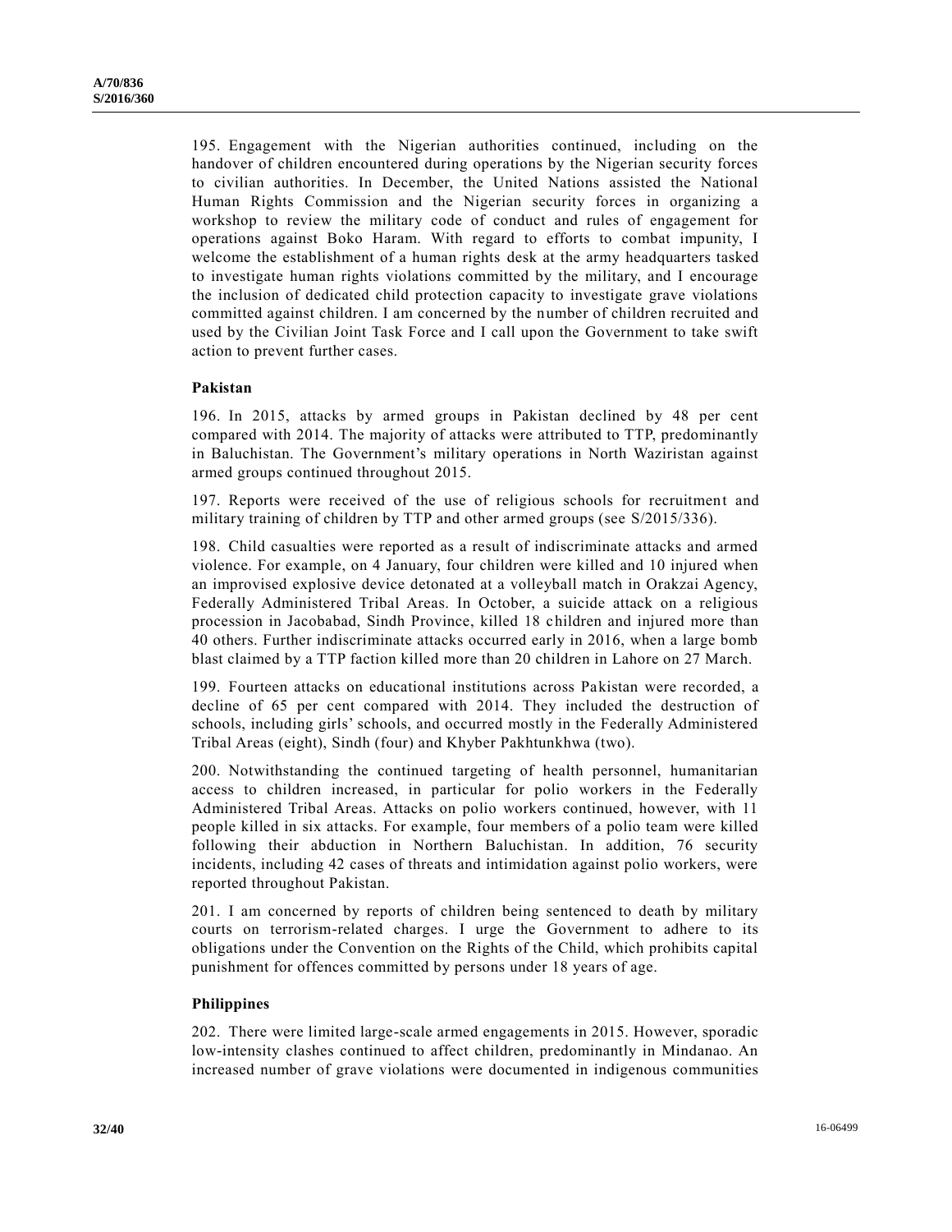195. Engagement with the Nigerian authorities continued, including on the handover of children encountered during operations by the Nigerian security forces to civilian authorities. In December, the United Nations assisted the National Human Rights Commission and the Nigerian security forces in organizing a workshop to review the military code of conduct and rules of engagement for operations against Boko Haram. With regard to efforts to combat impunity, I welcome the establishment of a human rights desk at the army headquarters tasked to investigate human rights violations committed by the military, and I encourage the inclusion of dedicated child protection capacity to investigate grave violations committed against children. I am concerned by the number of children recruited and used by the Civilian Joint Task Force and I call upon the Government to take swift action to prevent further cases.

### Pakistan

196. In 2015, attacks by armed groups in Pakistan declined by 48 per cent compared with 2014. The majority of attacks were attributed to TTP, predominantly in Baluchistan. The Government's military operations in North Waziristan against armed groups continued throughout 2015.

197. Reports were received of the use of religious schools for recruitment and military training of children by TTP and other armed groups (see S/2015/336).

198. Child casualties were reported as a result of indiscriminate attacks and armed violence. For example, on 4 January, four children were killed and 10 injured when an improvised explosive device detonated at a volleyball match in Orakzai Agency, Federally Administered Tribal Areas. In October, a suicide attack on a religious procession in Jacobabad, Sindh Province, killed 18 children and injured more than 40 others. Further indiscriminate attacks occurred early in 2016, when a large bomb blast claimed by a TTP faction killed more than 20 children in Lahore on 27 March.

199. Fourteen attacks on educational institutions across Pakistan were recorded, a decline of 65 per cent compared with 2014. They included the destruction of schools, including girls' schools, and occurred mostly in the Federally Administered Tribal Areas (eight), Sindh (four) and Khyber Pakhtunkhwa (two).

200. Notwithstanding the continued targeting of health personnel, humanitarian access to children increased, in particular for polio workers in the Federally Administered Tribal Areas. Attacks on polio workers continued, however, with 11 people killed in six attacks. For example, four members of a polio team were killed following their abduction in Northern Baluchistan. In addition, 76 security incidents, including 42 cases of threats and intimidation against polio workers, were reported throughout Pakistan.

201. I am concerned by reports of children being sentenced to death by military courts on terrorism-related charges. I urge the Government to adhere to its obligations under the Convention on the Rights of the Child, which prohibits capital punishment for offences committed by persons under 18 years of age.

### Philippines

202. There were limited large-scale armed engagements in 2015. However, sporadic low-intensity clashes continued to affect children, predominantly in Mindanao. An increased number of grave violations were documented in indigenous communities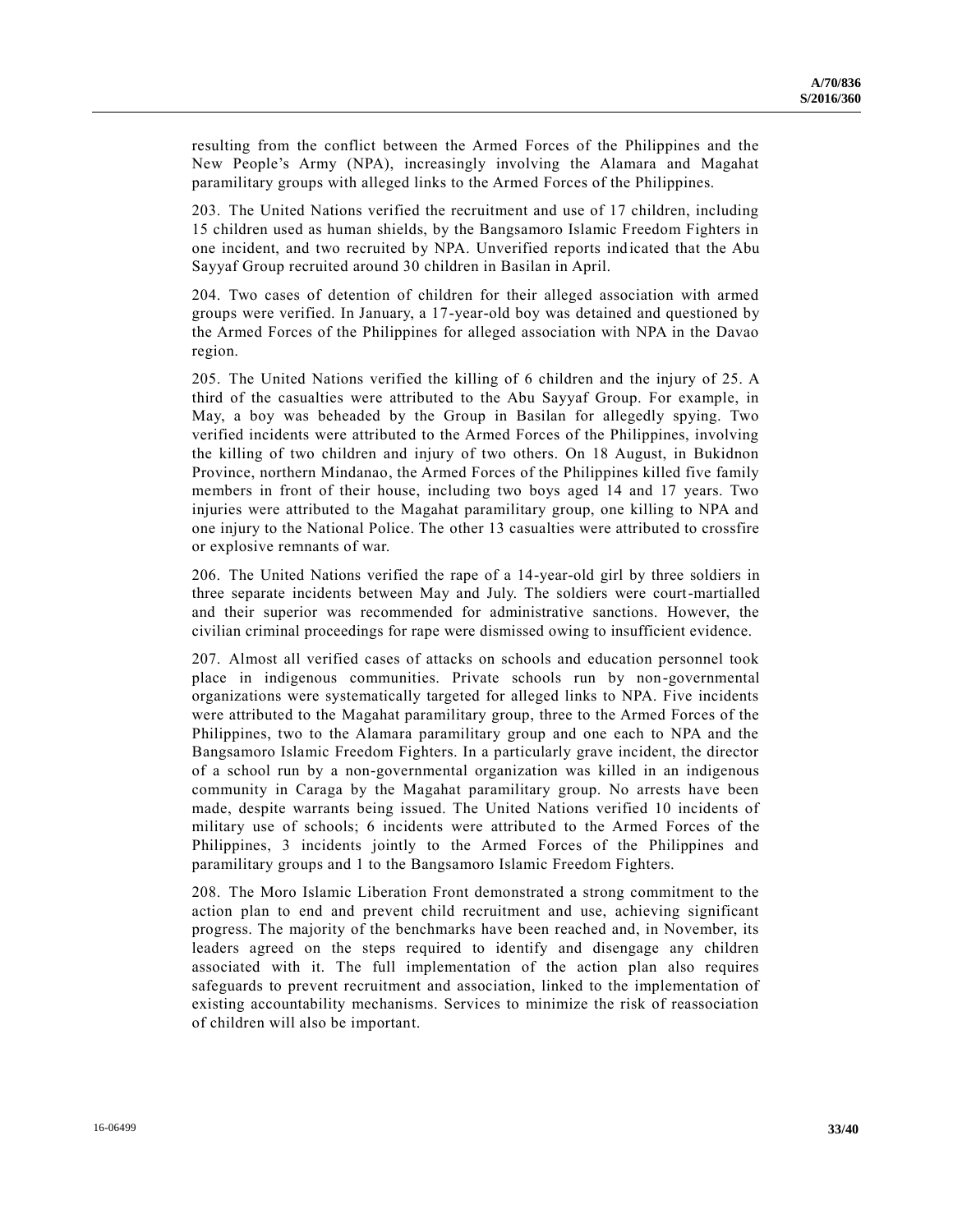resulting from the conflict between the Armed Forces of the Philippines and the New People's Army (NPA), increasingly involving the Alamara and Magahat paramilitary groups with alleged links to the Armed Forces of the Philippines.

203. The United Nations verified the recruitment and use of 17 children, including 15 children used as human shields, by the Bangsamoro Islamic Freedom Fighters in one incident, and two recruited by NPA. Unverified reports indicated that the Abu Sayyaf Group recruited around 30 children in Basilan in April.

204. Two cases of detention of children for their alleged association with armed groups were verified. In January, a 17-year-old boy was detained and questioned by the Armed Forces of the Philippines for alleged association with NPA in the Davao region.

205. The United Nations verified the killing of 6 children and the injury of 25. A third of the casualties were attributed to the Abu Sayyaf Group. For example, in May, a boy was beheaded by the Group in Basilan for allegedly spying. Two verified incidents were attributed to the Armed Forces of the Philippines, involving the killing of two children and injury of two others. On 18 August, in Bukidnon Province, northern Mindanao, the Armed Forces of the Philippines killed five family members in front of their house, including two boys aged 14 and 17 years. Two injuries were attributed to the Magahat paramilitary group, one killing to NPA and one injury to the National Police. The other 13 casualties were attributed to crossfire or explosive remnants of war.

206. The United Nations verified the rape of a 14-year-old girl by three soldiers in three separate incidents between May and July. The soldiers were court-martialled and their superior was recommended for administrative sanctions. However, the civilian criminal proceedings for rape were dismissed owing to insufficient evidence.

207. Almost all verified cases of attacks on schools and education personnel took place in indigenous communities. Private schools run by non-governmental organizations were systematically targeted for alleged links to NPA. Five incidents were attributed to the Magahat paramilitary group, three to the Armed Forces of the Philippines, two to the Alamara paramilitary group and one each to NPA and the Bangsamoro Islamic Freedom Fighters. In a particularly grave incident, the director of a school run by a non-governmental organization was killed in an indigenous community in Caraga by the Magahat paramilitary group. No arrests have been made, despite warrants being issued. The United Nations verified 10 incidents of military use of schools; 6 incidents were attributed to the Armed Forces of the Philippines, 3 incidents jointly to the Armed Forces of the Philippines and paramilitary groups and 1 to the Bangsamoro Islamic Freedom Fighters.

208. The Moro Islamic Liberation Front demonstrated a strong commitment to the action plan to end and prevent child recruitment and use, achieving significant progress. The majority of the benchmarks have been reached and, in November, its leaders agreed on the steps required to identify and disengage any children associated with it. The full implementation of the action plan also requires safeguards to prevent recruitment and association, linked to the implementation of existing accountability mechanisms. Services to minimize the risk of reassociation of children will also be important.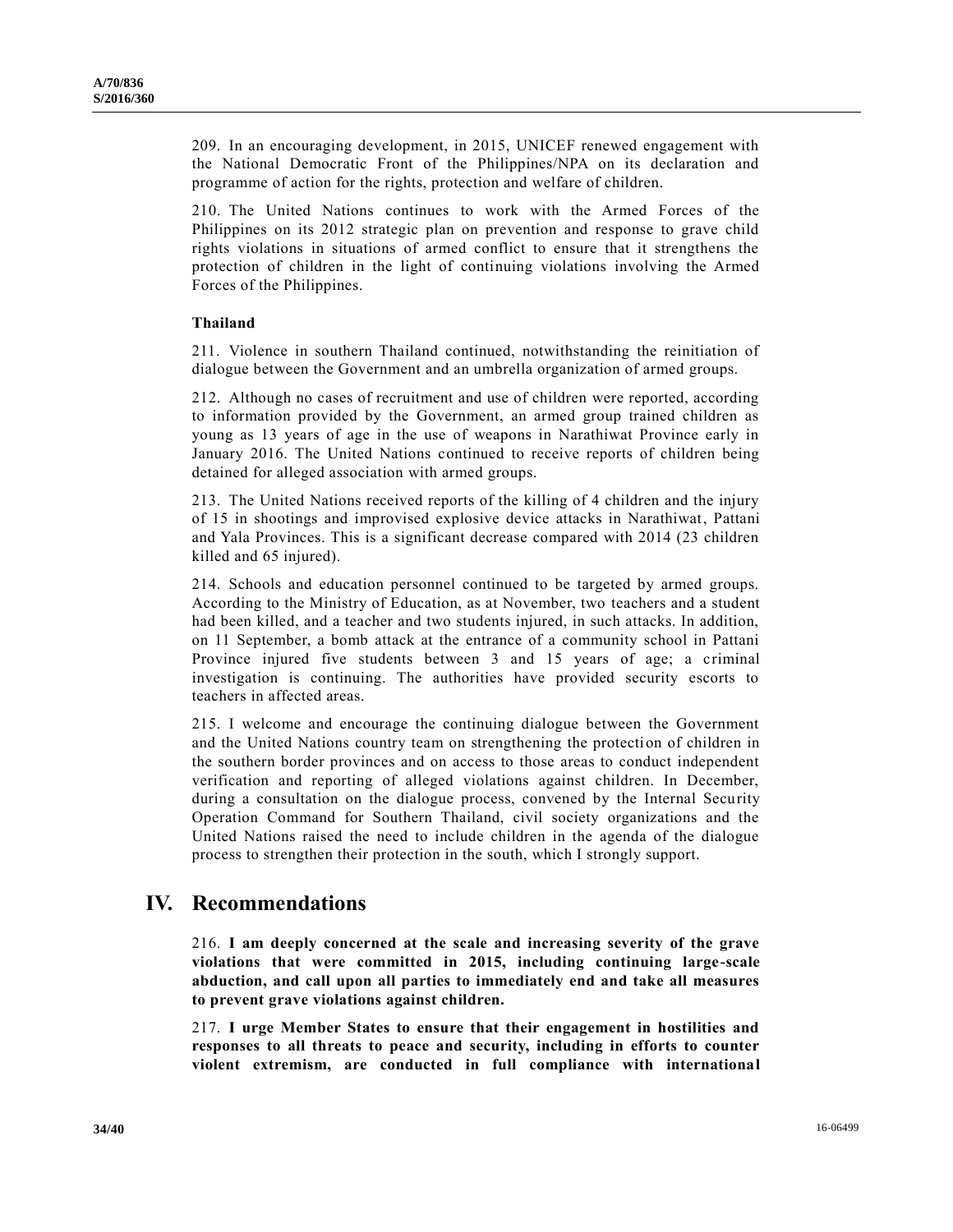209. In an encouraging development, in 2015, UNICEF renewed engagement with the National Democratic Front of the Philippines/NPA on its declaration and programme of action for the rights, protection and welfare of children.

210. The United Nations continues to work with the Armed Forces of the Philippines on its 2012 strategic plan on prevention and response to grave child rights violations in situations of armed conflict to ensure that it strengthens the protection of children in the light of continuing violations involving the Armed Forces of the Philippines.

### Thailand

211. Violence in southern Thailand continued, notwithstanding the reinitiation of dialogue between the Government and an umbrella organization of armed groups.

212. Although no cases of recruitment and use of children were reported, according to information provided by the Government, an armed group trained children as young as 13 years of age in the use of weapons in Narathiwat Province early in January 2016. The United Nations continued to receive reports of children being detained for alleged association with armed groups.

213. The United Nations received reports of the killing of 4 children and the injury of 15 in shootings and improvised explosive device attacks in Narathiwat, Pattani and Yala Provinces. This is a significant decrease compared with 2014 (23 children killed and 65 injured).

214. Schools and education personnel continued to be targeted by armed groups. According to the Ministry of Education, as at November, two teachers and a student had been killed, and a teacher and two students injured, in such attacks. In addition, on 11 September, a bomb attack at the entrance of a community school in Pattani Province injured five students between 3 and 15 years of age; a criminal investigation is continuing. The authorities have provided security escorts to teachers in affected areas.

215. I welcome and encourage the continuing dialogue between the Government and the United Nations country team on strengthening the protection of children in the southern border provinces and on access to those areas to conduct independent verification and reporting of alleged violations against children. In December, during a consultation on the dialogue process, convened by the Internal Security Operation Command for Southern Thailand, civil society organizations and the United Nations raised the need to include children in the agenda of the dialogue process to strengthen their protection in the south, which I strongly support.

## IV. Recommendations

216. **I am deeply concerned at the scale and increasing severity of the grave violations that were committed in 2015, including continuing large-scale abduction, and call upon all parties to immediately end and take all measures to prevent grave violations against children.**

217. **I urge Member States to ensure that their engagement in hostilities and responses to all threats to peace and security, including in efforts to counter violent extremism, are conducted in full compliance with international**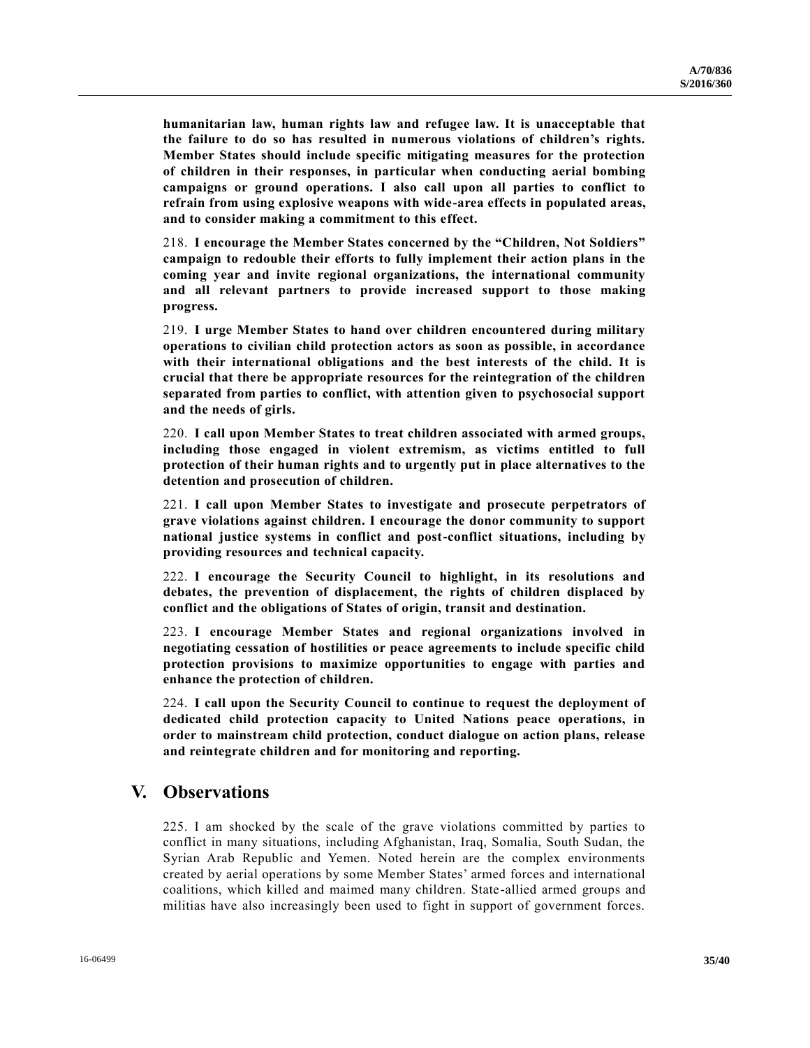**humanitarian law, human rights law and refugee law. It is unacceptable that the failure to do so has resulted in numerous violations of children's rights. Member States should include specific mitigating measures for the protection of children in their responses, in particular when conducting aerial bombing campaigns or ground operations. I also call upon all parties to conflict to refrain from using explosive weapons with wide-area effects in populated areas, and to consider making a commitment to this effect.**

218. **I encourage the Member States concerned by the "Children, Not Soldiers" campaign to redouble their efforts to fully implement their action plans in the coming year and invite regional organizations, the international community and all relevant partners to provide increased support to those making progress.**

219. **I urge Member States to hand over children encountered during military operations to civilian child protection actors as soon as possible, in accordance with their international obligations and the best interests of the child. It is crucial that there be appropriate resources for the reintegration of the children separated from parties to conflict, with attention given to psychosocial support and the needs of girls.**

220. **I call upon Member States to treat children associated with armed groups, including those engaged in violent extremism, as victims entitled to full protection of their human rights and to urgently put in place alternatives to the detention and prosecution of children.**

221. **I call upon Member States to investigate and prosecute perpetrators of grave violations against children. I encourage the donor community to support national justice systems in conflict and post-conflict situations, including by providing resources and technical capacity.**

222. **I encourage the Security Council to highlight, in its resolutions and debates, the prevention of displacement, the rights of children displaced by conflict and the obligations of States of origin, transit and destination.**

223. **I encourage Member States and regional organizations involved in negotiating cessation of hostilities or peace agreements to include specific child protection provisions to maximize opportunities to engage with parties and enhance the protection of children.**

224. **I call upon the Security Council to continue to request the deployment of dedicated child protection capacity to United Nations peace operations, in order to mainstream child protection, conduct dialogue on action plans, release and reintegrate children and for monitoring and reporting.**

# V. Observations

225. I am shocked by the scale of the grave violations committed by parties to conflict in many situations, including Afghanistan, Iraq, Somalia, South Sudan, the Syrian Arab Republic and Yemen. Noted herein are the complex environments created by aerial operations by some Member States' armed forces and international coalitions, which killed and maimed many children. State-allied armed groups and militias have also increasingly been used to fight in support of government forces.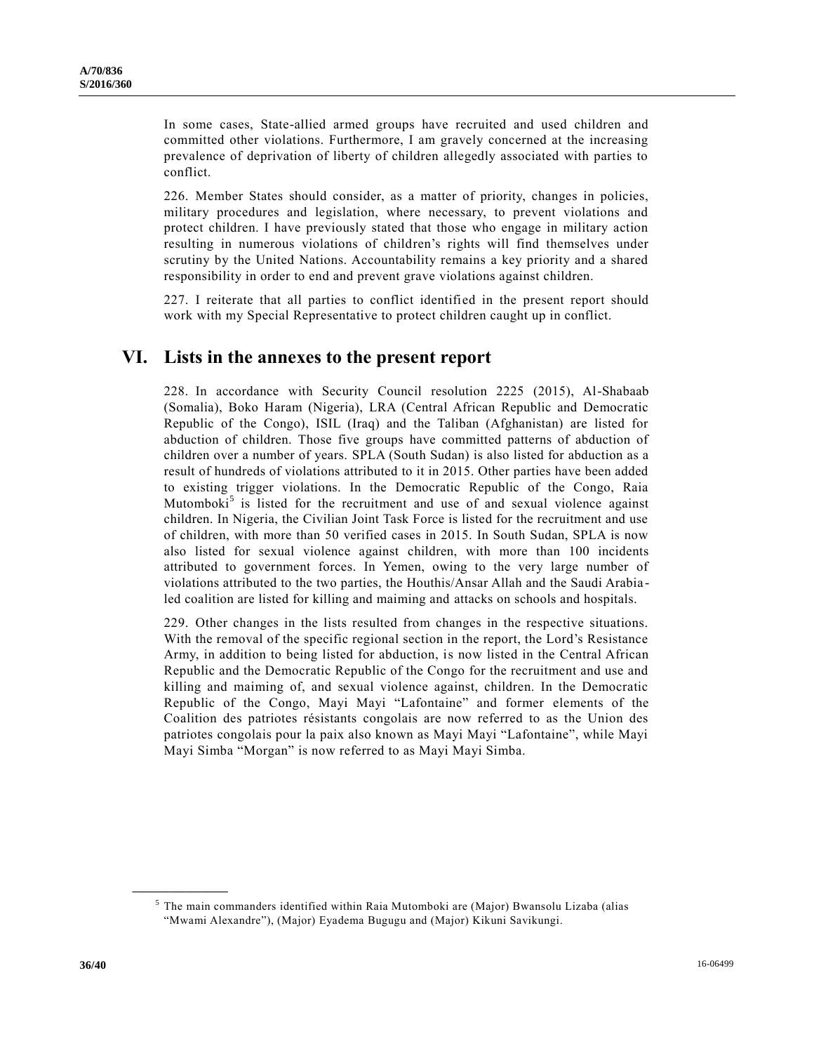In some cases, State-allied armed groups have recruited and used children and committed other violations. Furthermore, I am gravely concerned at the increasing prevalence of deprivation of liberty of children allegedly associated with parties to conflict.

226. Member States should consider, as a matter of priority, changes in policies, military procedures and legislation, where necessary, to prevent violations and protect children. I have previously stated that those who engage in military action resulting in numerous violations of children's rights will find themselves under scrutiny by the United Nations. Accountability remains a key priority and a shared responsibility in order to end and prevent grave violations against children.

227. I reiterate that all parties to conflict identified in the present report should work with my Special Representative to protect children caught up in conflict.

# VI. Lists in the annexes to the present report

228. In accordance with Security Council resolution 2225 (2015), Al-Shabaab (Somalia), Boko Haram (Nigeria), LRA (Central African Republic and Democratic Republic of the Congo), ISIL (Iraq) and the Taliban (Afghanistan) are listed for abduction of children. Those five groups have committed patterns of abduction of children over a number of years. SPLA (South Sudan) is also listed for abduction as a result of hundreds of violations attributed to it in 2015. Other parties have been added to existing trigger violations. In the Democratic Republic of the Congo, Raia Mutomboki[5] is listed for the recruitment and use of and sexual violence against children. In Nigeria, the Civilian Joint Task Force is listed for the recruitment and use of children, with more than 50 verified cases in 2015. In South Sudan, SPLA is now also listed for sexual violence against children, with more than 100 incidents attributed to government forces. In Yemen, owing to the very large number of violations attributed to the two parties, the Houthis/Ansar Allah and the Saudi Arabia-led coalition are listed for killing and maiming and attacks on schools and hospitals.

229. Other changes in the lists resulted from changes in the respective situations. With the removal of the specific regional section in the report, the Lord's Resistance Army, in addition to being listed for abduction, is now listed in the Central African Republic and the Democratic Republic of the Congo for the recruitment and use and killing and maiming of, and sexual violence against, children. In the Democratic Republic of the Congo, Mayi Mayi "Lafontaine" and former elements of the Coalition des patriotes résistants congolais are now referred to as the Union des patriotes congolais pour la paix also known as Mayi Mayi "Lafontaine", while Mayi Mayi Simba "Morgan" is now referred to as Mayi Mayi Simba.

---

[5] The main commanders identified within Raia Mutomboki are (Major) Bwansolu Lizaba (alias "Mwami Alexandre"), (Major) Eyadema Bugugu and (Major) Kikuni Savikungi.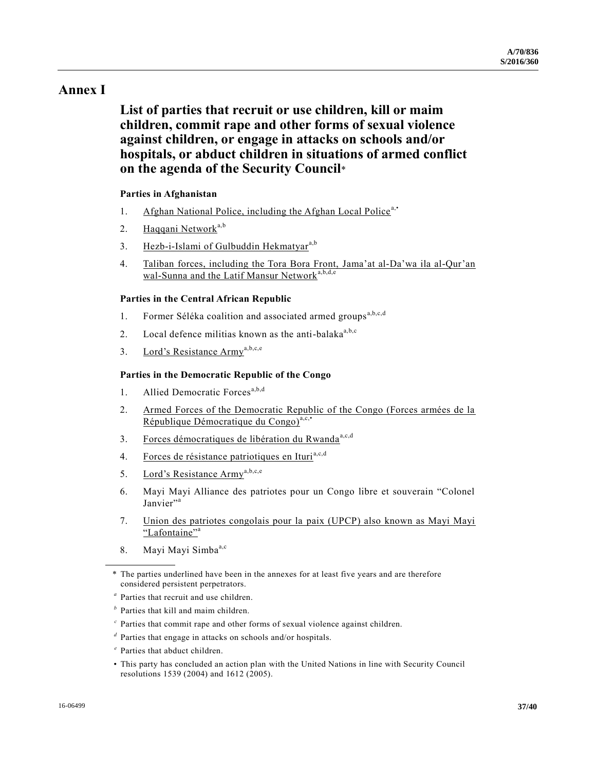# Annex I

## List of parties that recruit or use children, kill or maim children, commit rape and other forms of sexual violence against children, or engage in attacks on schools and/or hospitals, or abduct children in situations of armed conflict on the agenda of the Security Council*

### Parties in Afghanistan

1. <u>Afghan National Police, including the Afghan Local Police</u>[a,•]
2. <u>Haqqani Network</u>[a,b]
3. <u>Hezb-i-Islami of Gulbuddin Hekmatyar</u>[a,b]
4. <u>Taliban forces, including the Tora Bora Front, Jama'at al-Da'wa ila al-Qur'an wal-Sunna and the Latif Mansur Network</u>[a,b,d,e]

### Parties in the Central African Republic

1. Former Séléka coalition and associated armed groups[a,b,c,d]
2. Local defence militias known as the anti-balaka[a,b,c]
3. <u>Lord's Resistance Army</u>[a,b,c,e]

### Parties in the Democratic Republic of the Congo

1. Allied Democratic Forces[a,b,d]
2. <u>Armed Forces of the Democratic Republic of the Congo (Forces armées de la République Démocratique du Congo)</u>[a,c,•]
3. <u>Forces démocratiques de libération du Rwanda</u>[a,c,d]
4. <u>Forces de résistance patriotiques en Ituri</u>[a,c,d]
5. <u>Lord's Resistance Army</u>[a,b,c,e]
6. Mayi Mayi Alliance des patriotes pour un Congo libre et souverain "Colonel Janvier"[a]
7. <u>Union des patriotes congolais pour la paix (UPCP) also known as Mayi Mayi "Lafontaine"</u>[a]
8. Mayi Mayi Simba[a,c]

---

\* The parties underlined have been in the annexes for at least five years and are therefore considered persistent perpetrators.

[a] Parties that recruit and use children.

[b] Parties that kill and maim children.

[c] Parties that commit rape and other forms of sexual violence against children.

[d] Parties that engage in attacks on schools and/or hospitals.

[e] Parties that abduct children.

• This party has concluded an action plan with the United Nations in line with Security Council resolutions 1539 (2004) and 1612 (2005).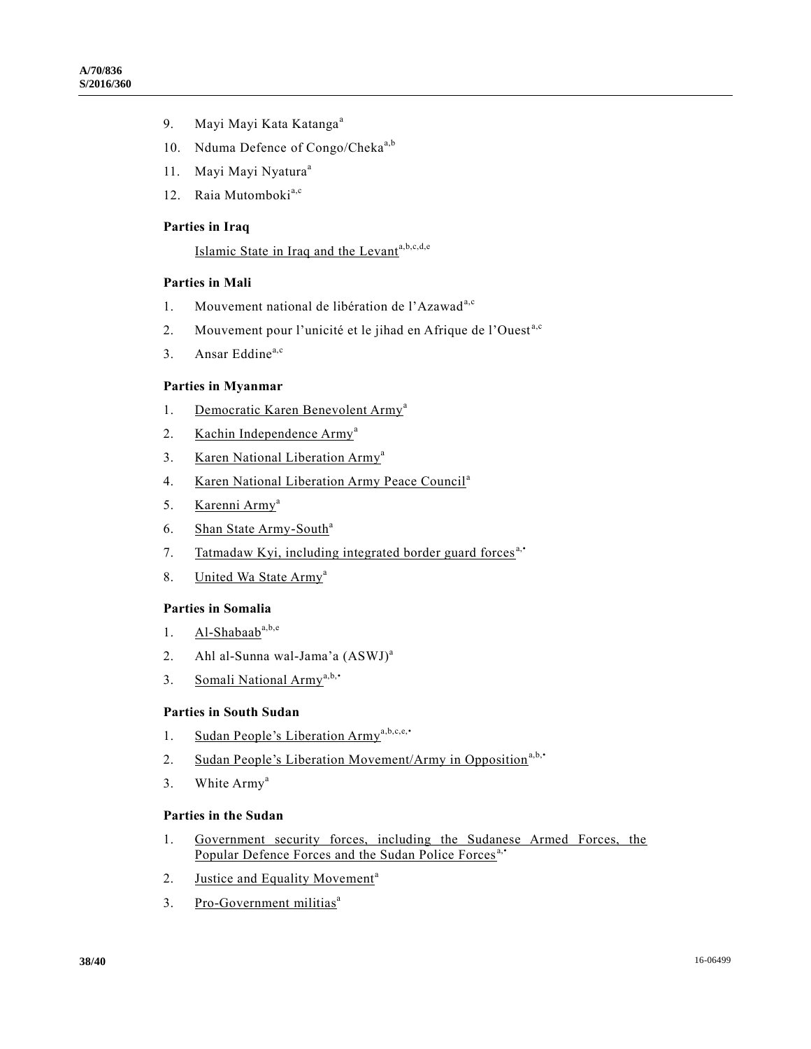9. Mayi Mayi Kata Katanga[a]

10. Nduma Defence of Congo/Cheka[a,b]

11. Mayi Mayi Nyatura[a]

12. Raia Mutomboki[a,c]

**Parties in Iraq**

Islamic State in Iraq and the Levant[a,b,c,d,e]

**Parties in Mali**

1. Mouvement national de libération de l'Azawad[a,c]
2. Mouvement pour l'unicité et le jihad en Afrique de l'Ouest[a,c]
3. Ansar Eddine[a,c]

**Parties in Myanmar**

1. Democratic Karen Benevolent Army[a]
2. Kachin Independence Army[a]
3. Karen National Liberation Army[a]
4. Karen National Liberation Army Peace Council[a]
5. Karenni Army[a]
6. Shan State Army-South[a]
7. Tatmadaw Kyi, including integrated border guard forces[a,•]
8. United Wa State Army[a]

**Parties in Somalia**

1. Al-Shabaab[a,b,e]
2. Ahl al-Sunna wal-Jama'a (ASWJ)[a]
3. Somali National Army[a,b,•]

**Parties in South Sudan**

1. Sudan People's Liberation Army[a,b,c,e,•]
2. Sudan People's Liberation Movement/Army in Opposition[a,b,•]
3. White Army[a]

**Parties in the Sudan**

1. Government security forces, including the Sudanese Armed Forces, the Popular Defence Forces and the Sudan Police Forces[a,•]
2. Justice and Equality Movement[a]
3. Pro-Government militias[a]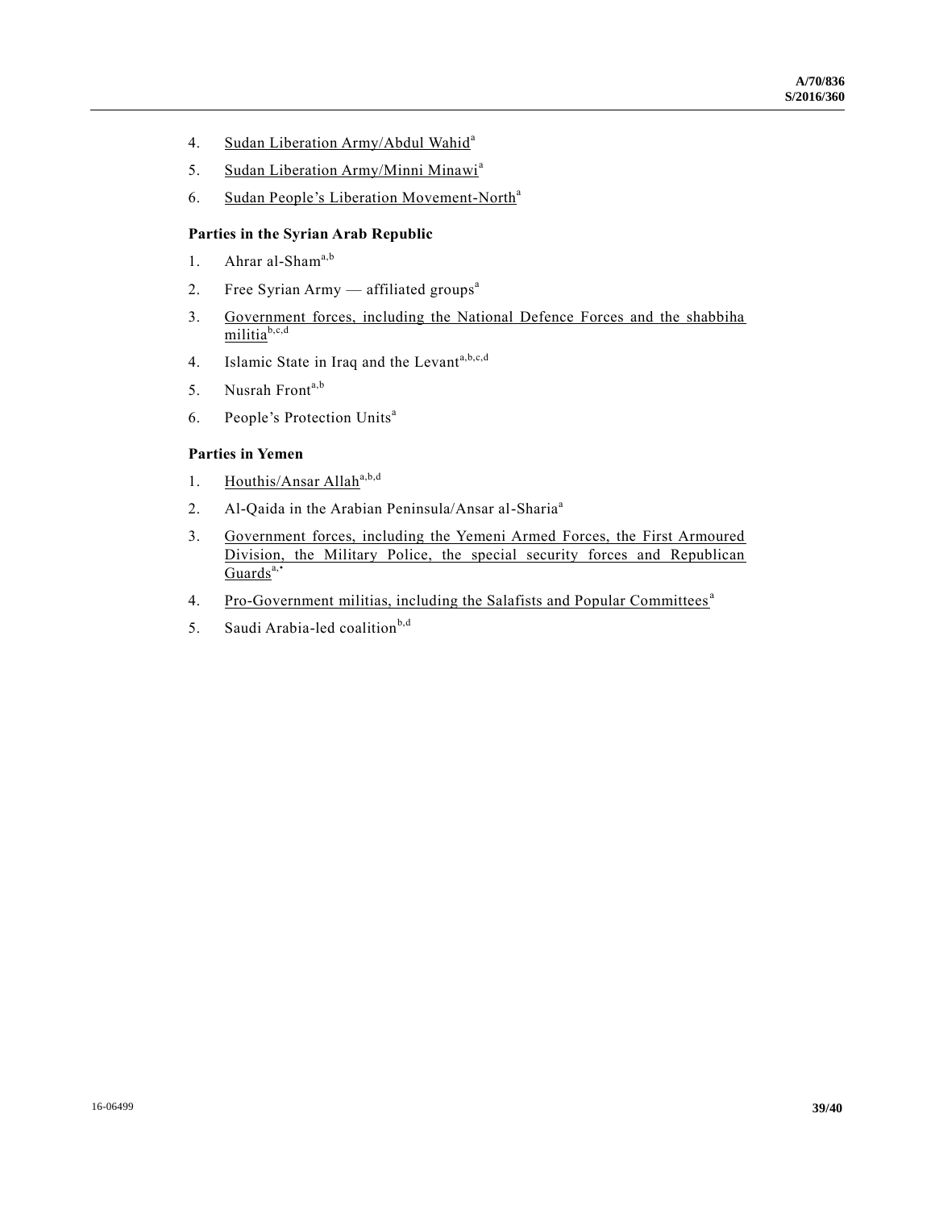4. Sudan Liberation Army/Abdul Wahid[a]

5. Sudan Liberation Army/Minni Minawi[a]

6. Sudan People's Liberation Movement-North[a]

### Parties in the Syrian Arab Republic

1. Ahrar al-Sham[a,b]

2. Free Syrian Army — affiliated groups[a]

3. Government forces, including the National Defence Forces and the shabbiha militia[b,c,d]

4. Islamic State in Iraq and the Levant[a,b,c,d]

5. Nusrah Front[a,b]

6. People's Protection Units[a]

### Parties in Yemen

1. Houthis/Ansar Allah[a,b,d]

2. Al-Qaida in the Arabian Peninsula/Ansar al-Sharia[a]

3. Government forces, including the Yemeni Armed Forces, the First Armoured Division, the Military Police, the special security forces and Republican Guards[a,*]

4. Pro-Government militias, including the Salafists and Popular Committees[a]

5. Saudi Arabia-led coalition[b,d]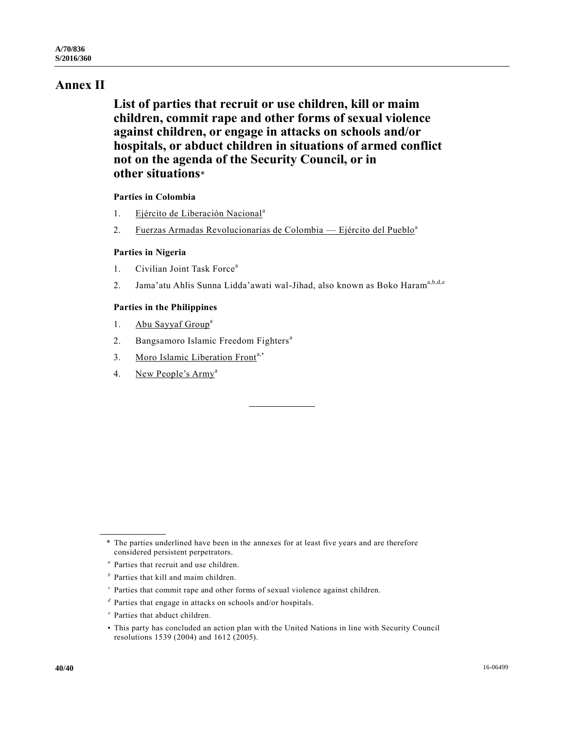# Annex II

## List of parties that recruit or use children, kill or maim children, commit rape and other forms of sexual violence against children, or engage in attacks on schools and/or hospitals, or abduct children in situations of armed conflict not on the agenda of the Security Council, or in other situations*

### Parties in Colombia

1. <u>Ejército de Liberación Nacional</u>[a]
2. <u>Fuerzas Armadas Revolucionarias de Colombia — Ejército del Pueblo</u>[a]

### Parties in Nigeria

1. Civilian Joint Task Force[a]
2. Jama'atu Ahlis Sunna Lidda'awati wal-Jihad, also known as Boko Haram[a,b,d,e]

### Parties in the Philippines

1. <u>Abu Sayyaf Group</u>[a]
2. Bangsamoro Islamic Freedom Fighters[a]
3. <u>Moro Islamic Liberation Front</u>[a,•]
4. <u>New People's Army</u>[a]

---

\* The parties underlined have been in the annexes for at least five years and are therefore considered persistent perpetrators.

[a] Parties that recruit and use children.

[b] Parties that kill and maim children.

[c] Parties that commit rape and other forms of sexual violence against children.

[d] Parties that engage in attacks on schools and/or hospitals.

[e] Parties that abduct children.

• This party has concluded an action plan with the United Nations in line with Security Council resolutions 1539 (2004) and 1612 (2005).